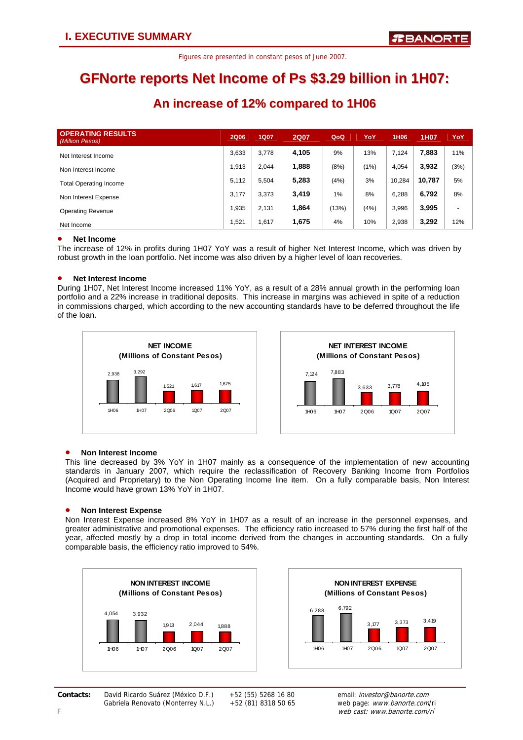# I. EXECUTIVE SUMMARY

Figures are presented in constant pesos of June 2007.

## GFNorte reports Net Income of Ps $3.29 billion in 1H07:

## An increase of 12% compared to 1H06

| OPERATING RESULTS *(Million Pesos)* | 2Q06 | 1Q07 | 2Q07 | QoQ | YoY | 1H06 | 1H07 | YoY |
|---|---|---|---|---|---|---|---|---|
| Net Interest Income | 3,633 | 3,778 | **4,105** | 9% | 13% | 7,124 | **7,883** | 11% |
| Non Interest Income | 1,913 | 2,044 | **1,888** | (8%) | (1%) | 4,054 | **3,932** | (3%) |
| Total Operating Income | 5,112 | 5,504 | **5,283** | (4%) | 3% | 10,284 | **10,787** | 5% |
| Non Interest Expense | 3,177 | 3,373 | **3,419** | 1% | 8% | 6,288 | **6,792** | 8% |
| Operating Revenue | 1,935 | 2,131 | **1,864** | (13%) | (4%) | 3,996 | **3,995** | - |
| Net Income | 1,521 | 1,617 | **1,675** | 4% | 10% | 2,938 | **3,292** | 12% |

- **Net Income**

The increase of 12% in profits during 1H07 YoY was a result of higher Net Interest Income, which was driven by robust growth in the loan portfolio. Net income was also driven by a higher level of loan recoveries.

- **Net Interest Income**

During 1H07, Net Interest Income increased 11% YoY, as a result of a 28% annual growth in the performing loan portfolio and a 22% increase in traditional deposits. This increase in margins was achieved in spite of a reduction in commissions charged, which according to the new accounting standards have to be deferred throughout the life of the loan.

**NET INCOME (Millions of Constant Pesos)**

| 1H06 | 1H07 | 2Q06 | 1Q07 | 2Q07 |
|---|---|---|---|---|
| 2,938 | 3,292 | 1,521 | 1,617 | 1,675 |

**NET INTEREST INCOME (Millions of Constant Pesos)**

| 1H06 | 1H07 | 2Q06 | 1Q07 | 2Q07 |
|---|---|---|---|---|
| 7,124 | 7,883 | 3,633 | 3,778 | 4,105 |

- **Non Interest Income**

This line decreased by 3% YoY in 1H07 mainly as a consequence of the implementation of new accounting standards in January 2007, which require the reclassification of Recovery Banking Income from Portfolios (Acquired and Proprietary) to the Non Operating Income line item. On a fully comparable basis, Non Interest Income would have grown 13% YoY in 1H07.

- **Non Interest Expense**

Non Interest Expense increased 8% YoY in 1H07 as a result of an increase in the personnel expenses, and greater administrative and promotional expenses. The efficiency ratio increased to 57% during the first half of the year, affected mostly by a drop in total income derived from the changes in accounting standards. On a fully comparable basis, the efficiency ratio improved to 54%.

**NON INTEREST INCOME (Millions of Constant Pesos)**

| 1H06 | 1H07 | 2Q06 | 1Q07 | 2Q07 |
|---|---|---|---|---|
| 4,054 | 3,932 | 1,913 | 2,044 | 1,888 |

**NON INTEREST EXPENSE (Millions of Constant Pesos)**

| 1H06 | 1H07 | 2Q06 | 1Q07 | 2Q07 |
|---|---|---|---|---|
| 6,288 | 6,792 | 3,177 | 3,373 | 3,419 |

**Contacts:** David Ricardo Suárez (México D.F.) +52 (55) 5268 16 80 — email: *investor@banorte.com*
Gabriela Renovato (Monterrey N.L.) +52 (81) 8318 50 65 — web page: *www.banorte.com/ri*
*web cast: www.banorte.com/ri*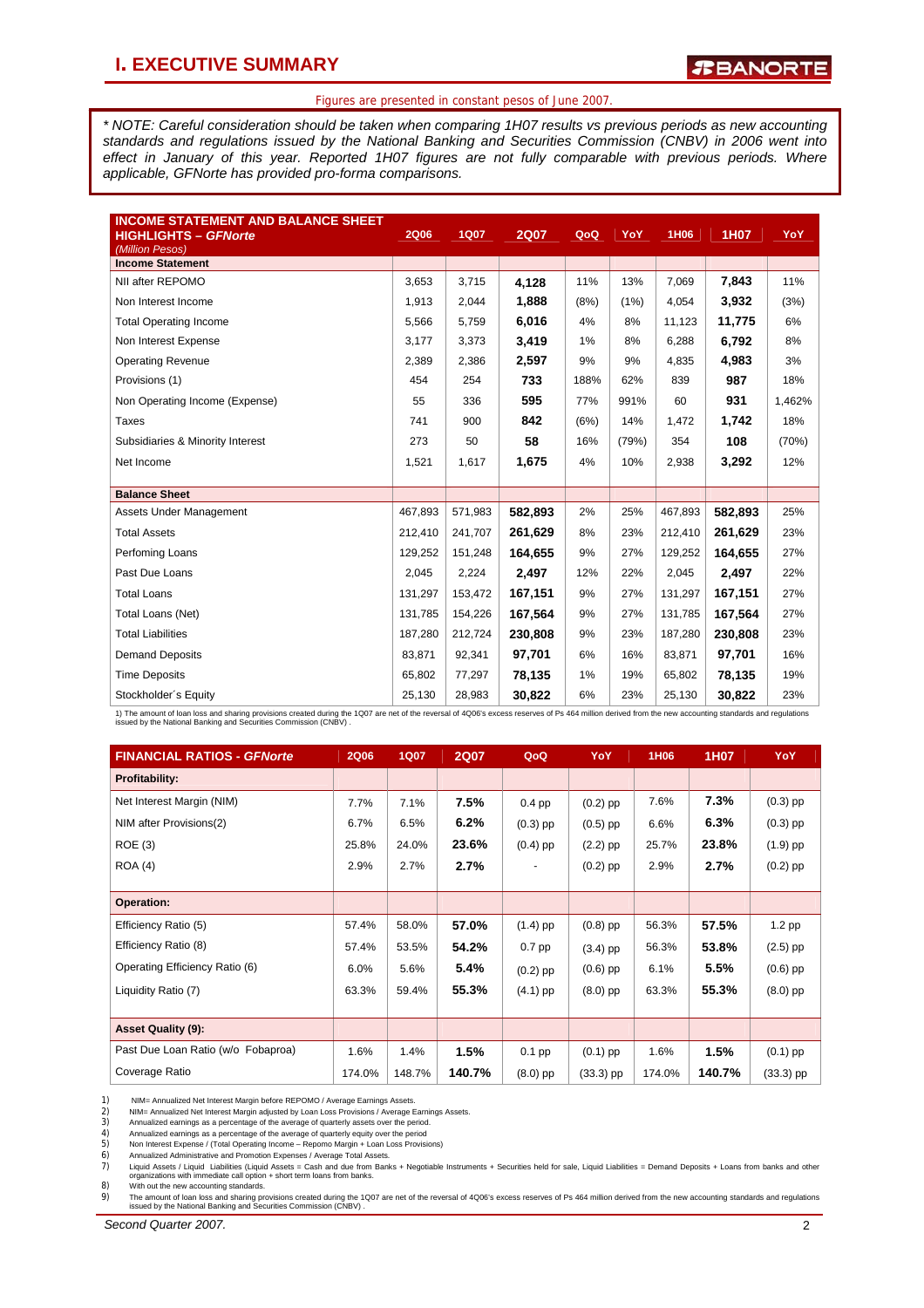# I. EXECUTIVE SUMMARY

Figures are presented in constant pesos of June 2007.

*\* NOTE: Careful consideration should be taken when comparing 1H07 results vs previous periods as new accounting standards and regulations issued by the National Banking and Securities Commission (CNBV) in 2006 went into effect in January of this year. Reported 1H07 figures are not fully comparable with previous periods. Where applicable, GFNorte has provided pro-forma comparisons.*

| INCOME STATEMENT AND BALANCE SHEET HIGHLIGHTS – *GFNorte* *(Million Pesos)* | 2Q06 | 1Q07 | 2Q07 | QoQ | YoY | 1H06 | 1H07 | YoY |
|---|---|---|---|---|---|---|---|---|
| **Income Statement** | | | | | | | | |
| NII after REPOMO | 3,653 | 3,715 | **4,128** | 11% | 13% | 7,069 | **7,843** | 11% |
| Non Interest Income | 1,913 | 2,044 | **1,888** | (8%) | (1%) | 4,054 | **3,932** | (3%) |
| Total Operating Income | 5,566 | 5,759 | **6,016** | 4% | 8% | 11,123 | **11,775** | 6% |
| Non Interest Expense | 3,177 | 3,373 | **3,419** | 1% | 8% | 6,288 | **6,792** | 8% |
| Operating Revenue | 2,389 | 2,386 | **2,597** | 9% | 9% | 4,835 | **4,983** | 3% |
| Provisions (1) | 454 | 254 | **733** | 188% | 62% | 839 | **987** | 18% |
| Non Operating Income (Expense) | 55 | 336 | **595** | 77% | 991% | 60 | **931** | 1,462% |
| Taxes | 741 | 900 | **842** | (6%) | 14% | 1,472 | **1,742** | 18% |
| Subsidiaries & Minority Interest | 273 | 50 | **58** | 16% | (79%) | 354 | **108** | (70%) |
| Net Income | 1,521 | 1,617 | **1,675** | 4% | 10% | 2,938 | **3,292** | 12% |
| **Balance Sheet** | | | | | | | | |
| Assets Under Management | 467,893 | 571,983 | **582,893** | 2% | 25% | 467,893 | **582,893** | 25% |
| Total Assets | 212,410 | 241,707 | **261,629** | 8% | 23% | 212,410 | **261,629** | 23% |
| Perfoming Loans | 129,252 | 151,248 | **164,655** | 9% | 27% | 129,252 | **164,655** | 27% |
| Past Due Loans | 2,045 | 2,224 | **2,497** | 12% | 22% | 2,045 | **2,497** | 22% |
| Total Loans | 131,297 | 153,472 | **167,151** | 9% | 27% | 131,297 | **167,151** | 27% |
| Total Loans (Net) | 131,785 | 154,226 | **167,564** | 9% | 27% | 131,785 | **167,564** | 27% |
| Total Liabilities | 187,280 | 212,724 | **230,808** | 9% | 23% | 187,280 | **230,808** | 23% |
| Demand Deposits | 83,871 | 92,341 | **97,701** | 6% | 16% | 83,871 | **97,701** | 16% |
| Time Deposits | 65,802 | 77,297 | **78,135** | 1% | 19% | 65,802 | **78,135** | 19% |
| Stockholder´s Equity | 25,130 | 28,983 | **30,822** | 6% | 23% | 25,130 | **30,822** | 23% |

1) The amount of loan loss and sharing provisions created during the 1Q07 are net of the reversal of 4Q06's excess reserves of Ps 464 million derived from the new accounting standards and regulations issued by the National Banking and Securities Commission (CNBV) .

| FINANCIAL RATIOS - *GFNorte* | 2Q06 | 1Q07 | 2Q07 | QoQ | YoY | 1H06 | 1H07 | YoY |
|---|---|---|---|---|---|---|---|---|
| **Profitability:** | | | | | | | | |
| Net Interest Margin (NIM) | 7.7% | 7.1% | **7.5%** | 0.4 pp | (0.2) pp | 7.6% | **7.3%** | (0.3) pp |
| NIM after Provisions(2) | 6.7% | 6.5% | **6.2%** | (0.3) pp | (0.5) pp | 6.6% | **6.3%** | (0.3) pp |
| ROE (3) | 25.8% | 24.0% | **23.6%** | (0.4) pp | (2.2) pp | 25.7% | **23.8%** | (1.9) pp |
| ROA (4) | 2.9% | 2.7% | **2.7%** | - | (0.2) pp | 2.9% | **2.7%** | (0.2) pp |
| **Operation:** | | | | | | | | |
| Efficiency Ratio (5) | 57.4% | 58.0% | **57.0%** | (1.4) pp | (0.8) pp | 56.3% | **57.5%** | 1.2 pp |
| Efficiency Ratio (8) | 57.4% | 53.5% | **54.2%** | 0.7 pp | (3.4) pp | 56.3% | **53.8%** | (2.5) pp |
| Operating Efficiency Ratio (6) | 6.0% | 5.6% | **5.4%** | (0.2) pp | (0.6) pp | 6.1% | **5.5%** | (0.6) pp |
| Liquidity Ratio (7) | 63.3% | 59.4% | **55.3%** | (4.1) pp | (8.0) pp | 63.3% | **55.3%** | (8.0) pp |
| **Asset Quality (9):** | | | | | | | | |
| Past Due Loan Ratio (w/o Fobaproa) | 1.6% | 1.4% | **1.5%** | 0.1 pp | (0.1) pp | 1.6% | **1.5%** | (0.1) pp |
| Coverage Ratio | 174.0% | 148.7% | **140.7%** | (8.0) pp | (33.3) pp | 174.0% | **140.7%** | (33.3) pp |

1) NIM= Annualized Net Interest Margin before REPOMO / Average Earnings Assets.
2) NIM= Annualized Net Interest Margin adjusted by Loan Loss Provisions / Average Earnings Assets.
3) Annualized earnings as a percentage of the average of quarterly assets over the period.
4) Annualized earnings as a percentage of the average of quarterly equity over the period
5) Non Interest Expense / (Total Operating Income – Repomo Margin + Loan Loss Provisions)
6) Annualized Administrative and Promotion Expenses / Average Total Assets.
7) Liquid Assets / Liquid Liabilities (Liquid Assets = Cash and due from Banks + Negotiable Instruments + Securities held for sale, Liquid Liabilities = Demand Deposits + Loans from banks and other organizations with immediate call option + short term loans from banks.
8) With out the new accounting standards.
9) The amount of loan loss and sharing provisions created during the 1Q07 are net of the reversal of 4Q06's excess reserves of Ps 464 million derived from the new accounting standards and regulations issued by the National Banking and Securities Commission (CNBV) .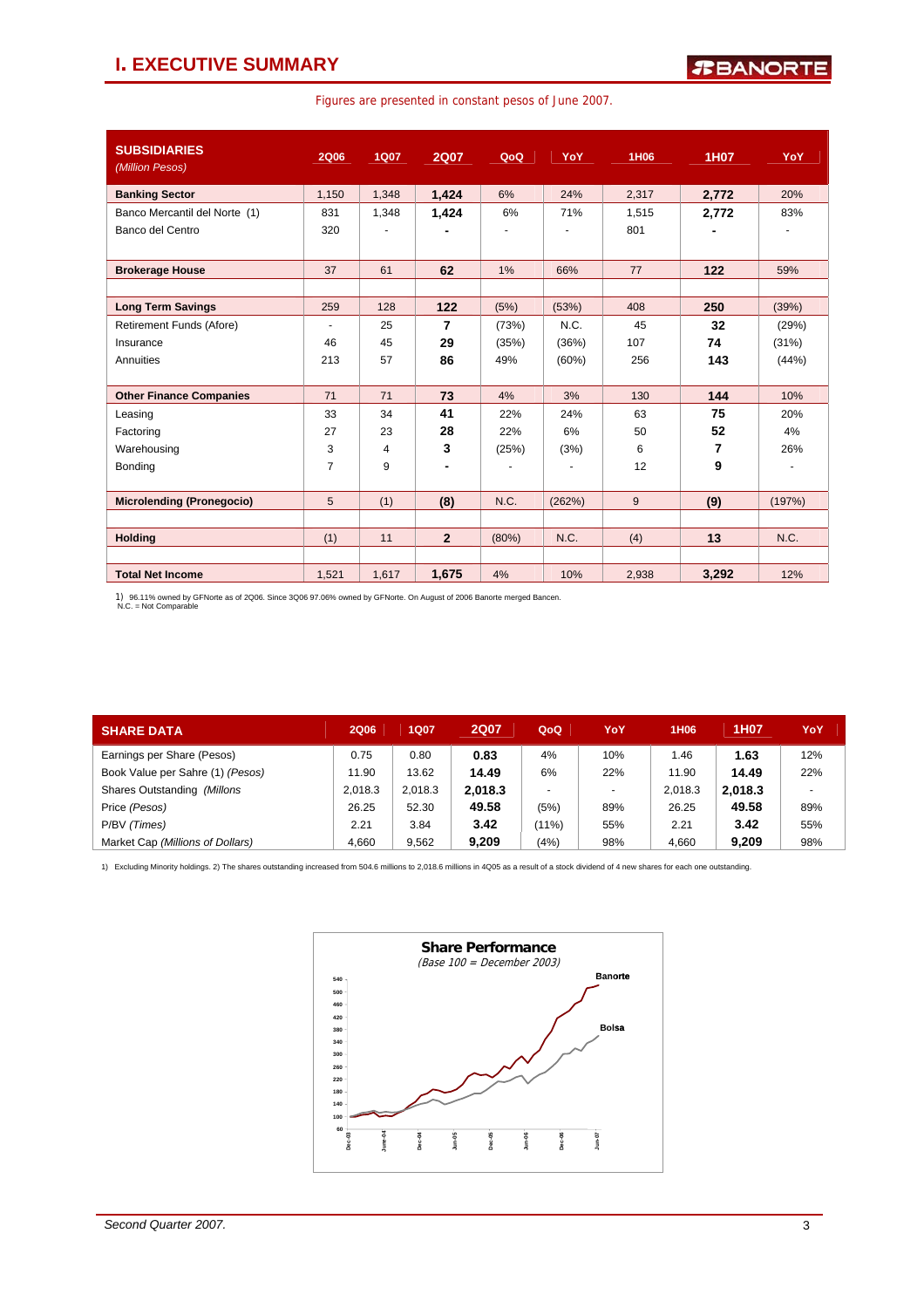## I. EXECUTIVE SUMMARY

Figures are presented in constant pesos of June 2007.

| SUBSIDIARIES *(Million Pesos)* | 2Q06 | 1Q07 | 2Q07 | QoQ | YoY | 1H06 | 1H07 | YoY |
|---|---|---|---|---|---|---|---|---|
| **Banking Sector** | 1,150 | 1,348 | **1,424** | 6% | 24% | 2,317 | **2,772** | 20% |
| Banco Mercantil del Norte (1) | 831 | 1,348 | **1,424** | 6% | 71% | 1,515 | **2,772** | 83% |
| Banco del Centro | 320 | - | **-** | - | - | 801 | **-** | - |
| **Brokerage House** | 37 | 61 | **62** | 1% | 66% | 77 | **122** | 59% |
| **Long Term Savings** | 259 | 128 | **122** | (5%) | (53%) | 408 | **250** | (39%) |
| Retirement Funds (Afore) | - | 25 | **7** | (73%) | N.C. | 45 | **32** | (29%) |
| Insurance | 46 | 45 | **29** | (35%) | (36%) | 107 | **74** | (31%) |
| Annuities | 213 | 57 | **86** | 49% | (60%) | 256 | **143** | (44%) |
| **Other Finance Companies** | 71 | 71 | **73** | 4% | 3% | 130 | **144** | 10% |
| Leasing | 33 | 34 | **41** | 22% | 24% | 63 | **75** | 20% |
| Factoring | 27 | 23 | **28** | 22% | 6% | 50 | **52** | 4% |
| Warehousing | 3 | 4 | **3** | (25%) | (3%) | 6 | **7** | 26% |
| Bonding | 7 | 9 | **-** | - | - | 12 | **9** | - |
| **Microlending (Pronegocio)** | 5 | (1) | **(8)** | N.C. | (262%) | 9 | **(9)** | (197%) |
| **Holding** | (1) | 11 | **2** | (80%) | N.C. | (4) | **13** | N.C. |
| **Total Net Income** | 1,521 | 1,617 | **1,675** | 4% | 10% | 2,938 | **3,292** | 12% |

1) 96.11% owned by GFNorte as of 2Q06. Since 3Q06 97.06% owned by GFNorte. On August of 2006 Banorte merged Bancen.
N.C. = Not Comparable

| SHARE DATA | 2Q06 | 1Q07 | 2Q07 | QoQ | YoY | 1H06 | 1H07 | YoY |
|---|---|---|---|---|---|---|---|---|
| Earnings per Share (Pesos) | 0.75 | 0.80 | **0.83** | 4% | 10% | 1.46 | **1.63** | 12% |
| Book Value per Sahre (1) *(Pesos)* | 11.90 | 13.62 | **14.49** | 6% | 22% | 11.90 | **14.49** | 22% |
| Shares Outstanding *(Millons* | 2,018.3 | 2,018.3 | **2,018.3** | - | - | 2,018.3 | **2,018.3** | - |
| Price *(Pesos)* | 26.25 | 52.30 | **49.58** | (5%) | 89% | 26.25 | **49.58** | 89% |
| P/BV *(Times)* | 2.21 | 3.84 | **3.42** | (11%) | 55% | 2.21 | **3.42** | 55% |
| Market Cap *(Millions of Dollars)* | 4,660 | 9,562 | **9,209** | (4%) | 98% | 4,660 | **9,209** | 98% |

1) Excluding Minority holdings. 2) The shares outstanding increased from 504.6 millions to 2,018.6 millions in 4Q05 as a result of a stock dividend of 4 new shares for each one outstanding.

**Share Performance**
*(Base 100 = December 2003)*

Second Quarter 2007.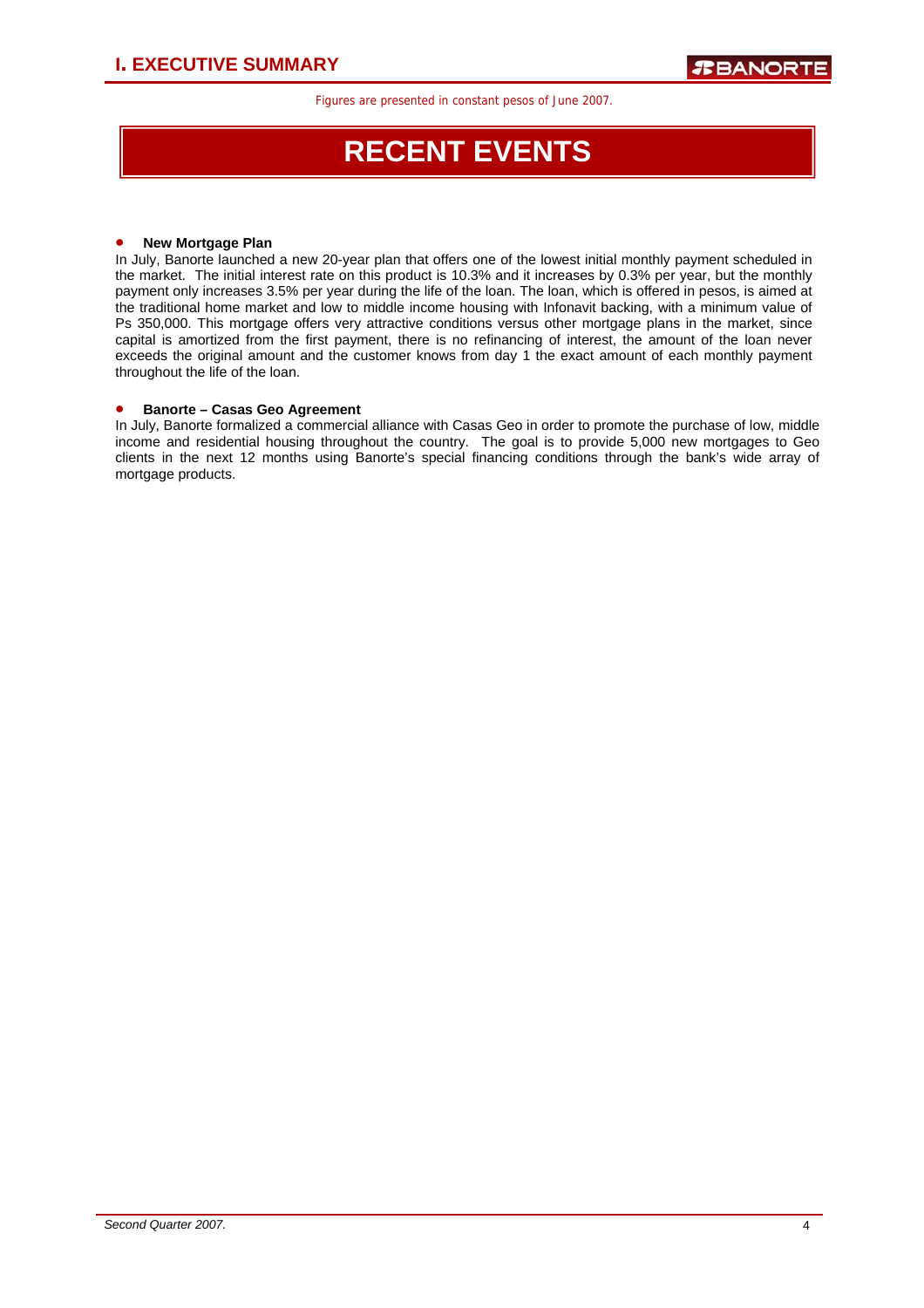# RECENT EVENTS

- **New Mortgage Plan**

In July, Banorte launched a new 20-year plan that offers one of the lowest initial monthly payment scheduled in the market. The initial interest rate on this product is 10.3% and it increases by 0.3% per year, but the monthly payment only increases 3.5% per year during the life of the loan. The loan, which is offered in pesos, is aimed at the traditional home market and low to middle income housing with Infonavit backing, with a minimum value of Ps 350,000. This mortgage offers very attractive conditions versus other mortgage plans in the market, since capital is amortized from the first payment, there is no refinancing of interest, the amount of the loan never exceeds the original amount and the customer knows from day 1 the exact amount of each monthly payment throughout the life of the loan.

- **Banorte – Casas Geo Agreement**

In July, Banorte formalized a commercial alliance with Casas Geo in order to promote the purchase of low, middle income and residential housing throughout the country. The goal is to provide 5,000 new mortgages to Geo clients in the next 12 months using Banorte's special financing conditions through the bank's wide array of mortgage products.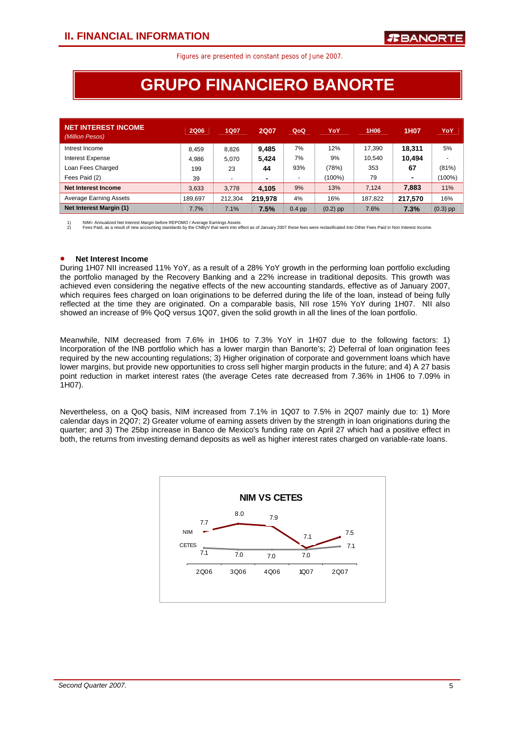## II. FINANCIAL INFORMATION

Figures are presented in constant pesos of June 2007.

# GRUPO FINANCIERO BANORTE

| NET INTEREST INCOME *(Million Pesos)* | 2Q06 | 1Q07 | 2Q07 | QoQ | YoY | 1H06 | 1H07 | YoY |
|---|---|---|---|---|---|---|---|---|
| Intrest Income | 8,459 | 8,826 | **9,485** | 7% | 12% | 17,390 | **18,311** | 5% |
| Interest Expense | 4,986 | 5,070 | **5,424** | 7% | 9% | 10,540 | **10,494** | - |
| Loan Fees Charged | 199 | 23 | **44** | 93% | (78%) | 353 | **67** | (81%) |
| Fees Paid (2) | 39 | - | **-** | - | (100%) | 79 | **-** | (100%) |
| **Net Interest Income** | 3,633 | 3,778 | **4,105** | 9% | 13% | 7,124 | **7,883** | 11% |
| Average Earning Assets | 189,697 | 212,304 | **219,978** | 4% | 16% | 187,822 | **217,570** | 16% |
| **Net Interest Margin (1)** | 7.7% | 7.1% | **7.5%** | 0.4 pp | (0.2) pp | 7.6% | **7.3%** | (0.3) pp |

1) NIM= Annualized Net Interest Margin before REPOMO / Average Earnings Assets
2) Fees Paid, as a result of new accounting standards by the CNByV that went into effect as of January 2007 these fees were reclasificated into Other Fees Paid in Non Interest Income.

- **Net Interest Income**

During 1H07 NII increased 11% YoY, as a result of a 28% YoY growth in the performing loan portfolio excluding the portfolio managed by the Recovery Banking and a 22% increase in traditional deposits. This growth was achieved even considering the negative effects of the new accounting standards, effective as of January 2007, which requires fees charged on loan originations to be deferred during the life of the loan, instead of being fully reflected at the time they are originated. On a comparable basis, NII rose 15% YoY during 1H07. NII also showed an increase of 9% QoQ versus 1Q07, given the solid growth in all the lines of the loan portfolio.

Meanwhile, NIM decreased from 7.6% in 1H06 to 7.3% YoY in 1H07 due to the following factors: 1) Incorporation of the INB portfolio which has a lower margin than Banorte's; 2) Deferral of loan origination fees required by the new accounting regulations; 3) Higher origination of corporate and government loans which have lower margins, but provide new opportunities to cross sell higher margin products in the future; and 4) A 27 basis point reduction in market interest rates (the average Cetes rate decreased from 7.36% in 1H06 to 7.09% in 1H07).

Nevertheless, on a QoQ basis, NIM increased from 7.1% in 1Q07 to 7.5% in 2Q07 mainly due to: 1) More calendar days in 2Q07; 2) Greater volume of earning assets driven by the strength in loan originations during the quarter; and 3) The 25bp increase in Banco de Mexico's funding rate on April 27 which had a positive effect in both, the returns from investing demand deposits as well as higher interest rates charged on variable-rate loans.

**NIM VS CETES**

| | 2Q06 | 3Q06 | 4Q06 | 1Q07 | 2Q07 |
|---|---|---|---|---|---|
| NIM | 7.7 | 8.0 | 7.9 | 7.1 | 7.5 |
| CETES | 7.1 | 7.0 | 7.0 | 7.0 | 7.1 |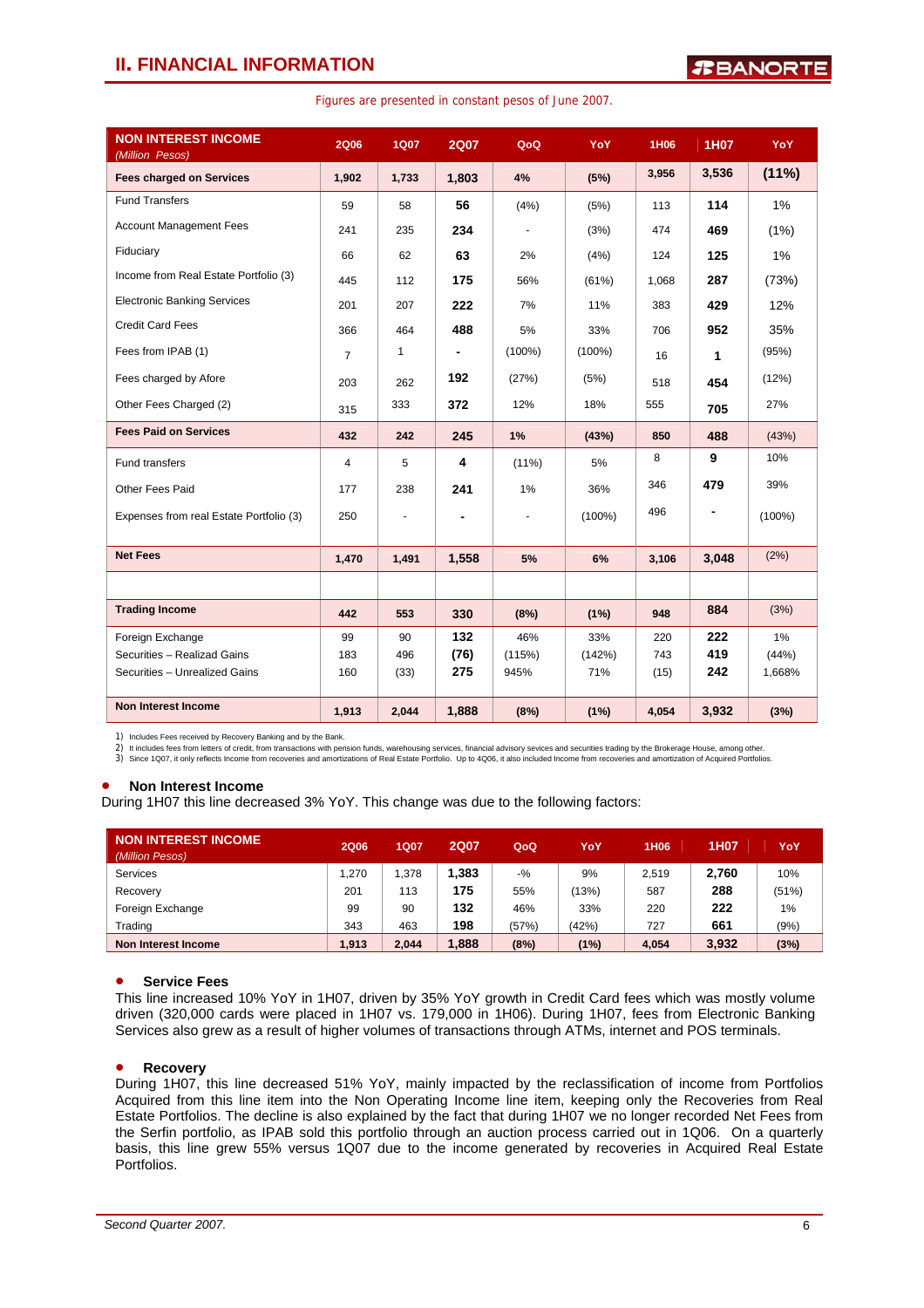## II. FINANCIAL INFORMATION

Figures are presented in constant pesos of June 2007.

| NON INTEREST INCOME *(Million Pesos)* | 2Q06 | 1Q07 | 2Q07 | QoQ | YoY | 1H06 | 1H07 | YoY |
|---|---|---|---|---|---|---|---|---|
| **Fees charged on Services** | **1,902** | **1,733** | **1,803** | **4%** | **(5%)** | **3,956** | **3,536** | **(11%)** |
| Fund Transfers | 59 | 58 | **56** | (4%) | (5%) | 113 | **114** | 1% |
| Account Management Fees | 241 | 235 | **234** | - | (3%) | 474 | **469** | (1%) |
| Fiduciary | 66 | 62 | **63** | 2% | (4%) | 124 | **125** | 1% |
| Income from Real Estate Portfolio (3) | 445 | 112 | **175** | 56% | (61%) | 1,068 | **287** | (73%) |
| Electronic Banking Services | 201 | 207 | **222** | 7% | 11% | 383 | **429** | 12% |
| Credit Card Fees | 366 | 464 | **488** | 5% | 33% | 706 | **952** | 35% |
| Fees from IPAB (1) | 7 | 1 | **-** | (100%) | (100%) | 16 | **1** | (95%) |
| Fees charged by Afore | 203 | 262 | **192** | (27%) | (5%) | 518 | **454** | (12%) |
| Other Fees Charged (2) | 315 | 333 | **372** | 12% | 18% | 555 | **705** | 27% |
| **Fees Paid on Services** | **432** | **242** | **245** | **1%** | **(43%)** | **850** | **488** | (43%) |
| Fund transfers | 4 | 5 | **4** | (11%) | 5% | 8 | **9** | 10% |
| Other Fees Paid | 177 | 238 | **241** | 1% | 36% | 346 | **479** | 39% |
| Expenses from real Estate Portfolio (3) | 250 | - | **-** | - | (100%) | 496 | **-** | (100%) |
| **Net Fees** | **1,470** | **1,491** | **1,558** | **5%** | **6%** | **3,106** | **3,048** | (2%) |
| | | | | | | | | |
| **Trading Income** | **442** | **553** | **330** | **(8%)** | **(1%)** | **948** | **884** | (3%) |
| Foreign Exchange | 99 | 90 | **132** | 46% | 33% | 220 | **222** | 1% |
| Securities – Realizad Gains | 183 | 496 | **(76)** | (115%) | (142%) | 743 | **419** | (44%) |
| Securities – Unrealized Gains | 160 | (33) | **275** | 945% | 71% | (15) | **242** | 1,668% |
| **Non Interest Income** | **1,913** | **2,044** | **1,888** | **(8%)** | **(1%)** | **4,054** | **3,932** | **(3%)** |

1) Includes Fees received by Recovery Banking and by the Bank.
2) It includes fees from letters of credit, from transactions with pension funds, warehousing services, financial advisory sevices and securities trading by the Brokerage House, among other.
3) Since 1Q07, it only reflects Income from recoveries and amortizations of Real Estate Portfolio. Up to 4Q06, it also included Income from recoveries and amortization of Acquired Portfolios.

- **Non Interest Income**

During 1H07 this line decreased 3% YoY. This change was due to the following factors:

| NON INTEREST INCOME *(Million Pesos)* | 2Q06 | 1Q07 | 2Q07 | QoQ | YoY | 1H06 | 1H07 | YoY |
|---|---|---|---|---|---|---|---|---|
| Services | 1,270 | 1,378 | **1,383** | -% | 9% | 2,519 | **2,760** | 10% |
| Recovery | 201 | 113 | **175** | 55% | (13%) | 587 | **288** | (51%) |
| Foreign Exchange | 99 | 90 | **132** | 46% | 33% | 220 | **222** | 1% |
| Trading | 343 | 463 | **198** | (57%) | (42%) | 727 | **661** | (9%) |
| **Non Interest Income** | **1,913** | **2,044** | **1,888** | **(8%)** | **(1%)** | **4,054** | **3,932** | **(3%)** |

- **Service Fees**

This line increased 10% YoY in 1H07, driven by 35% YoY growth in Credit Card fees which was mostly volume driven (320,000 cards were placed in 1H07 vs. 179,000 in 1H06). During 1H07, fees from Electronic Banking Services also grew as a result of higher volumes of transactions through ATMs, internet and POS terminals.

- **Recovery**

During 1H07, this line decreased 51% YoY, mainly impacted by the reclassification of income from Portfolios Acquired from this line item into the Non Operating Income line item, keeping only the Recoveries from Real Estate Portfolios. The decline is also explained by the fact that during 1H07 we no longer recorded Net Fees from the Serfin portfolio, as IPAB sold this portfolio through an auction process carried out in 1Q06. On a quarterly basis, this line grew 55% versus 1Q07 due to the income generated by recoveries in Acquired Real Estate Portfolios.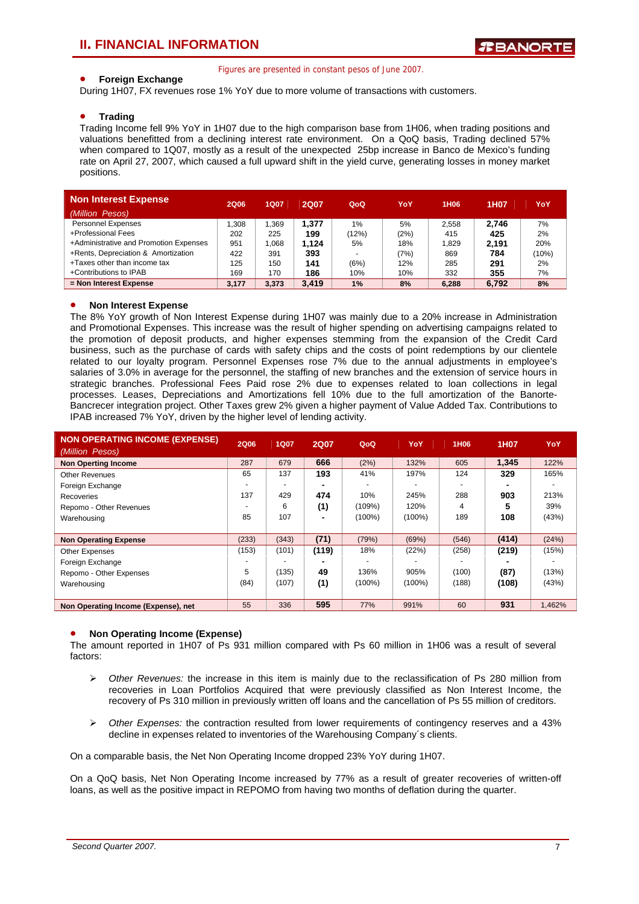Figures are presented in constant pesos of June 2007.

- **Foreign Exchange**

During 1H07, FX revenues rose 1% YoY due to more volume of transactions with customers.

- **Trading**

Trading Income fell 9% YoY in 1H07 due to the high comparison base from 1H06, when trading positions and valuations benefitted from a declining interest rate environment. On a QoQ basis, Trading declined 57% when compared to 1Q07, mostly as a result of the unexpected 25bp increase in Banco de Mexico's funding rate on April 27, 2007, which caused a full upward shift in the yield curve, generating losses in money market positions.

| Non Interest Expense (Million Pesos) | 2Q06 | 1Q07 | 2Q07 | QoQ | YoY | 1H06 | 1H07 | YoY |
|---|---|---|---|---|---|---|---|---|
| Personnel Expenses | 1,308 | 1,369 | **1,377** | 1% | 5% | 2,558 | **2,746** | 7% |
| +Professional Fees | 202 | 225 | **199** | (12%) | (2%) | 415 | **425** | 2% |
| +Administrative and Promotion Expenses | 951 | 1,068 | **1,124** | 5% | 18% | 1,829 | **2,191** | 20% |
| +Rents, Depreciation & Amortization | 422 | 391 | **393** | - | (7%) | 869 | **784** | (10%) |
| +Taxes other than income tax | 125 | 150 | **141** | (6%) | 12% | 285 | **291** | 2% |
| +Contributions to IPAB | 169 | 170 | **186** | 10% | 10% | 332 | **355** | 7% |
| **= Non Interest Expense** | **3,177** | **3,373** | **3,419** | **1%** | **8%** | **6,288** | **6,792** | **8%** |

- **Non Interest Expense**

The 8% YoY growth of Non Interest Expense during 1H07 was mainly due to a 20% increase in Administration and Promotional Expenses. This increase was the result of higher spending on advertising campaigns related to the promotion of deposit products, and higher expenses stemming from the expansion of the Credit Card business, such as the purchase of cards with safety chips and the costs of point redemptions by our clientele related to our loyalty program. Personnel Expenses rose 7% due to the annual adjustments in employee's salaries of 3.0% in average for the personnel, the staffing of new branches and the extension of service hours in strategic branches. Professional Fees Paid rose 2% due to expenses related to loan collections in legal processes. Leases, Depreciations and Amortizations fell 10% due to the full amortization of the Banorte-Bancrecer integration project. Other Taxes grew 2% given a higher payment of Value Added Tax. Contributions to IPAB increased 7% YoY, driven by the higher level of lending activity.

| NON OPERATING INCOME (EXPENSE) (Million Pesos) | 2Q06 | 1Q07 | 2Q07 | QoQ | YoY | 1H06 | 1H07 | YoY |
|---|---|---|---|---|---|---|---|---|
| **Non Operting Income** | 287 | 679 | **666** | (2%) | 132% | 605 | **1,345** | 122% |
| Other Revenues | 65 | 137 | **193** | 41% | 197% | 124 | **329** | 165% |
| Foreign Exchange | - | - | **-** | - | - | - | **-** | - |
| Recoveries | 137 | 429 | **474** | 10% | 245% | 288 | **903** | 213% |
| Repomo - Other Revenues | - | 6 | **(1)** | (109%) | 120% | 4 | **5** | 39% |
| Warehousing | 85 | 107 | **-** | (100%) | (100%) | 189 | **108** | (43%) |
| **Non Operating Expense** | (233) | (343) | **(71)** | (79%) | (69%) | (546) | **(414)** | (24%) |
| Other Expenses | (153) | (101) | **(119)** | 18% | (22%) | (258) | **(219)** | (15%) |
| Foreign Exchange | - | - | **-** | - | - | - | **-** | - |
| Repomo - Other Expenses | 5 | (135) | **49** | 136% | 905% | (100) | **(87)** | (13%) |
| Warehousing | (84) | (107) | **(1)** | (100%) | (100%) | (188) | **(108)** | (43%) |
| **Non Operating Income (Expense), net** | 55 | 336 | **595** | 77% | 991% | 60 | **931** | 1,462% |

- **Non Operating Income (Expense)**

The amount reported in 1H07 of Ps 931 million compared with Ps 60 million in 1H06 was a result of several factors:

- *Other Revenues:* the increase in this item is mainly due to the reclassification of Ps 280 million from recoveries in Loan Portfolios Acquired that were previously classified as Non Interest Income, the recovery of Ps 310 million in previously written off loans and the cancellation of Ps 55 million of creditors.

- *Other Expenses:* the contraction resulted from lower requirements of contingency reserves and a 43% decline in expenses related to inventories of the Warehousing Company´s clients.

On a comparable basis, the Net Non Operating Income dropped 23% YoY during 1H07.

On a QoQ basis, Net Non Operating Income increased by 77% as a result of greater recoveries of written-off loans, as well as the positive impact in REPOMO from having two months of deflation during the quarter.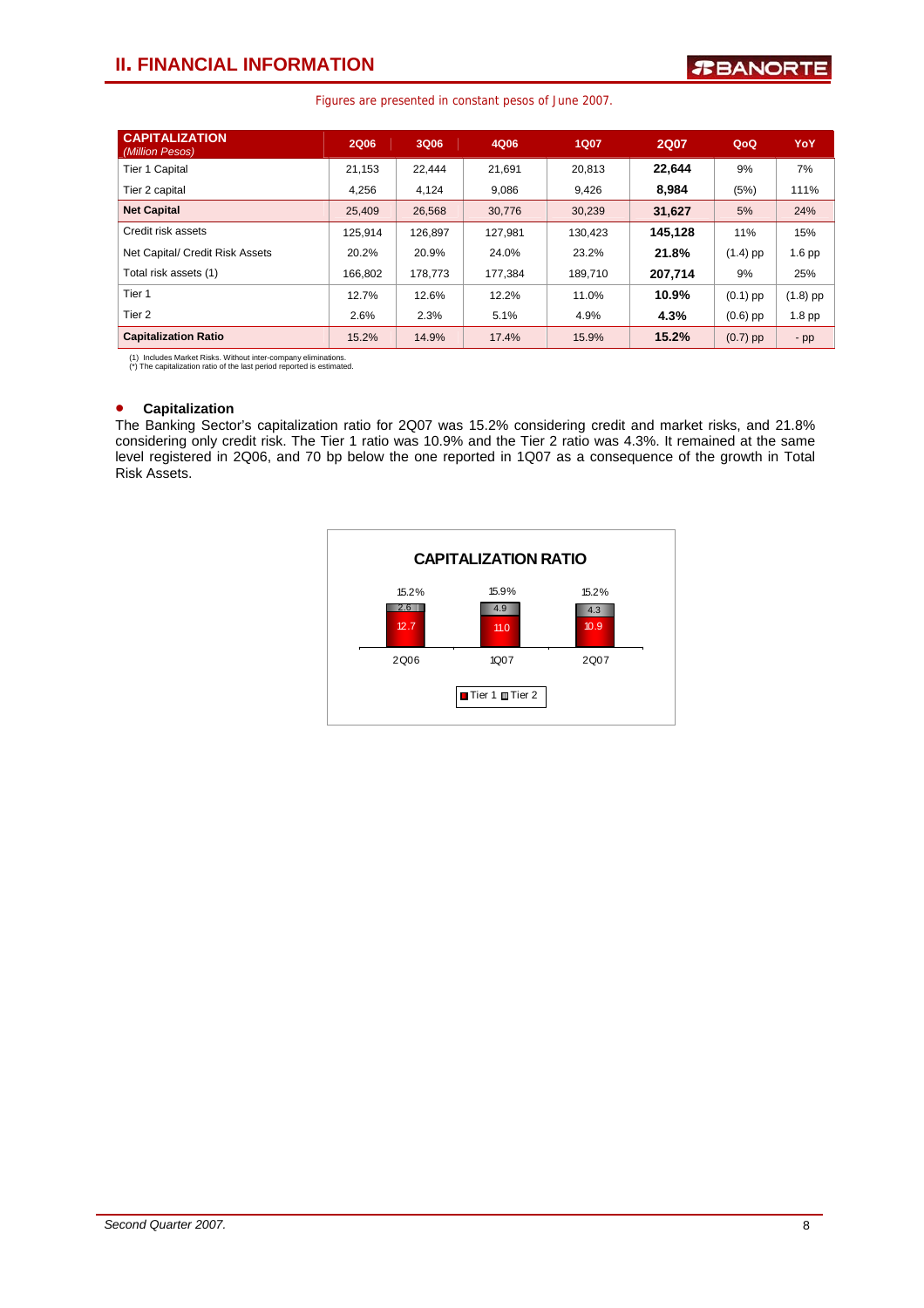## II. FINANCIAL INFORMATION

Figures are presented in constant pesos of June 2007.

| CAPITALIZATION *(Million Pesos)* | 2Q06 | 3Q06 | 4Q06 | 1Q07 | 2Q07 | QoQ | YoY |
|---|---|---|---|---|---|---|---|
| Tier 1 Capital | 21,153 | 22,444 | 21,691 | 20,813 | **22,644** | 9% | 7% |
| Tier 2 capital | 4,256 | 4,124 | 9,086 | 9,426 | **8,984** | (5%) | 111% |
| **Net Capital** | 25,409 | 26,568 | 30,776 | 30,239 | **31,627** | 5% | 24% |
| Credit risk assets | 125,914 | 126,897 | 127,981 | 130,423 | **145,128** | 11% | 15% |
| Net Capital/ Credit Risk Assets | 20.2% | 20.9% | 24.0% | 23.2% | **21.8%** | (1.4) pp | 1.6 pp |
| Total risk assets (1) | 166,802 | 178,773 | 177,384 | 189,710 | **207,714** | 9% | 25% |
| Tier 1 | 12.7% | 12.6% | 12.2% | 11.0% | **10.9%** | (0.1) pp | (1.8) pp |
| Tier 2 | 2.6% | 2.3% | 5.1% | 4.9% | **4.3%** | (0.6) pp | 1.8 pp |
| **Capitalization Ratio** | 15.2% | 14.9% | 17.4% | 15.9% | **15.2%** | (0.7) pp | - pp |

(1) Includes Market Risks. Without inter-company eliminations.
(*) The capitalization ratio of the last period reported is estimated.

- **Capitalization**

The Banking Sector's capitalization ratio for 2Q07 was 15.2% considering credit and market risks, and 21.8% considering only credit risk. The Tier 1 ratio was 10.9% and the Tier 2 ratio was 4.3%. It remained at the same level registered in 2Q06, and 70 bp below the one reported in 1Q07 as a consequence of the growth in Total Risk Assets.

**CAPITALIZATION RATIO**

| | 2Q06 | 1Q07 | 2Q07 |
|---|---|---|---|
| Tier 1 | 12.7 | 11.0 | 10.9 |
| Tier 2 | 2.6 | 4.9 | 4.3 |
| Total | 15.2% | 15.9% | 15.2% |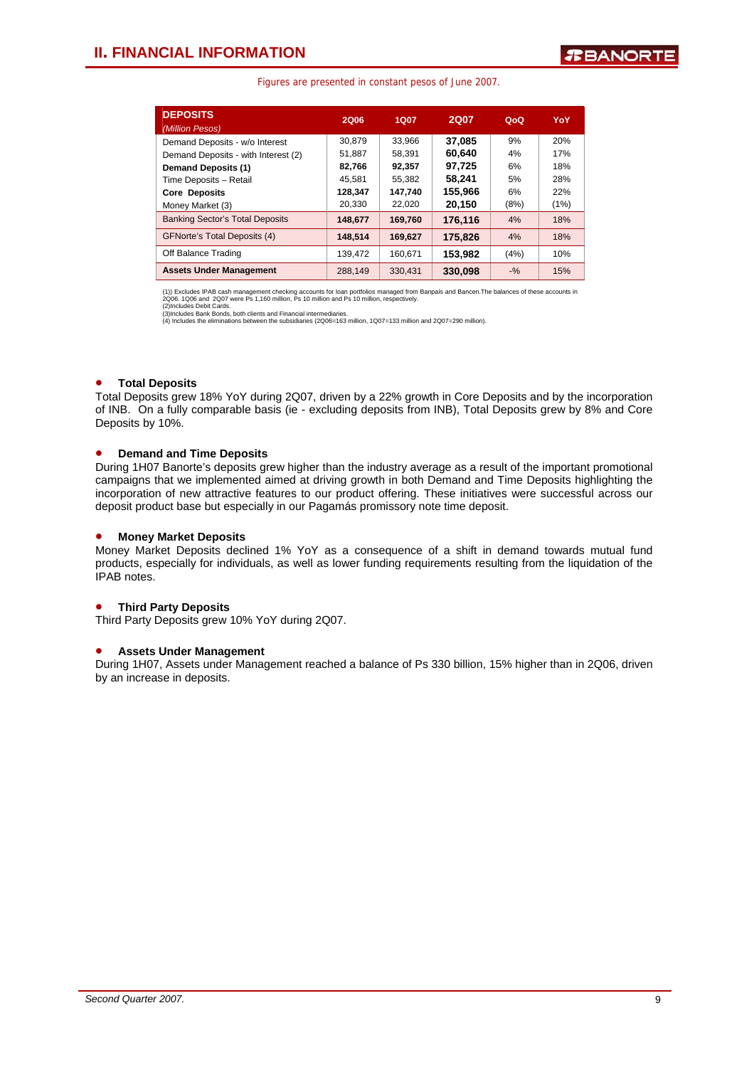## II. FINANCIAL INFORMATION

Figures are presented in constant pesos of June 2007.

| **DEPOSITS** *(Million Pesos)* | 2Q06 | 1Q07 | 2Q07 | QoQ | YoY |
|---|---|---|---|---|---|
| Demand Deposits - w/o Interest | 30,879 | 33,966 | 37,085 | 9% | 20% |
| Demand Deposits - with Interest (2) | 51,887 | 58,391 | 60,640 | 4% | 17% |
| **Demand Deposits (1)** | **82,766** | **92,357** | **97,725** | 6% | 18% |
| Time Deposits – Retail | 45,581 | 55,382 | 58,241 | 5% | 28% |
| **Core Deposits** | **128,347** | **147,740** | **155,966** | 6% | 22% |
| Money Market (3) | 20,330 | 22,020 | 20,150 | (8%) | (1%) |
| Banking Sector's Total Deposits | **148,677** | **169,760** | **176,116** | 4% | 18% |
| GFNorte's Total Deposits (4) | **148,514** | **169,627** | **175,826** | 4% | 18% |
| Off Balance Trading | 139,472 | 160,671 | 153,982 | (4%) | 10% |
| **Assets Under Management** | 288,149 | 330,431 | **330,098** | -% | 15% |

(1)) Excludes IPAB cash management checking accounts for loan portfolios managed from Banpaís and Bancen.The balances of these accounts in 2Q06. 1Q06 and 2Q07 were Ps 1,160 million, Ps 10 million and Ps 10 million, respectively.
(2)Includes Debit Cards.
(3)Includes Bank Bonds, both clients and Financial intermediaries.
(4) Includes the eliminations between the subsidiaries (2Q06=163 million, 1Q07=133 million and 2Q07=290 million).

- **Total Deposits**

Total Deposits grew 18% YoY during 2Q07, driven by a 22% growth in Core Deposits and by the incorporation of INB. On a fully comparable basis (ie - excluding deposits from INB), Total Deposits grew by 8% and Core Deposits by 10%.

- **Demand and Time Deposits**

During 1H07 Banorte's deposits grew higher than the industry average as a result of the important promotional campaigns that we implemented aimed at driving growth in both Demand and Time Deposits highlighting the incorporation of new attractive features to our product offering. These initiatives were successful across our deposit product base but especially in our Pagamás promissory note time deposit.

- **Money Market Deposits**

Money Market Deposits declined 1% YoY as a consequence of a shift in demand towards mutual fund products, especially for individuals, as well as lower funding requirements resulting from the liquidation of the IPAB notes.

- **Third Party Deposits**

Third Party Deposits grew 10% YoY during 2Q07.

- **Assets Under Management**

During 1H07, Assets under Management reached a balance of Ps 330 billion, 15% higher than in 2Q06, driven by an increase in deposits.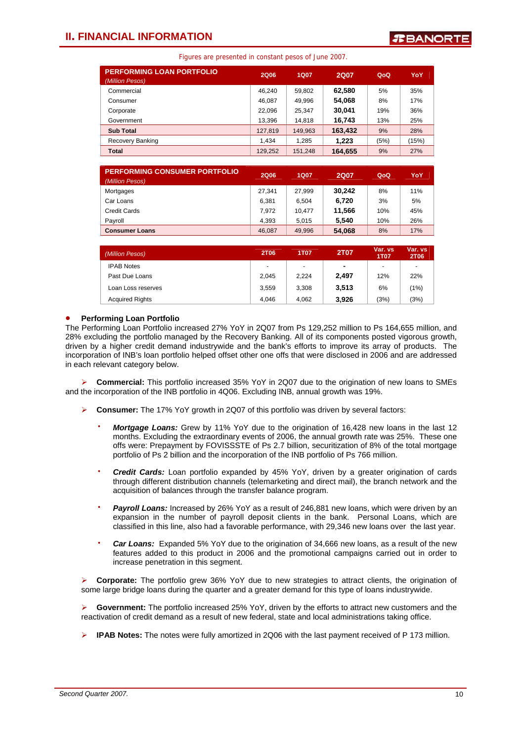## II. FINANCIAL INFORMATION

Figures are presented in constant pesos of June 2007.

| PERFORMING LOAN PORTFOLIO *(Million Pesos)* | 2Q06 | 1Q07 | 2Q07 | QoQ | YoY |
|---|---|---|---|---|---|
| Commercial | 46,240 | 59,802 | **62,580** | 5% | 35% |
| Consumer | 46,087 | 49,996 | **54,068** | 8% | 17% |
| Corporate | 22,096 | 25,347 | **30,041** | 19% | 36% |
| Government | 13,396 | 14,818 | **16,743** | 13% | 25% |
| **Sub Total** | 127,819 | 149,963 | **163,432** | 9% | 28% |
| Recovery Banking | 1,434 | 1,285 | **1,223** | (5%) | (15%) |
| **Total** | 129,252 | 151,248 | **164,655** | 9% | 27% |

| PERFORMING CONSUMER PORTFOLIO *(Million Pesos)* | 2Q06 | 1Q07 | 2Q07 | QoQ | YoY |
|---|---|---|---|---|---|
| Mortgages | 27,341 | 27,999 | **30,242** | 8% | 11% |
| Car Loans | 6,381 | 6,504 | **6,720** | 3% | 5% |
| Credit Cards | 7,972 | 10,477 | **11,566** | 10% | 45% |
| Payroll | 4,393 | 5,015 | **5,540** | 10% | 26% |
| **Consumer Loans** | 46,087 | 49,996 | **54,068** | 8% | 17% |

| *(Million Pesos)* | 2T06 | 1T07 | 2T07 | Var. vs 1T07 | Var. vs 2T06 |
|---|---|---|---|---|---|
| IPAB Notes | - | - | **-** | - | - |
| Past Due Loans | 2,045 | 2,224 | **2,497** | 12% | 22% |
| Loan Loss reserves | 3,559 | 3,308 | **3,513** | 6% | (1%) |
| Acquired Rights | 4,046 | 4,062 | **3,926** | (3%) | (3%) |

- **Performing Loan Portfolio**

The Performing Loan Portfolio increased 27% YoY in 2Q07 from Ps 129,252 million to Ps 164,655 million, and 28% excluding the portfolio managed by the Recovery Banking. All of its components posted vigorous growth, driven by a higher credit demand industrywide and the bank's efforts to improve its array of products. The incorporation of INB's loan portfolio helped offset other one offs that were disclosed in 2006 and are addressed in each relevant category below.

- **Commercial:** This portfolio increased 35% YoY in 2Q07 due to the origination of new loans to SMEs and the incorporation of the INB portfolio in 4Q06. Excluding INB, annual growth was 19%.

- **Consumer:** The 17% YoY growth in 2Q07 of this portfolio was driven by several factors:

  - ***Mortgage Loans:*** Grew by 11% YoY due to the origination of 16,428 new loans in the last 12 months. Excluding the extraordinary events of 2006, the annual growth rate was 25%. These one offs were: Prepayment by FOVISSSTE of Ps 2.7 billion, securitization of 8% of the total mortgage portfolio of Ps 2 billion and the incorporation of the INB portfolio of Ps 766 million.

  - ***Credit Cards:*** Loan portfolio expanded by 45% YoY, driven by a greater origination of cards through different distribution channels (telemarketing and direct mail), the branch network and the acquisition of balances through the transfer balance program.

  - ***Payroll Loans:*** Increased by 26% YoY as a result of 246,881 new loans, which were driven by an expansion in the number of payroll deposit clients in the bank. Personal Loans, which are classified in this line, also had a favorable performance, with 29,346 new loans over the last year.

  - ***Car Loans:*** Expanded 5% YoY due to the origination of 34,666 new loans, as a result of the new features added to this product in 2006 and the promotional campaigns carried out in order to increase penetration in this segment.

- **Corporate:** The portfolio grew 36% YoY due to new strategies to attract clients, the origination of some large bridge loans during the quarter and a greater demand for this type of loans industrywide.

- **Government:** The portfolio increased 25% YoY, driven by the efforts to attract new customers and the reactivation of credit demand as a result of new federal, state and local administrations taking office.

- **IPAB Notes:** The notes were fully amortized in 2Q06 with the last payment received of P 173 million.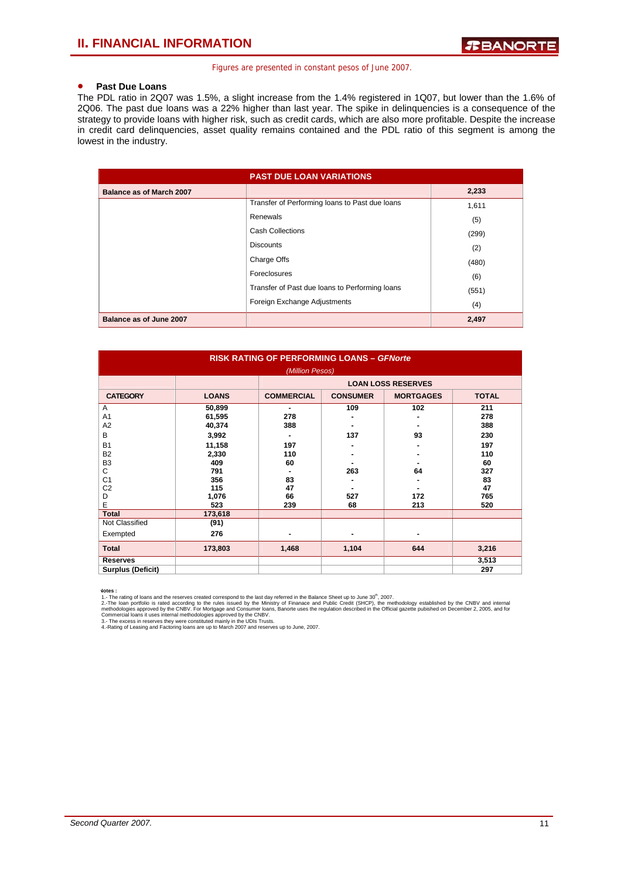Figures are presented in constant pesos of June 2007.

- **Past Due Loans**

The PDL ratio in 2Q07 was 1.5%, a slight increase from the 1.4% registered in 1Q07, but lower than the 1.6% of 2Q06. The past due loans was a 22% higher than last year. The spike in delinquencies is a consequence of the strategy to provide loans with higher risk, such as credit cards, which are also more profitable. Despite the increase in credit card delinquencies, asset quality remains contained and the PDL ratio of this segment is among the lowest in the industry.

| PAST DUE LOAN VARIATIONS | | |
|---|---|---|
| **Balance as of March 2007** | | **2,233** |
| | Transfer of Performing loans to Past due loans | 1,611 |
| | Renewals | (5) |
| | Cash Collections | (299) |
| | Discounts | (2) |
| | Charge Offs | (480) |
| | Foreclosures | (6) |
| | Transfer of Past due loans to Performing loans | (551) |
| | Foreign Exchange Adjustments | (4) |
| **Balance as of June 2007** | | **2,497** |

**RISK RATING OF PERFORMING LOANS – *GFNorte***

*(Million Pesos)*

| | | LOAN LOSS RESERVES | | | |
|---|---|---|---|---|---|
| **CATEGORY** | **LOANS** | **COMMERCIAL** | **CONSUMER** | **MORTGAGES** | **TOTAL** |
| A | 50,899 | - | 109 | 102 | 211 |
| A1 | 61,595 | 278 | - | - | 278 |
| A2 | 40,374 | 388 | - | - | 388 |
| B | 3,992 | - | 137 | 93 | 230 |
| B1 | 11,158 | 197 | - | - | 197 |
| B2 | 2,330 | 110 | - | - | 110 |
| B3 | 409 | 60 | - | - | 60 |
| C | 791 | - | 263 | 64 | 327 |
| C1 | 356 | 83 | - | - | 83 |
| C2 | 115 | 47 | - | - | 47 |
| D | 1,076 | 66 | 527 | 172 | 765 |
| E | 523 | 239 | 68 | 213 | 520 |
| **Total** | **173,618** | | | | |
| Not Classified | (91) | | | | |
| Exempted | 276 | - | - | - | |
| **Total** | **173,803** | **1,468** | **1,104** | **644** | **3,216** |
| **Reserves** | | | | | **3,513** |
| **Surplus (Deficit)** | | | | | **297** |

Notes :

1.- The rating of loans and the reserves created correspond to the last day referred in the Balance Sheet up to June 30th, 2007.

2.-The loan portfolio is rated according to the rules issued by the Ministry of Finanace and Public Credit (SHCP), the methodology established by the CNBV and internal methodologies approved by the CNBV. For Mortgage and Consumer loans, Banorte uses the regulation described in the Official gazette pubished on December 2, 2005, and for Commercial loans it uses internal methodologies approved by the CNBV.

3.- The excess in reserves they were constituted mainly in the UDIs Trusts.

4.-Rating of Leasing and Factoring loans are up to March 2007 and reserves up to June, 2007.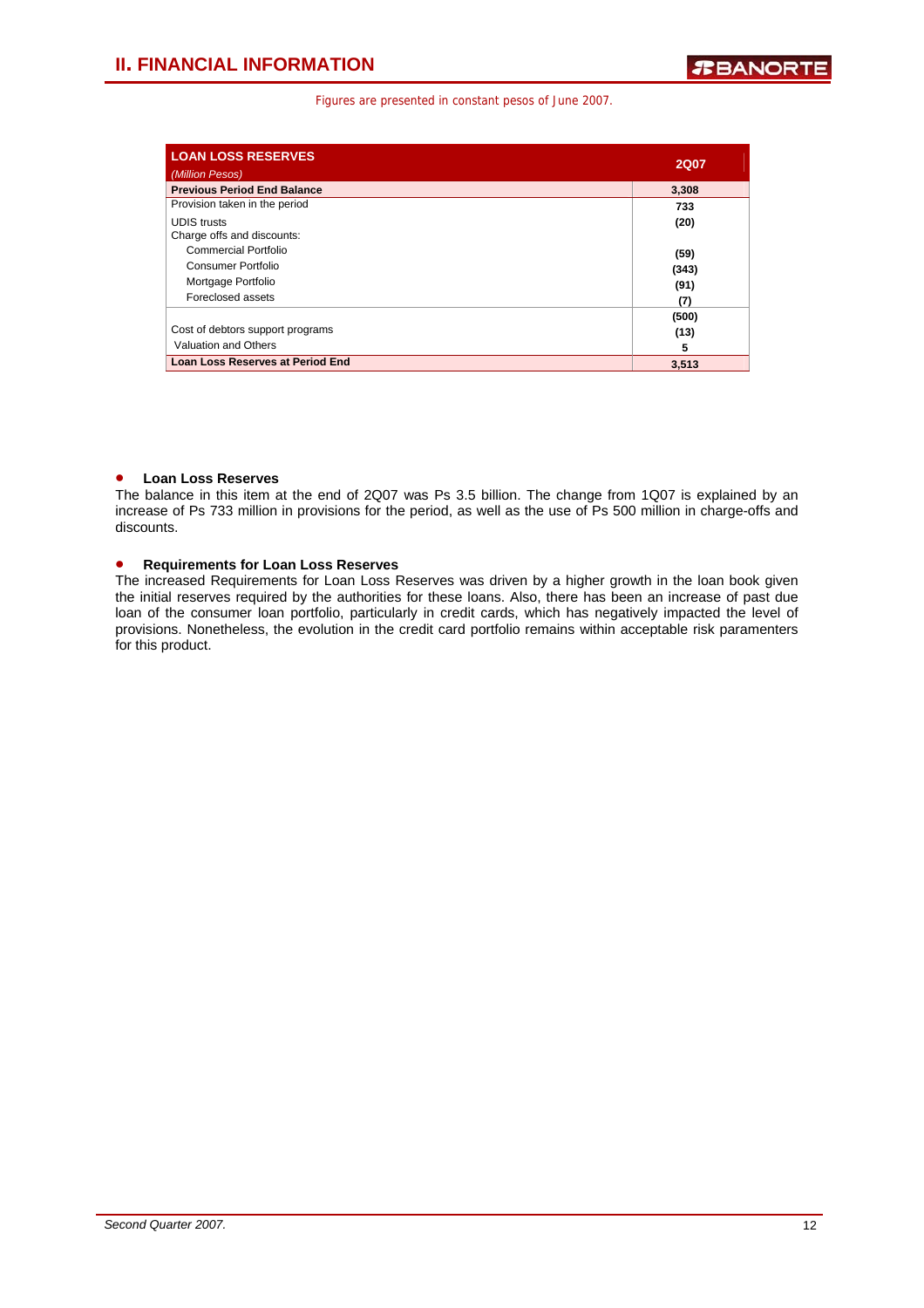## II. FINANCIAL INFORMATION

Figures are presented in constant pesos of June 2007.

| LOAN LOSS RESERVES *(Million Pesos)* | 2Q07 |
|---|---|
| **Previous Period End Balance** | **3,308** |
| Provision taken in the period | **733** |
| UDIS trusts | **(20)** |
| Charge offs and discounts: | |
| Commercial Portfolio | **(59)** |
| Consumer Portfolio | **(343)** |
| Mortgage Portfolio | **(91)** |
| Foreclosed assets | **(7)** |
| | **(500)** |
| Cost of debtors support programs | **(13)** |
| Valuation and Others | **5** |
| **Loan Loss Reserves at Period End** | **3,513** |

- **Loan Loss Reserves**

The balance in this item at the end of 2Q07 was Ps 3.5 billion. The change from 1Q07 is explained by an increase of Ps 733 million in provisions for the period, as well as the use of Ps 500 million in charge-offs and discounts.

- **Requirements for Loan Loss Reserves**

The increased Requirements for Loan Loss Reserves was driven by a higher growth in the loan book given the initial reserves required by the authorities for these loans. Also, there has been an increase of past due loan of the consumer loan portfolio, particularly in credit cards, which has negatively impacted the level of provisions. Nonetheless, the evolution in the credit card portfolio remains within acceptable risk paramenters for this product.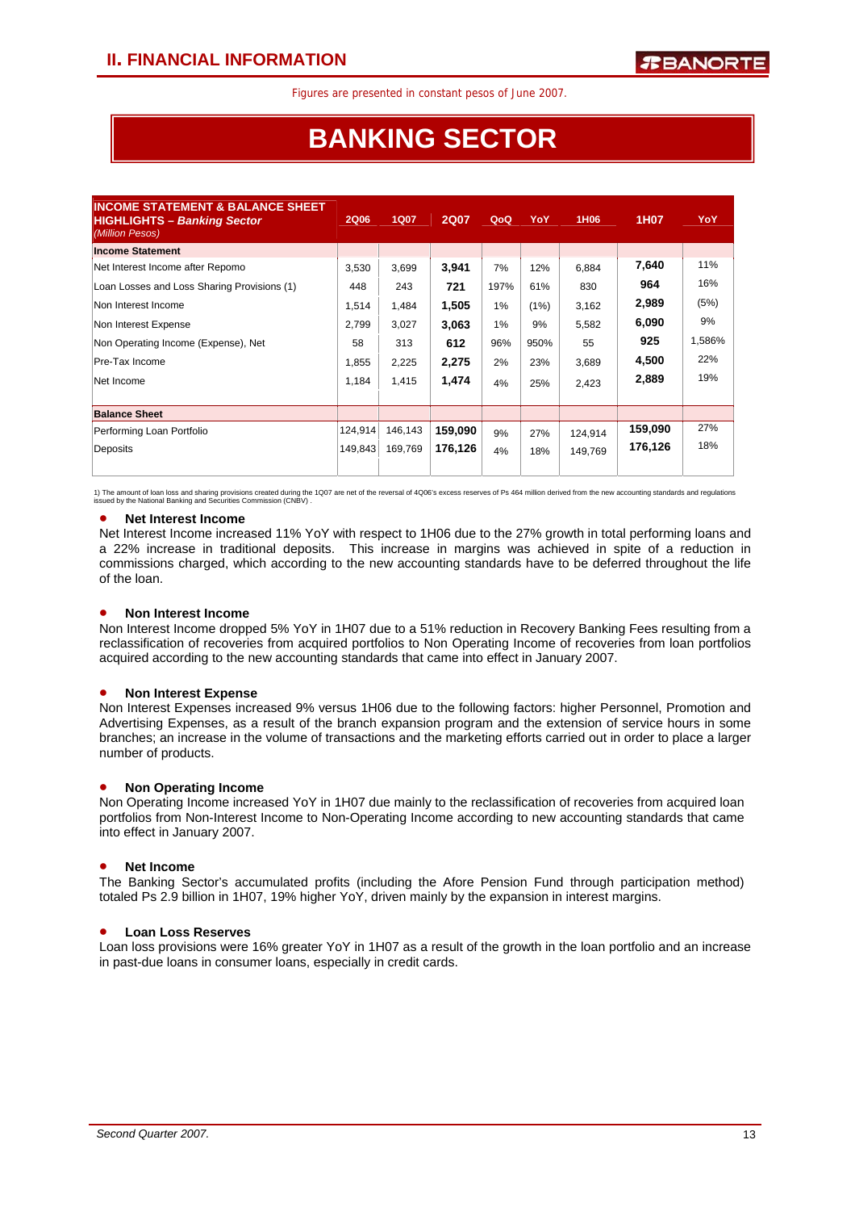Figures are presented in constant pesos of June 2007.

# BANKING SECTOR

| **INCOME STATEMENT & BALANCE SHEET HIGHLIGHTS – *Banking Sector*** *(Million Pesos)* | 2Q06 | 1Q07 | 2Q07 | QoQ | YoY | 1H06 | 1H07 | YoY |
|---|---|---|---|---|---|---|---|---|
| **Income Statement** | | | | | | | | |
| Net Interest Income after Repomo | 3,530 | 3,699 | **3,941** | 7% | 12% | 6,884 | **7,640** | 11% |
| Loan Losses and Loss Sharing Provisions (1) | 448 | 243 | **721** | 197% | 61% | 830 | **964** | 16% |
| Non Interest Income | 1,514 | 1,484 | **1,505** | 1% | (1%) | 3,162 | **2,989** | (5%) |
| Non Interest Expense | 2,799 | 3,027 | **3,063** | 1% | 9% | 5,582 | **6,090** | 9% |
| Non Operating Income (Expense), Net | 58 | 313 | **612** | 96% | 950% | 55 | **925** | 1,586% |
| Pre-Tax Income | 1,855 | 2,225 | **2,275** | 2% | 23% | 3,689 | **4,500** | 22% |
| Net Income | 1,184 | 1,415 | **1,474** | 4% | 25% | 2,423 | **2,889** | 19% |
| **Balance Sheet** | | | | | | | | |
| Performing Loan Portfolio | 124,914 | 146,143 | **159,090** | 9% | 27% | 124,914 | **159,090** | 27% |
| Deposits | 149,843 | 169,769 | **176,126** | 4% | 18% | 149,769 | **176,126** | 18% |

1) The amount of loan loss and sharing provisions created during the 1Q07 are net of the reversal of 4Q06's excess reserves of Ps 464 million derived from the new accounting standards and regulations issued by the National Banking and Securities Commission (CNBV) .

- **Net Interest Income**

Net Interest Income increased 11% YoY with respect to 1H06 due to the 27% growth in total performing loans and a 22% increase in traditional deposits. This increase in margins was achieved in spite of a reduction in commissions charged, which according to the new accounting standards have to be deferred throughout the life of the loan.

- **Non Interest Income**

Non Interest Income dropped 5% YoY in 1H07 due to a 51% reduction in Recovery Banking Fees resulting from a reclassification of recoveries from acquired portfolios to Non Operating Income of recoveries from loan portfolios acquired according to the new accounting standards that came into effect in January 2007.

- **Non Interest Expense**

Non Interest Expenses increased 9% versus 1H06 due to the following factors: higher Personnel, Promotion and Advertising Expenses, as a result of the branch expansion program and the extension of service hours in some branches; an increase in the volume of transactions and the marketing efforts carried out in order to place a larger number of products.

- **Non Operating Income**

Non Operating Income increased YoY in 1H07 due mainly to the reclassification of recoveries from acquired loan portfolios from Non-Interest Income to Non-Operating Income according to new accounting standards that came into effect in January 2007.

- **Net Income**

The Banking Sector's accumulated profits (including the Afore Pension Fund through participation method) totaled Ps 2.9 billion in 1H07, 19% higher YoY, driven mainly by the expansion in interest margins.

- **Loan Loss Reserves**

Loan loss provisions were 16% greater YoY in 1H07 as a result of the growth in the loan portfolio and an increase in past-due loans in consumer loans, especially in credit cards.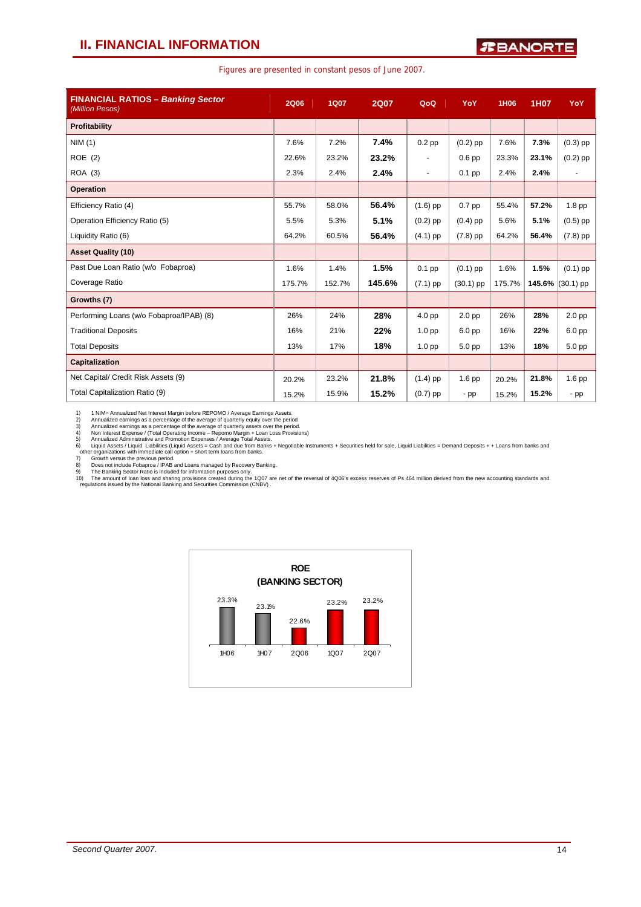## II. FINANCIAL INFORMATION

Figures are presented in constant pesos of June 2007.

| FINANCIAL RATIOS – *Banking Sector* (Million Pesos) | 2Q06 | 1Q07 | 2Q07 | QoQ | YoY | 1H06 | 1H07 | YoY |
|---|---|---|---|---|---|---|---|---|
| **Profitability** | | | | | | | | |
| NIM (1) | 7.6% | 7.2% | **7.4%** | 0.2 pp | (0.2) pp | 7.6% | **7.3%** | (0.3) pp |
| ROE (2) | 22.6% | 23.2% | **23.2%** | - | 0.6 pp | 23.3% | **23.1%** | (0.2) pp |
| ROA (3) | 2.3% | 2.4% | **2.4%** | - | 0.1 pp | 2.4% | **2.4%** | - |
| **Operation** | | | | | | | | |
| Efficiency Ratio (4) | 55.7% | 58.0% | **56.4%** | (1.6) pp | 0.7 pp | 55.4% | **57.2%** | 1.8 pp |
| Operation Efficiency Ratio (5) | 5.5% | 5.3% | **5.1%** | (0.2) pp | (0.4) pp | 5.6% | **5.1%** | (0.5) pp |
| Liquidity Ratio (6) | 64.2% | 60.5% | **56.4%** | (4.1) pp | (7.8) pp | 64.2% | **56.4%** | (7.8) pp |
| **Asset Quality (10)** | | | | | | | | |
| Past Due Loan Ratio (w/o Fobaproa) | 1.6% | 1.4% | **1.5%** | 0.1 pp | (0.1) pp | 1.6% | **1.5%** | (0.1) pp |
| Coverage Ratio | 175.7% | 152.7% | **145.6%** | (7.1) pp | (30.1) pp | 175.7% | **145.6%** | (30.1) pp |
| **Growths (7)** | | | | | | | | |
| Performing Loans (w/o Fobaproa/IPAB) (8) | 26% | 24% | **28%** | 4.0 pp | 2.0 pp | 26% | **28%** | 2.0 pp |
| Traditional Deposits | 16% | 21% | **22%** | 1.0 pp | 6.0 pp | 16% | **22%** | 6.0 pp |
| Total Deposits | 13% | 17% | **18%** | 1.0 pp | 5.0 pp | 13% | **18%** | 5.0 pp |
| **Capitalization** | | | | | | | | |
| Net Capital/ Credit Risk Assets (9) | 20.2% | 23.2% | **21.8%** | (1.4) pp | 1.6 pp | 20.2% | **21.8%** | 1.6 pp |
| Total Capitalization Ratio (9) | 15.2% | 15.9% | **15.2%** | (0.7) pp | - pp | 15.2% | **15.2%** | - pp |

1) 1 NIM= Annualized Net Interest Margin before REPOMO / Average Earnings Assets.
2) Annualized earnings as a percentage of the average of quarterly equity over the period
3) Annualized earnings as a percentage of the average of quarterly assets over the period.
4) Non Interest Expense / (Total Operating Income – Repomo Margin + Loan Loss Provisions)
5) Annualized Administrative and Promotion Expenses / Average Total Assets.
6) Liquid Assets / Liquid Liabilities (Liquid Assets = Cash and due from Banks + Negotiable Instruments + Securities held for sale, Liquid Liabilities = Demand Deposits + + Loans from banks and other organizations with immediate call option + short term loans from banks.
7) Growth versus the previous period.
8) Does not include Fobaproa / IPAB and Loans managed by Recovery Banking.
9) The Banking Sector Ratio is included for information purposes only.
10) The amount of loan loss and sharing provisions created during the 1Q07 are net of the reversal of 4Q06's excess reserves of Ps 464 million derived from the new accounting standards and regulations issued by the National Banking and Securities Commission (CNBV) .

**ROE (BANKING SECTOR)**

| 1H06 | 1H07 | 2Q06 | 1Q07 | 2Q07 |
|---|---|---|---|---|
| 23.3% | 23.1% | 22.6% | 23.2% | 23.2% |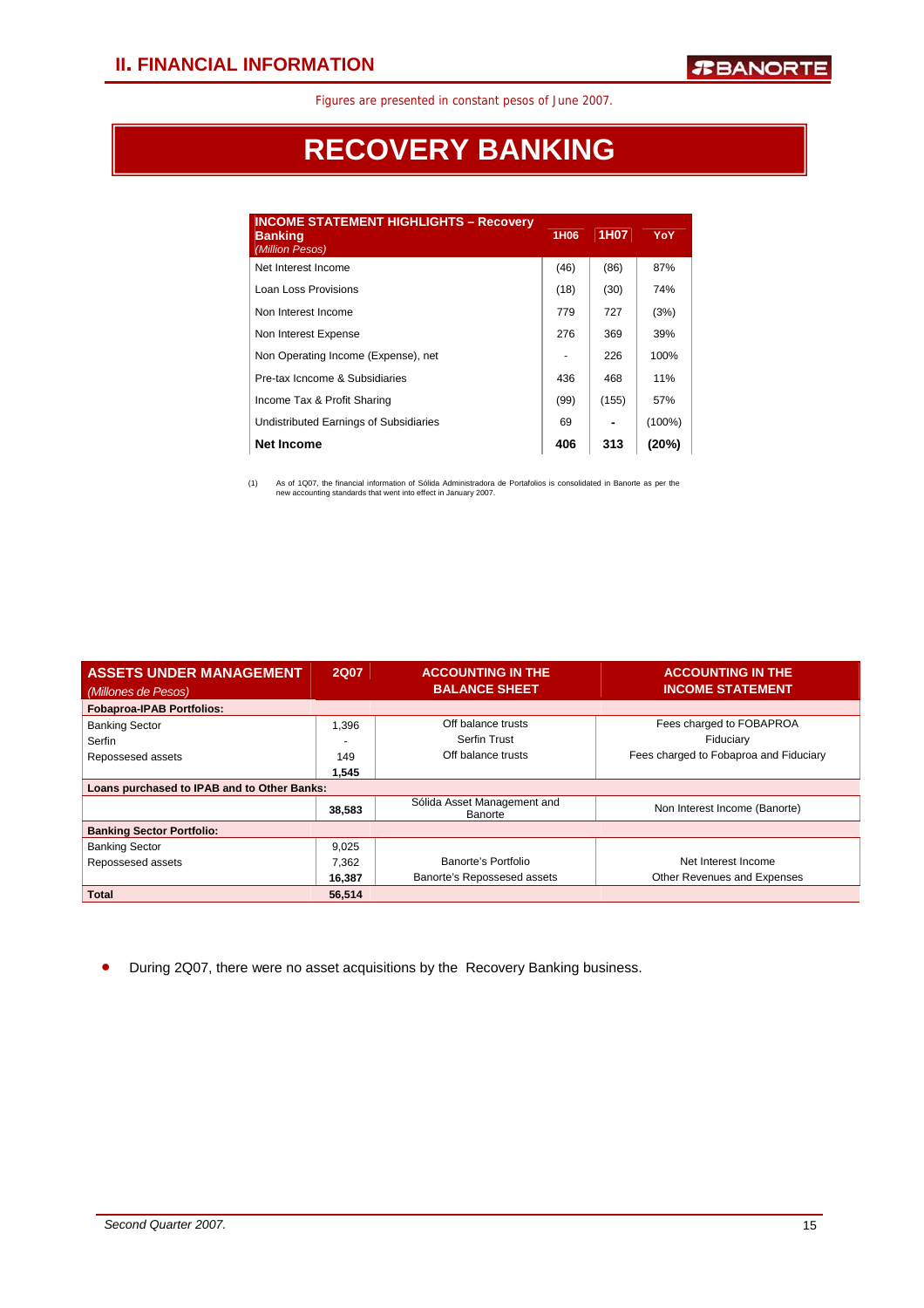Figures are presented in constant pesos of June 2007.

# RECOVERY BANKING

| INCOME STATEMENT HIGHLIGHTS – Recovery Banking *(Million Pesos)* | 1H06 | 1H07 | YoY |
|---|---|---|---|
| Net Interest Income | (46) | (86) | 87% |
| Loan Loss Provisions | (18) | (30) | 74% |
| Non Interest Income | 779 | 727 | (3%) |
| Non Interest Expense | 276 | 369 | 39% |
| Non Operating Income (Expense), net | - | 226 | 100% |
| Pre-tax Icncome & Subsidiaries | 436 | 468 | 11% |
| Income Tax & Profit Sharing | (99) | (155) | 57% |
| Undistributed Earnings of Subsidiaries | 69 | - | (100%) |
| **Net Income** | **406** | **313** | **(20%)** |

(1) As of 1Q07, the financial information of Sólida Administradora de Portafolios is consolidated in Banorte as per the new accounting standards that went into effect in January 2007.

| ASSETS UNDER MANAGEMENT *(Millones de Pesos)* | 2Q07 | ACCOUNTING IN THE BALANCE SHEET | ACCOUNTING IN THE INCOME STATEMENT |
|---|---|---|---|
| **Fobaproa-IPAB Portfolios:** | | | |
| Banking Sector | 1,396 | Off balance trusts | Fees charged to FOBAPROA |
| Serfin | - | Serfin Trust | Fiduciary |
| Repossesed assets | 149 | Off balance trusts | Fees charged to Fobaproa and Fiduciary |
| | **1,545** | | |
| **Loans purchased to IPAB and to Other Banks:** | | | |
| | **38,583** | Sólida Asset Management and Banorte | Non Interest Income (Banorte) |
| **Banking Sector Portfolio:** | | | |
| Banking Sector | 9,025 | | |
| Repossesed assets | 7,362 | Banorte's Portfolio | Net Interest Income |
| | **16,387** | Banorte's Repossesed assets | Other Revenues and Expenses |
| **Total** | **56,514** | | |

- During 2Q07, there were no asset acquisitions by the Recovery Banking business.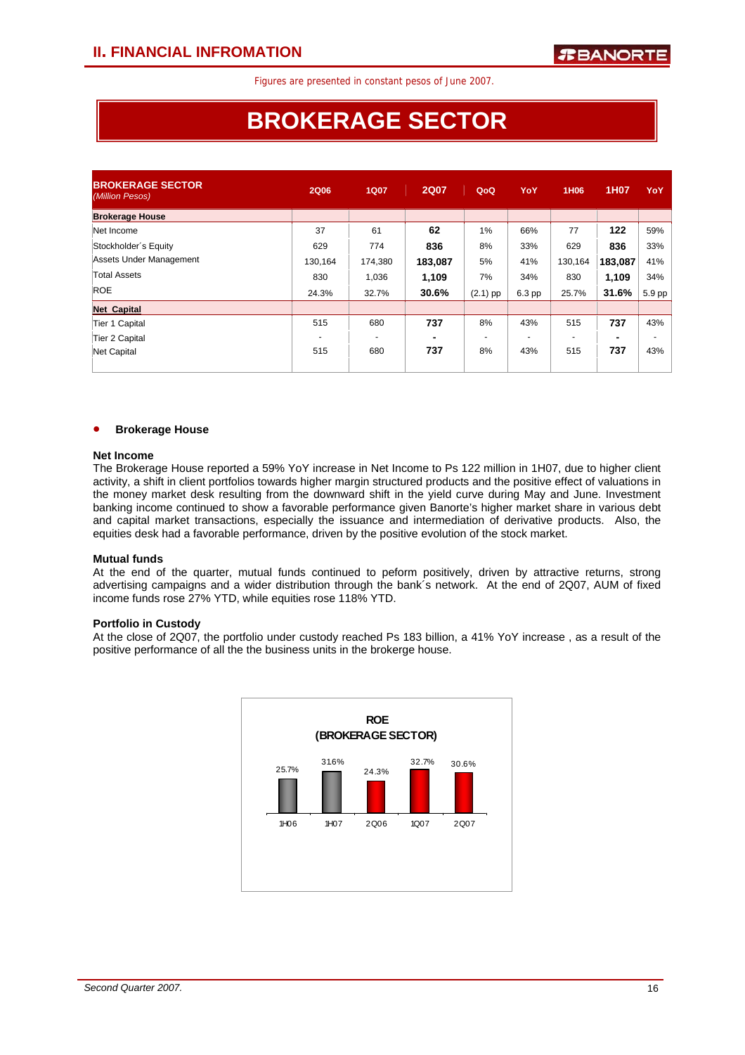## II. FINANCIAL INFROMATION

Figures are presented in constant pesos of June 2007.

# BROKERAGE SECTOR

| BROKERAGE SECTOR *(Million Pesos)* | 2Q06 | 1Q07 | 2Q07 | QoQ | YoY | 1H06 | 1H07 | YoY |
|---|---|---|---|---|---|---|---|---|
| **Brokerage House** | | | | | | | | |
| Net Income | 37 | 61 | **62** | 1% | 66% | 77 | **122** | 59% |
| Stockholder´s Equity | 629 | 774 | **836** | 8% | 33% | 629 | **836** | 33% |
| Assets Under Management | 130,164 | 174,380 | **183,087** | 5% | 41% | 130,164 | **183,087** | 41% |
| Total Assets | 830 | 1,036 | **1,109** | 7% | 34% | 830 | **1,109** | 34% |
| ROE | 24.3% | 32.7% | **30.6%** | (2.1) pp | 6.3 pp | 25.7% | **31.6%** | 5.9 pp |
| **Net Capital** | | | | | | | | |
| Tier 1 Capital | 515 | 680 | **737** | 8% | 43% | 515 | **737** | 43% |
| Tier 2 Capital | - | - | **-** | - | - | - | **-** | - |
| Net Capital | 515 | 680 | **737** | 8% | 43% | 515 | **737** | 43% |

- **Brokerage House**

**Net Income**

The Brokerage House reported a 59% YoY increase in Net Income to Ps 122 million in 1H07, due to higher client activity, a shift in client portfolios towards higher margin structured products and the positive effect of valuations in the money market desk resulting from the downward shift in the yield curve during May and June. Investment banking income continued to show a favorable performance given Banorte's higher market share in various debt and capital market transactions, especially the issuance and intermediation of derivative products. Also, the equities desk had a favorable performance, driven by the positive evolution of the stock market.

**Mutual funds**

At the end of the quarter, mutual funds continued to peform positively, driven by attractive returns, strong advertising campaigns and a wider distribution through the bank´s network. At the end of 2Q07, AUM of fixed income funds rose 27% YTD, while equities rose 118% YTD.

**Portfolio in Custody**

At the close of 2Q07, the portfolio under custody reached Ps 183 billion, a 41% YoY increase , as a result of the positive performance of all the the business units in the brokerge house.

**ROE (BROKERAGE SECTOR)**

| 1H06 | 1H07 | 2Q06 | 1Q07 | 2Q07 |
|---|---|---|---|---|
| 25.7% | 31.6% | 24.3% | 32.7% | 30.6% |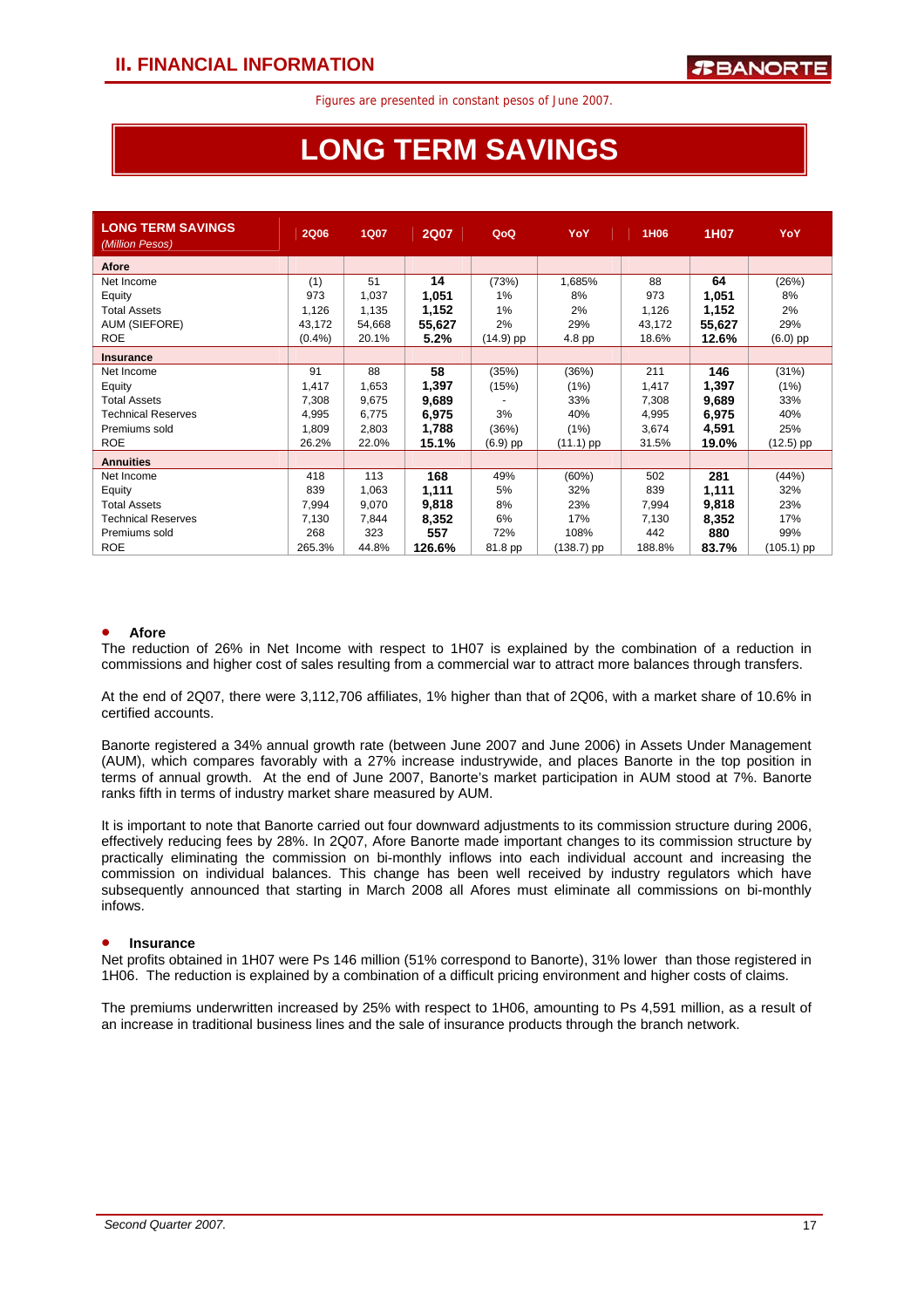## II. FINANCIAL INFORMATION

Figures are presented in constant pesos of June 2007.

# LONG TERM SAVINGS

| LONG TERM SAVINGS *(Million Pesos)* | 2Q06 | 1Q07 | 2Q07 | QoQ | YoY | 1H06 | 1H07 | YoY |
|---|---|---|---|---|---|---|---|---|
| **Afore** | | | | | | | | |
| Net Income | (1) | 51 | **14** | (73%) | 1,685% | 88 | **64** | (26%) |
| Equity | 973 | 1,037 | **1,051** | 1% | 8% | 973 | **1,051** | 8% |
| Total Assets | 1,126 | 1,135 | **1,152** | 1% | 2% | 1,126 | **1,152** | 2% |
| AUM (SIEFORE) | 43,172 | 54,668 | **55,627** | 2% | 29% | 43,172 | **55,627** | 29% |
| ROE | (0.4%) | 20.1% | **5.2%** | (14.9) pp | 4.8 pp | 18.6% | **12.6%** | (6.0) pp |
| **Insurance** | | | | | | | | |
| Net Income | 91 | 88 | **58** | (35%) | (36%) | 211 | **146** | (31%) |
| Equity | 1,417 | 1,653 | **1,397** | (15%) | (1%) | 1,417 | **1,397** | (1%) |
| Total Assets | 7,308 | 9,675 | **9,689** | - | 33% | 7,308 | **9,689** | 33% |
| Technical Reserves | 4,995 | 6,775 | **6,975** | 3% | 40% | 4,995 | **6,975** | 40% |
| Premiums sold | 1,809 | 2,803 | **1,788** | (36%) | (1%) | 3,674 | **4,591** | 25% |
| ROE | 26.2% | 22.0% | **15.1%** | (6.9) pp | (11.1) pp | 31.5% | **19.0%** | (12.5) pp |
| **Annuities** | | | | | | | | |
| Net Income | 418 | 113 | **168** | 49% | (60%) | 502 | **281** | (44%) |
| Equity | 839 | 1,063 | **1,111** | 5% | 32% | 839 | **1,111** | 32% |
| Total Assets | 7,994 | 9,070 | **9,818** | 8% | 23% | 7,994 | **9,818** | 23% |
| Technical Reserves | 7,130 | 7,844 | **8,352** | 6% | 17% | 7,130 | **8,352** | 17% |
| Premiums sold | 268 | 323 | **557** | 72% | 108% | 442 | **880** | 99% |
| ROE | 265.3% | 44.8% | **126.6%** | 81.8 pp | (138.7) pp | 188.8% | **83.7%** | (105.1) pp |

- **Afore**

The reduction of 26% in Net Income with respect to 1H07 is explained by the combination of a reduction in commissions and higher cost of sales resulting from a commercial war to attract more balances through transfers.

At the end of 2Q07, there were 3,112,706 affiliates, 1% higher than that of 2Q06, with a market share of 10.6% in certified accounts.

Banorte registered a 34% annual growth rate (between June 2007 and June 2006) in Assets Under Management (AUM), which compares favorably with a 27% increase industrywide, and places Banorte in the top position in terms of annual growth. At the end of June 2007, Banorte's market participation in AUM stood at 7%. Banorte ranks fifth in terms of industry market share measured by AUM.

It is important to note that Banorte carried out four downward adjustments to its commission structure during 2006, effectively reducing fees by 28%. In 2Q07, Afore Banorte made important changes to its commission structure by practically eliminating the commission on bi-monthly inflows into each individual account and increasing the commission on individual balances. This change has been well received by industry regulators which have subsequently announced that starting in March 2008 all Afores must eliminate all commissions on bi-monthly infows.

- **Insurance**

Net profits obtained in 1H07 were Ps 146 million (51% correspond to Banorte), 31% lower than those registered in 1H06. The reduction is explained by a combination of a difficult pricing environment and higher costs of claims.

The premiums underwritten increased by 25% with respect to 1H06, amounting to Ps 4,591 million, as a result of an increase in traditional business lines and the sale of insurance products through the branch network.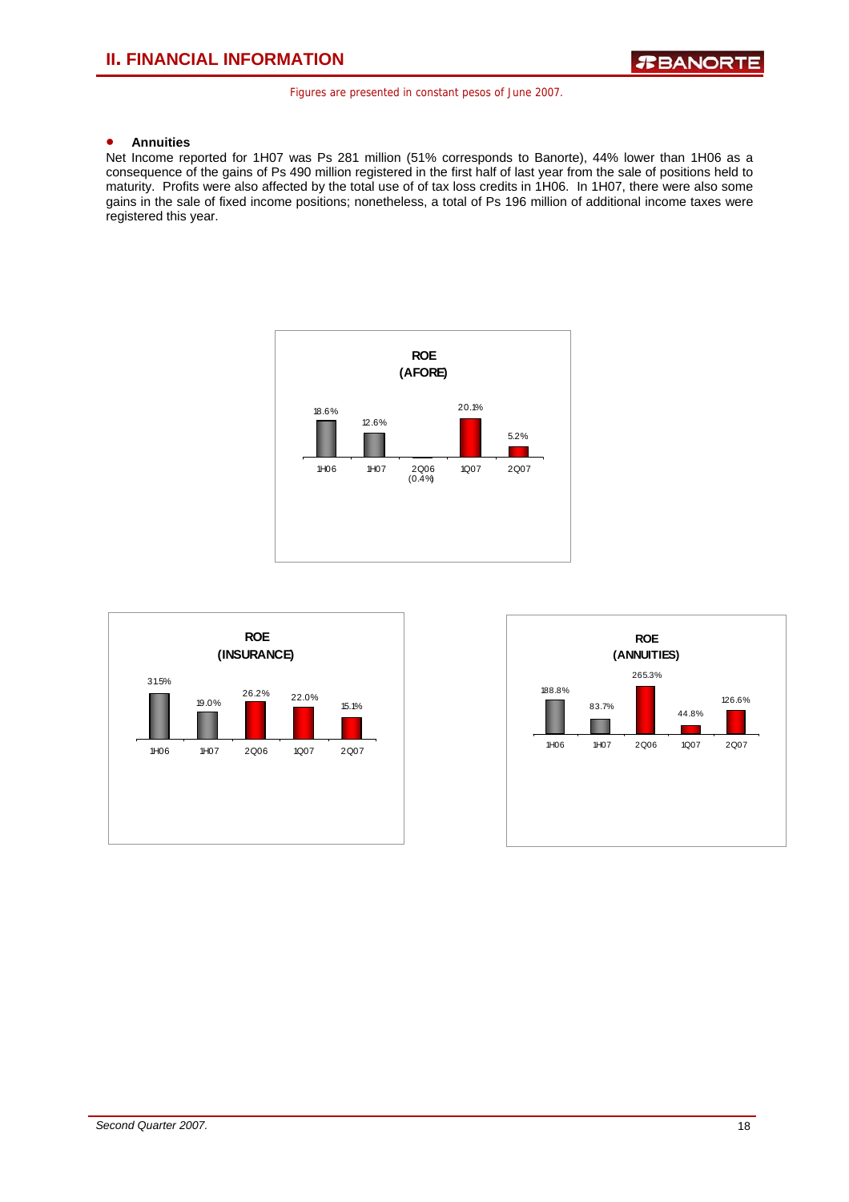Figures are presented in constant pesos of June 2007.

- **Annuities**

Net Income reported for 1H07 was Ps 281 million (51% corresponds to Banorte), 44% lower than 1H06 as a consequence of the gains of Ps 490 million registered in the first half of last year from the sale of positions held to maturity. Profits were also affected by the total use of of tax loss credits in 1H06. In 1H07, there were also some gains in the sale of fixed income positions; nonetheless, a total of Ps 196 million of additional income taxes were registered this year.

**ROE (AFORE)**

| 1H06 | 1H07 | 2Q06 | 1Q07 | 2Q07 |
|---|---|---|---|---|
| 18.6% | 12.6% | (0.4%) | 20.1% | 5.2% |

**ROE (INSURANCE)**

| 1H06 | 1H07 | 2Q06 | 1Q07 | 2Q07 |
|---|---|---|---|---|
| 31.5% | 19.0% | 26.2% | 22.0% | 15.1% |

**ROE (ANNUITIES)**

| 1H06 | 1H07 | 2Q06 | 1Q07 | 2Q07 |
|---|---|---|---|---|
| 188.8% | 83.7% | 265.3% | 44.8% | 126.6% |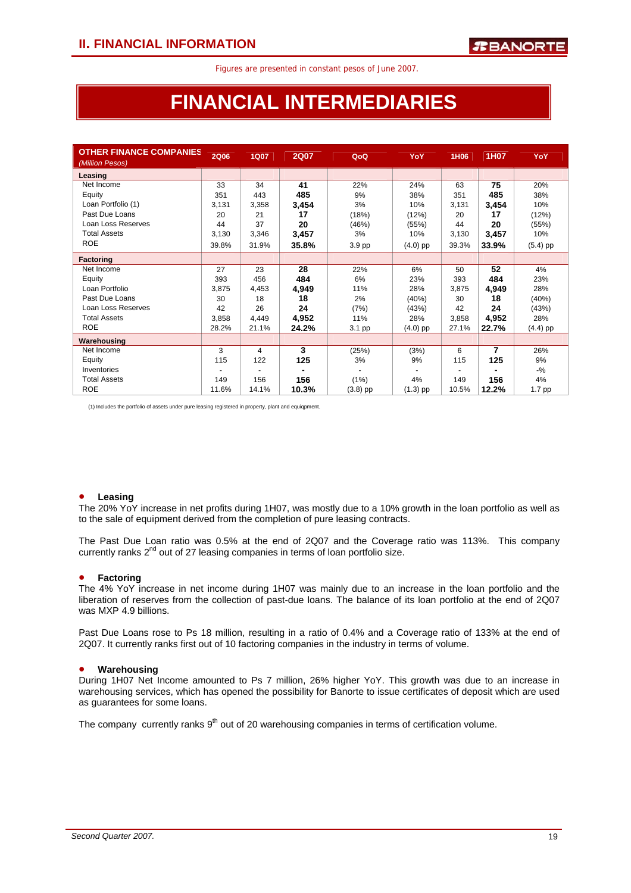## II. FINANCIAL INFORMATION

Figures are presented in constant pesos of June 2007.

# FINANCIAL INTERMEDIARIES

| OTHER FINANCE COMPANIES *(Million Pesos)* | 2Q06 | 1Q07 | 2Q07 | QoQ | YoY | 1H06 | 1H07 | YoY |
|---|---|---|---|---|---|---|---|---|
| **Leasing** | | | | | | | | |
| Net Income | 33 | 34 | **41** | 22% | 24% | 63 | **75** | 20% |
| Equity | 351 | 443 | **485** | 9% | 38% | 351 | **485** | 38% |
| Loan Portfolio (1) | 3,131 | 3,358 | **3,454** | 3% | 10% | 3,131 | **3,454** | 10% |
| Past Due Loans | 20 | 21 | **17** | (18%) | (12%) | 20 | **17** | (12%) |
| Loan Loss Reserves | 44 | 37 | **20** | (46%) | (55%) | 44 | **20** | (55%) |
| Total Assets | 3,130 | 3,346 | **3,457** | 3% | 10% | 3,130 | **3,457** | 10% |
| ROE | 39.8% | 31.9% | **35.8%** | 3.9 pp | (4.0) pp | 39.3% | **33.9%** | (5.4) pp |
| **Factoring** | | | | | | | | |
| Net Income | 27 | 23 | **28** | 22% | 6% | 50 | **52** | 4% |
| Equity | 393 | 456 | **484** | 6% | 23% | 393 | **484** | 23% |
| Loan Portfolio | 3,875 | 4,453 | **4,949** | 11% | 28% | 3,875 | **4,949** | 28% |
| Past Due Loans | 30 | 18 | **18** | 2% | (40%) | 30 | **18** | (40%) |
| Loan Loss Reserves | 42 | 26 | **24** | (7%) | (43%) | 42 | **24** | (43%) |
| Total Assets | 3,858 | 4,449 | **4,952** | 11% | 28% | 3,858 | **4,952** | 28% |
| ROE | 28.2% | 21.1% | **24.2%** | 3.1 pp | (4.0) pp | 27.1% | **22.7%** | (4.4) pp |
| **Warehousing** | | | | | | | | |
| Net Income | 3 | 4 | **3** | (25%) | (3%) | 6 | **7** | 26% |
| Equity | 115 | 122 | **125** | 3% | 9% | 115 | **125** | 9% |
| Inventories | - | - | **-** | - | - | - | **-** | -% |
| Total Assets | 149 | 156 | **156** | (1%) | 4% | 149 | **156** | 4% |
| ROE | 11.6% | 14.1% | **10.3%** | (3.8) pp | (1.3) pp | 10.5% | **12.2%** | 1.7 pp |

(1) Includes the portfolio of assets under pure leasing registered in property, plant and equiqpment.

- **Leasing**

The 20% YoY increase in net profits during 1H07, was mostly due to a 10% growth in the loan portfolio as well as to the sale of equipment derived from the completion of pure leasing contracts.

The Past Due Loan ratio was 0.5% at the end of 2Q07 and the Coverage ratio was 113%. This company currently ranks 2nd out of 27 leasing companies in terms of loan portfolio size.

- **Factoring**

The 4% YoY increase in net income during 1H07 was mainly due to an increase in the loan portfolio and the liberation of reserves from the collection of past-due loans. The balance of its loan portfolio at the end of 2Q07 was MXP 4.9 billions.

Past Due Loans rose to Ps 18 million, resulting in a ratio of 0.4% and a Coverage ratio of 133% at the end of 2Q07. It currently ranks first out of 10 factoring companies in the industry in terms of volume.

- **Warehousing**

During 1H07 Net Income amounted to Ps 7 million, 26% higher YoY. This growth was due to an increase in warehousing services, which has opened the possibility for Banorte to issue certificates of deposit which are used as guarantees for some loans.

The company currently ranks 9th out of 20 warehousing companies in terms of certification volume.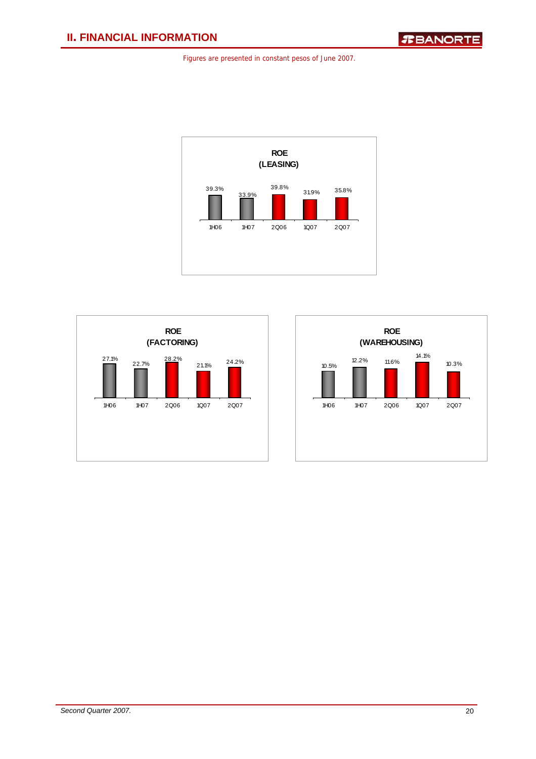## II. FINANCIAL INFORMATION

Figures are presented in constant pesos of June 2007.

**ROE (LEASING)**

| 1H06 | 1H07 | 2Q06 | 1Q07 | 2Q07 |
|---|---|---|---|---|
| 39.3% | 33.9% | 39.8% | 31.9% | 35.8% |

**ROE (FACTORING)**

| 1H06 | 1H07 | 2Q06 | 1Q07 | 2Q07 |
|---|---|---|---|---|
| 27.1% | 22.7% | 28.2% | 21.1% | 24.2% |

**ROE (WAREHOUSING)**

| 1H06 | 1H07 | 2Q06 | 1Q07 | 2Q07 |
|---|---|---|---|---|
| 10.5% | 12.2% | 11.6% | 14.1% | 10.3% |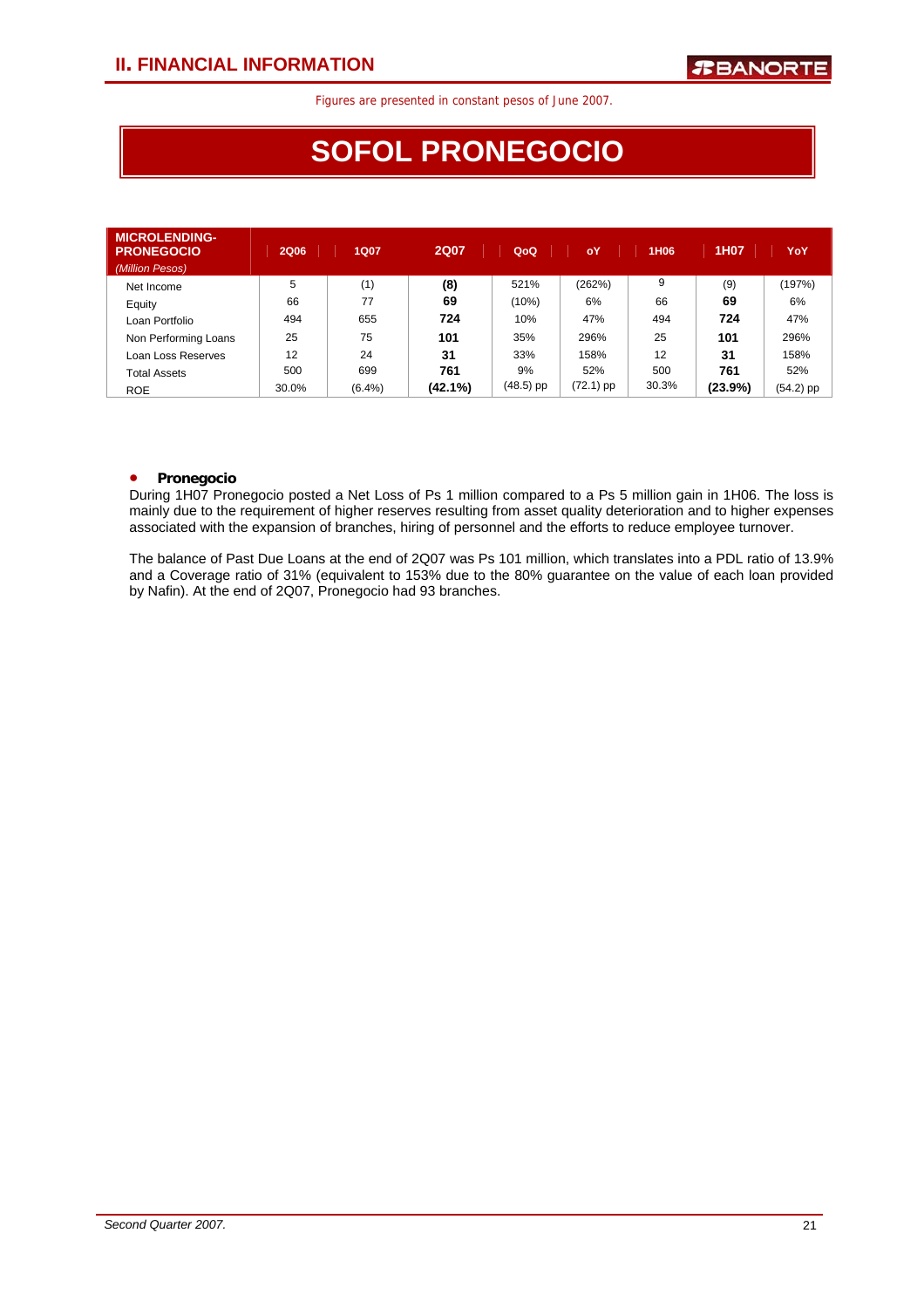Figures are presented in constant pesos of June 2007.

# SOFOL PRONEGOCIO

| MICROLENDING-PRONEGOCIO *(Million Pesos)* | 2Q06 | 1Q07 | 2Q07 | QoQ | oY | 1H06 | 1H07 | YoY |
|---|---|---|---|---|---|---|---|---|
| Net Income | 5 | (1) | **(8)** | 521% | (262%) | 9 | (9) | (197%) |
| Equity | 66 | 77 | **69** | (10%) | 6% | 66 | **69** | 6% |
| Loan Portfolio | 494 | 655 | **724** | 10% | 47% | 494 | **724** | 47% |
| Non Performing Loans | 25 | 75 | **101** | 35% | 296% | 25 | **101** | 296% |
| Loan Loss Reserves | 12 | 24 | **31** | 33% | 158% | 12 | **31** | 158% |
| Total Assets | 500 | 699 | **761** | 9% | 52% | 500 | **761** | 52% |
| ROE | 30.0% | (6.4%) | **(42.1%)** | (48.5) pp | (72.1) pp | 30.3% | **(23.9%)** | (54.2) pp |

- **Pronegocio**

During 1H07 Pronegocio posted a Net Loss of Ps 1 million compared to a Ps 5 million gain in 1H06. The loss is mainly due to the requirement of higher reserves resulting from asset quality deterioration and to higher expenses associated with the expansion of branches, hiring of personnel and the efforts to reduce employee turnover.

The balance of Past Due Loans at the end of 2Q07 was Ps 101 million, which translates into a PDL ratio of 13.9% and a Coverage ratio of 31% (equivalent to 153% due to the 80% guarantee on the value of each loan provided by Nafin). At the end of 2Q07, Pronegocio had 93 branches.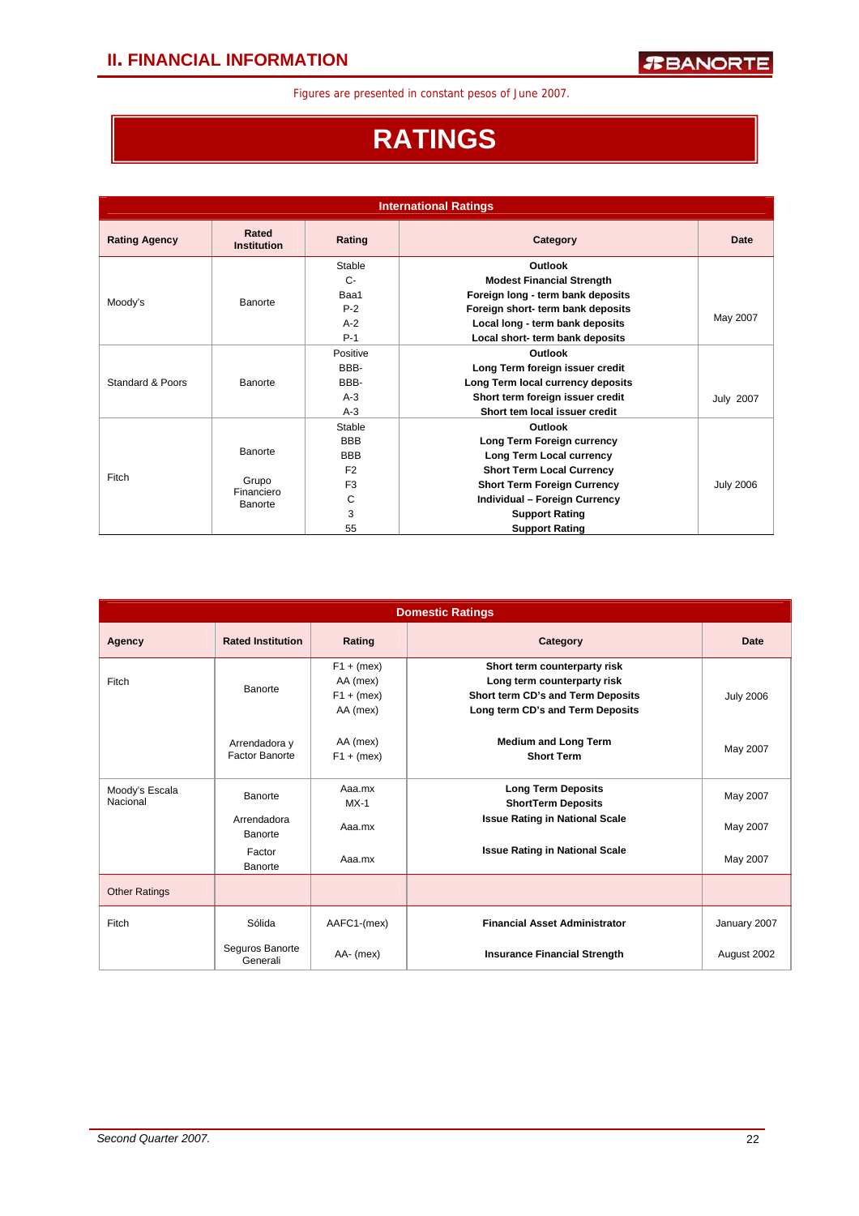Figures are presented in constant pesos of June 2007.

# RATINGS

| International Ratings | | | | |
|---|---|---|---|---|
| **Rating Agency** | **Rated Institution** | **Rating** | **Category** | **Date** |
| Moody's | Banorte | Stable | **Outlook** | May 2007 |
| | | C- | **Modest Financial Strength** | |
| | | Baa1 | **Foreign long - term bank deposits** | |
| | | P-2 | **Foreign short- term bank deposits** | |
| | | A-2 | **Local long - term bank deposits** | |
| | | P-1 | **Local short- term bank deposits** | |
| Standard & Poors | Banorte | Positive | **Outlook** | July 2007 |
| | | BBB- | **Long Term foreign issuer credit** | |
| | | BBB- | **Long Term local currency deposits** | |
| | | A-3 | **Short term foreign issuer credit** | |
| | | A-3 | **Short tem local issuer credit** | |
| Fitch | Banorte | Stable | **Outlook** | July 2006 |
| | | BBB | **Long Term Foreign currency** | |
| | | BBB | **Long Term Local currency** | |
| | | F2 | **Short Term Local Currency** | |
| | | F3 | **Short Term Foreign Currency** | |
| | | C | **Individual – Foreign Currency** | |
| | Grupo Financiero Banorte | 3 | **Support Rating** | |
| | | 55 | **Support Rating** | |

| Domestic Ratings | | | | |
|---|---|---|---|---|
| **Agency** | **Rated Institution** | **Rating** | **Category** | **Date** |
| Fitch | Banorte | F1 + (mex) | **Short term counterparty risk** | July 2006 |
| | | AA (mex) | **Long term counterparty risk** | |
| | | F1 + (mex) | **Short term CD's and Term Deposits** | |
| | | AA (mex) | **Long term CD's and Term Deposits** | |
| | Arrendadora y Factor Banorte | AA (mex) | **Medium and Long Term** | May 2007 |
| | | F1 + (mex) | **Short Term** | |
| Moody's Escala Nacional | Banorte | Aaa.mx | **Long Term Deposits** | May 2007 |
| | | MX-1 | **ShortTerm Deposits** | |
| | Arrendadora Banorte | Aaa.mx | **Issue Rating in National Scale** | May 2007 |
| | Factor Banorte | Aaa.mx | **Issue Rating in National Scale** | May 2007 |
| Other Ratings | | | | |
| Fitch | Sólida | AAFC1-(mex) | **Financial Asset Administrator** | January 2007 |
| | Seguros Banorte Generali | AA- (mex) | **Insurance Financial Strength** | August 2002 |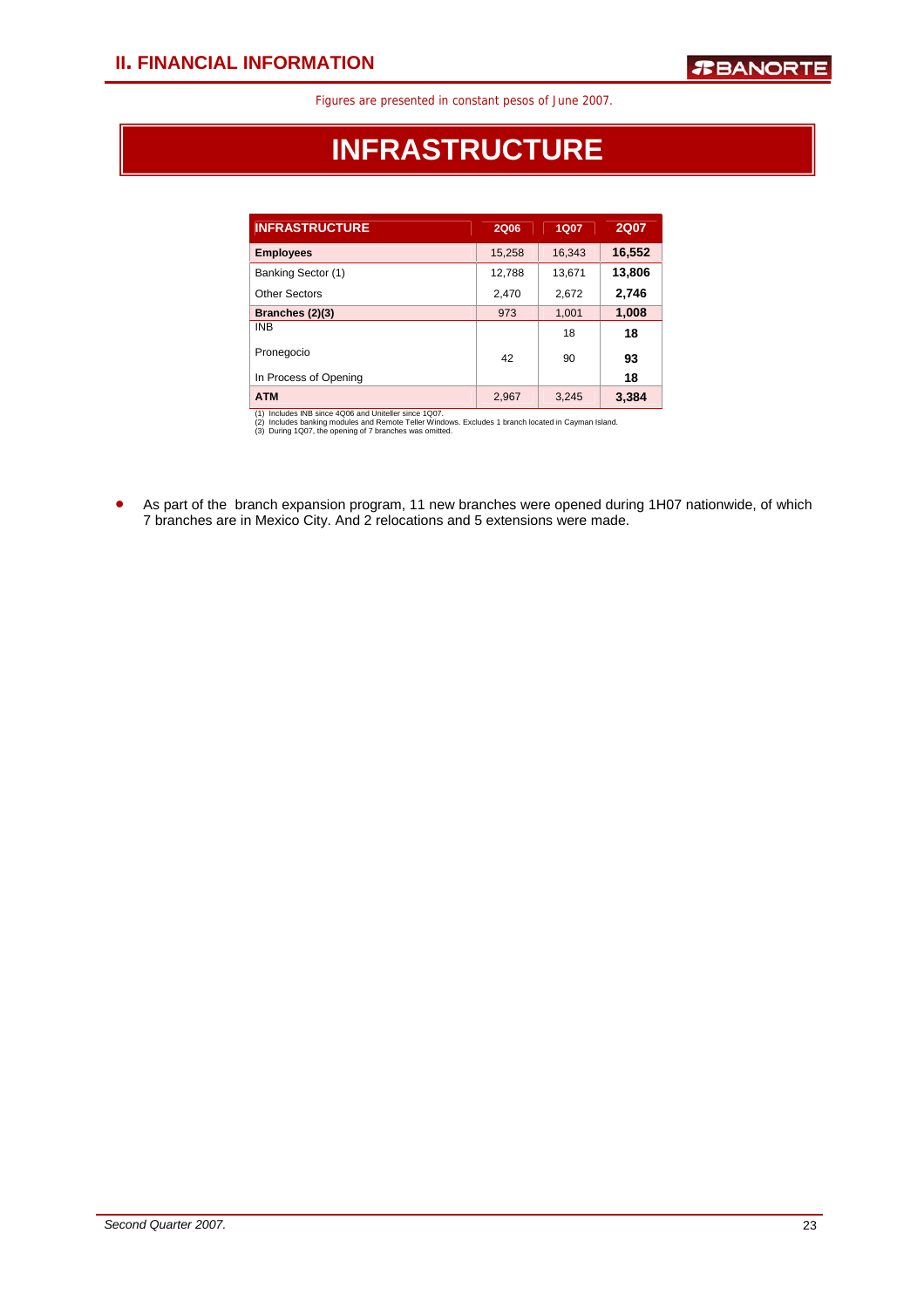## II. FINANCIAL INFORMATION

Figures are presented in constant pesos of June 2007.

# INFRASTRUCTURE

| INFRASTRUCTURE | 2Q06 | 1Q07 | 2Q07 |
|---|---|---|---|
| **Employees** | 15,258 | 16,343 | **16,552** |
| Banking Sector (1) | 12,788 | 13,671 | **13,806** |
| Other Sectors | 2,470 | 2,672 | **2,746** |
| **Branches (2)(3)** | 973 | 1,001 | **1,008** |
| INB | | 18 | **18** |
| Pronegocio | 42 | 90 | **93** |
| In Process of Opening | | | **18** |
| **ATM** | 2,967 | 3,245 | **3,384** |

(1) Includes INB since 4Q06 and Uniteller since 1Q07.
(2) Includes banking modules and Remote Teller Windows. Excludes 1 branch located in Cayman Island.
(3) During 1Q07, the opening of 7 branches was omitted.

- As part of the branch expansion program, 11 new branches were opened during 1H07 nationwide, of which 7 branches are in Mexico City. And 2 relocations and 5 extensions were made.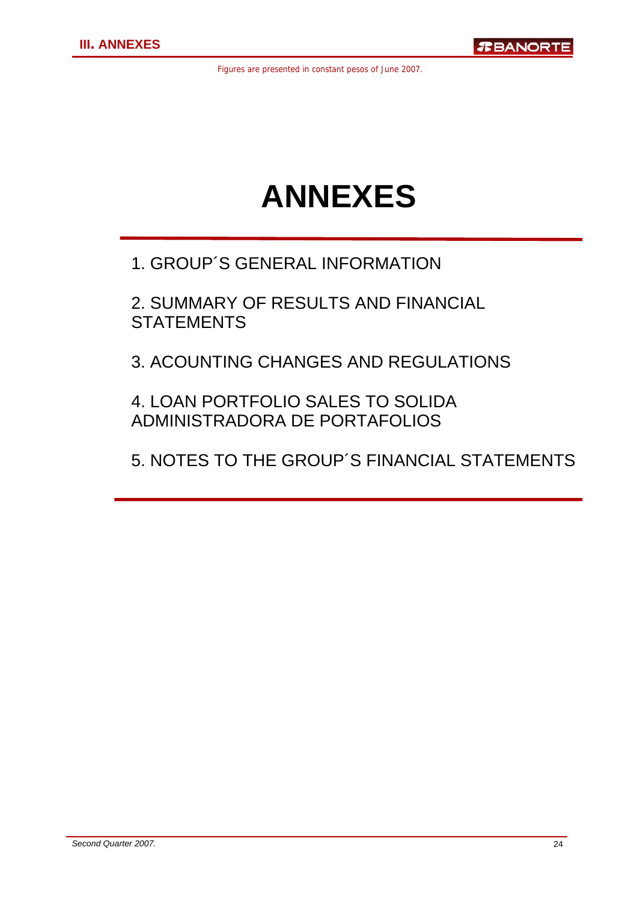# ANNEXES

1. GROUP´S GENERAL INFORMATION

2. SUMMARY OF RESULTS AND FINANCIAL STATEMENTS

3. ACOUNTING CHANGES AND REGULATIONS

4. LOAN PORTFOLIO SALES TO SOLIDA ADMINISTRADORA DE PORTAFOLIOS

5. NOTES TO THE GROUP´S FINANCIAL STATEMENTS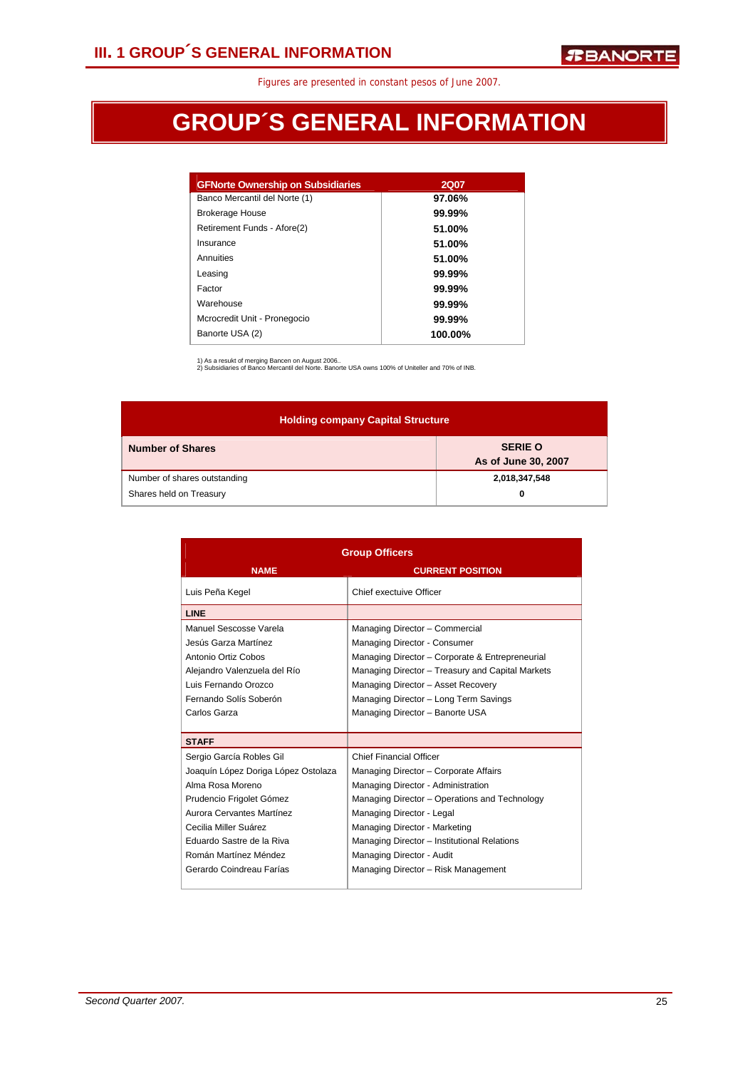Figures are presented in constant pesos of June 2007.

# GROUP´S GENERAL INFORMATION

| GFNorte Ownership on Subsidiaries | 2Q07 |
|---|---|
| Banco Mercantil del Norte (1) | **97.06%** |
| Brokerage House | **99.99%** |
| Retirement Funds - Afore(2) | **51.00%** |
| Insurance | **51.00%** |
| Annuities | **51.00%** |
| Leasing | **99.99%** |
| Factor | **99.99%** |
| Warehouse | **99.99%** |
| Mcrocredit Unit - Pronegocio | **99.99%** |
| Banorte USA (2) | **100.00%** |

1) As a resukt of merging Bancen on August 2006..
2) Subsidiaries of Banco Mercantil del Norte. Banorte USA owns 100% of Uniteller and 70% of INB.

**Holding company Capital Structure**

| Number of Shares | SERIE O As of June 30, 2007 |
|---|---|
| Number of shares outstanding | 2,018,347,548 |
| Shares held on Treasury | 0 |

**Group Officers**

| NAME | CURRENT POSITION |
|---|---|
| Luis Peña Kegel | Chief exectuive Officer |
| **LINE** | |
| Manuel Sescosse Varela | Managing Director – Commercial |
| Jesús Garza Martínez | Managing Director - Consumer |
| Antonio Ortiz Cobos | Managing Director – Corporate & Entrepreneurial |
| Alejandro Valenzuela del Río | Managing Director – Treasury and Capital Markets |
| Luis Fernando Orozco | Managing Director – Asset Recovery |
| Fernando Solís Soberón | Managing Director – Long Term Savings |
| Carlos Garza | Managing Director – Banorte USA |
| **STAFF** | |
| Sergio García Robles Gil | Chief Financial Officer |
| Joaquín López Doriga López Ostolaza | Managing Director – Corporate Affairs |
| Alma Rosa Moreno | Managing Director - Administration |
| Prudencio Frigolet Gómez | Managing Director – Operations and Technology |
| Aurora Cervantes Martínez | Managing Director - Legal |
| Cecilia Miller Suárez | Managing Director - Marketing |
| Eduardo Sastre de la Riva | Managing Director – Institutional Relations |
| Román Martínez Méndez | Managing Director - Audit |
| Gerardo Coindreau Farías | Managing Director – Risk Management |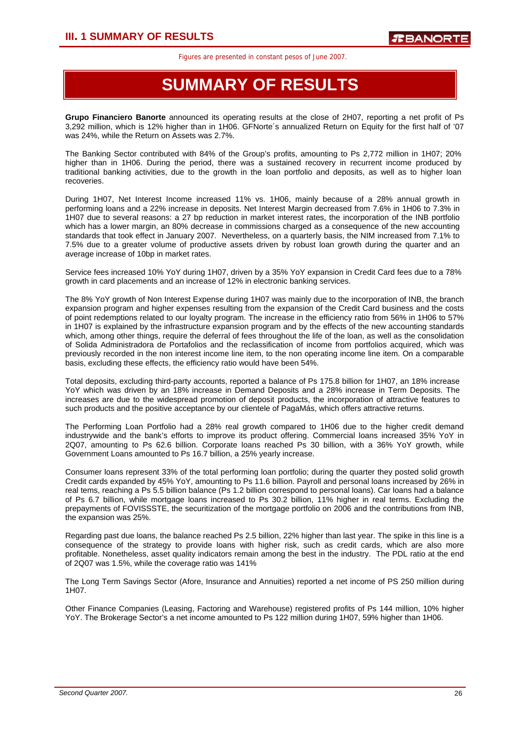# III. 1 SUMMARY OF RESULTS

Figures are presented in constant pesos of June 2007.

## SUMMARY OF RESULTS

**Grupo Financiero Banorte** announced its operating results at the close of 2H07, reporting a net profit of Ps 3,292 million, which is 12% higher than in 1H06. GFNorte´s annualized Return on Equity for the first half of '07 was 24%, while the Return on Assets was 2.7%.

The Banking Sector contributed with 84% of the Group's profits, amounting to Ps 2,772 million in 1H07; 20% higher than in 1H06. During the period, there was a sustained recovery in recurrent income produced by traditional banking activities, due to the growth in the loan portfolio and deposits, as well as to higher loan recoveries.

During 1H07, Net Interest Income increased 11% vs. 1H06, mainly because of a 28% annual growth in performing loans and a 22% increase in deposits. Net Interest Margin decreased from 7.6% in 1H06 to 7.3% in 1H07 due to several reasons: a 27 bp reduction in market interest rates, the incorporation of the INB portfolio which has a lower margin, an 80% decrease in commissions charged as a consequence of the new accounting standards that took effect in January 2007. Nevertheless, on a quarterly basis, the NIM increased from 7.1% to 7.5% due to a greater volume of productive assets driven by robust loan growth during the quarter and an average increase of 10bp in market rates.

Service fees increased 10% YoY during 1H07, driven by a 35% YoY expansion in Credit Card fees due to a 78% growth in card placements and an increase of 12% in electronic banking services.

The 8% YoY growth of Non Interest Expense during 1H07 was mainly due to the incorporation of INB, the branch expansion program and higher expenses resulting from the expansion of the Credit Card business and the costs of point redemptions related to our loyalty program. The increase in the efficiency ratio from 56% in 1H06 to 57% in 1H07 is explained by the infrastructure expansion program and by the effects of the new accounting standards which, among other things, require the deferral of fees throughout the life of the loan, as well as the consolidation of Solida Administradora de Portafolios and the reclassification of income from portfolios acquired, which was previously recorded in the non interest income line item, to the non operating income line item. On a comparable basis, excluding these effects, the efficiency ratio would have been 54%.

Total deposits, excluding third-party accounts, reported a balance of Ps 175.8 billion for 1H07, an 18% increase YoY which was driven by an 18% increase in Demand Deposits and a 28% increase in Term Deposits. The increases are due to the widespread promotion of deposit products, the incorporation of attractive features to such products and the positive acceptance by our clientele of PagaMás, which offers attractive returns.

The Performing Loan Portfolio had a 28% real growth compared to 1H06 due to the higher credit demand industrywide and the bank's efforts to improve its product offering. Commercial loans increased 35% YoY in 2Q07, amounting to Ps 62.6 billion. Corporate loans reached Ps 30 billion, with a 36% YoY growth, while Government Loans amounted to Ps 16.7 billion, a 25% yearly increase.

Consumer loans represent 33% of the total performing loan portfolio; during the quarter they posted solid growth Credit cards expanded by 45% YoY, amounting to Ps 11.6 billion. Payroll and personal loans increased by 26% in real tems, reaching a Ps 5.5 billion balance (Ps 1.2 billion correspond to personal loans). Car loans had a balance of Ps 6.7 billion, while mortgage loans increased to Ps 30.2 billion, 11% higher in real terms. Excluding the prepayments of FOVISSSTE, the securitization of the mortgage portfolio on 2006 and the contributions from INB, the expansion was 25%.

Regarding past due loans, the balance reached Ps 2.5 billion, 22% higher than last year. The spike in this line is a consequence of the strategy to provide loans with higher risk, such as credit cards, which are also more profitable. Nonetheless, asset quality indicators remain among the best in the industry. The PDL ratio at the end of 2Q07 was 1.5%, while the coverage ratio was 141%

The Long Term Savings Sector (Afore, Insurance and Annuities) reported a net income of PS 250 million during 1H07.

Other Finance Companies (Leasing, Factoring and Warehouse) registered profits of Ps 144 million, 10% higher YoY. The Brokerage Sector's a net income amounted to Ps 122 million during 1H07, 59% higher than 1H06.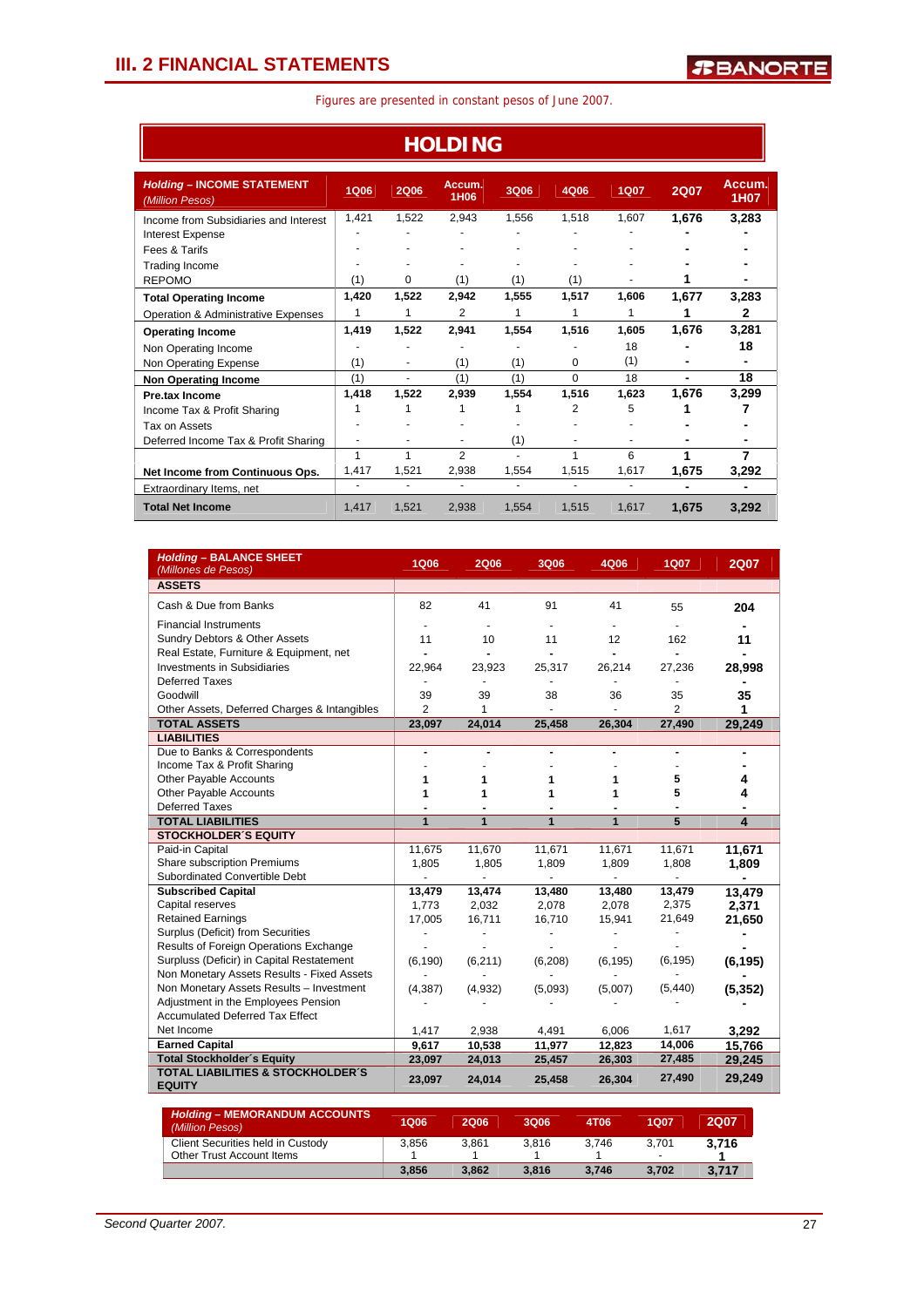## III. 2 FINANCIAL STATEMENTS

Figures are presented in constant pesos of June 2007.

# HOLDING

| **Holding – INCOME STATEMENT** *(Million Pesos)* | 1Q06 | 2Q06 | Accum. 1H06 | 3Q06 | 4Q06 | 1Q07 | 2Q07 | Accum. 1H07 |
|---|---|---|---|---|---|---|---|---|
| Income from Subsidiaries and Interest | 1,421 | 1,522 | 2,943 | 1,556 | 1,518 | 1,607 | **1,676** | **3,283** |
| Interest Expense | - | - | - | - | - | - | **-** | **-** |
| Fees & Tarifs | - | - | - | - | - | - | **-** | **-** |
| Trading Income | - | - | - | - | - | - | **-** | **-** |
| REPOMO | (1) | 0 | (1) | (1) | (1) | - | **1** | **-** |
| **Total Operating Income** | **1,420** | **1,522** | **2,942** | **1,555** | **1,517** | **1,606** | **1,677** | **3,283** |
| Operation & Administrative Expenses | 1 | 1 | 2 | 1 | 1 | 1 | **1** | **2** |
| **Operating Income** | **1,419** | **1,522** | **2,941** | **1,554** | **1,516** | **1,605** | **1,676** | **3,281** |
| Non Operating Income | - | - | - | - | - | 18 | **-** | **18** |
| Non Operating Expense | (1) | - | (1) | (1) | 0 | (1) | **-** | **-** |
| **Non Operating Income** | (1) | - | (1) | (1) | 0 | 18 | **-** | **18** |
| **Pre.tax Income** | **1,418** | **1,522** | **2,939** | **1,554** | **1,516** | **1,623** | **1,676** | **3,299** |
| Income Tax & Profit Sharing | 1 | 1 | 1 | 1 | 2 | 5 | **1** | **7** |
| Tax on Assets | - | - | - | - | - | - | **-** | **-** |
| Deferred Income Tax & Profit Sharing | - | - | - | (1) | - | - | **-** | **-** |
| | 1 | 1 | 2 | - | 1 | 6 | **1** | **7** |
| **Net Income from Continuous Ops.** | 1,417 | 1,521 | 2,938 | 1,554 | 1,515 | 1,617 | **1,675** | **3,292** |
| Extraordinary Items, net | - | - | - | - | - | - | **-** | **-** |
| **Total Net Income** | 1,417 | 1,521 | 2,938 | 1,554 | 1,515 | 1,617 | **1,675** | **3,292** |

| **Holding – BALANCE SHEET** *(Millones de Pesos)* | 1Q06 | 2Q06 | 3Q06 | 4Q06 | 1Q07 | 2Q07 |
|---|---|---|---|---|---|---|
| **ASSETS** | | | | | | |
| Cash & Due from Banks | 82 | 41 | 91 | 41 | 55 | **204** |
| Financial Instruments | - | - | - | - | - | **-** |
| Sundry Debtors & Other Assets | 11 | 10 | 11 | 12 | 162 | **11** |
| Real Estate, Furniture & Equipment, net | - | - | - | - | - | **-** |
| Investments in Subsidiaries | 22,964 | 23,923 | 25,317 | 26,214 | 27,236 | **28,998** |
| Deferred Taxes | - | - | - | - | - | **-** |
| Goodwill | 39 | 39 | 38 | 36 | 35 | **35** |
| Other Assets, Deferred Charges & Intangibles | 2 | 1 | - | - | 2 | **1** |
| **TOTAL ASSETS** | **23,097** | **24,014** | **25,458** | **26,304** | **27,490** | **29,249** |
| **LIABILITIES** | | | | | | |
| Due to Banks & Correspondents | - | - | - | - | - | **-** |
| Income Tax & Profit Sharing | - | - | - | - | - | **-** |
| Other Payable Accounts | 1 | 1 | 1 | 1 | 5 | **4** |
| Other Payable Accounts | 1 | 1 | 1 | 1 | 5 | **4** |
| Deferred Taxes | - | - | - | - | - | **-** |
| **TOTAL LIABILITIES** | **1** | **1** | **1** | **1** | **5** | **4** |
| **STOCKHOLDER´S EQUITY** | | | | | | |
| Paid-in Capital | 11,675 | 11,670 | 11,671 | 11,671 | 11,671 | **11,671** |
| Share subscription Premiums | 1,805 | 1,805 | 1,809 | 1,809 | 1,808 | **1,809** |
| Subordinated Convertible Debt | - | - | - | - | - | **-** |
| **Subscribed Capital** | **13,479** | **13,474** | **13,480** | **13,480** | **13,479** | **13,479** |
| Capital reserves | 1,773 | 2,032 | 2,078 | 2,078 | 2,375 | **2,371** |
| Retained Earnings | 17,005 | 16,711 | 16,710 | 15,941 | 21,649 | **21,650** |
| Surplus (Deficit) from Securities | - | - | - | - | - | **-** |
| Results of Foreign Operations Exchange | - | - | - | - | - | **-** |
| Surplus (Deficir) in Capital Restatement | (6,190) | (6,211) | (6,208) | (6,195) | (6,195) | **(6,195)** |
| Non Monetary Assets Results - Fixed Assets | - | - | - | - | - | **-** |
| Non Monetary Assets Results – Investment | (4,387) | (4,932) | (5,093) | (5,007) | (5,440) | **(5,352)** |
| Adjustment in the Employees Pension | - | - | - | - | - | **-** |
| Accumulated Deferred Tax Effect | | | | | | |
| Net Income | 1,417 | 2,938 | 4,491 | 6,006 | 1,617 | **3,292** |
| **Earned Capital** | **9,617** | **10,538** | **11,977** | **12,823** | **14,006** | **15,766** |
| **Total Stockholder´s Equity** | **23,097** | **24,013** | **25,457** | **26,303** | **27,485** | **29,245** |
| **TOTAL LIABILITIES & STOCKHOLDER´S EQUITY** | **23,097** | **24,014** | **25,458** | **26,304** | **27,490** | **29,249** |

| **Holding – MEMORANDUM ACCOUNTS** *(Million Pesos)* | 1Q06 | 2Q06 | 3Q06 | 4T06 | 1Q07 | 2Q07 |
|---|---|---|---|---|---|---|
| Client Securities held in Custody | 3,856 | 3,861 | 3,816 | 3,746 | 3,701 | **3,716** |
| Other Trust Account Items | 1 | 1 | 1 | 1 | - | **1** |
| | **3,856** | **3,862** | **3,816** | **3,746** | **3,702** | **3,717** |

*Second Quarter 2007.*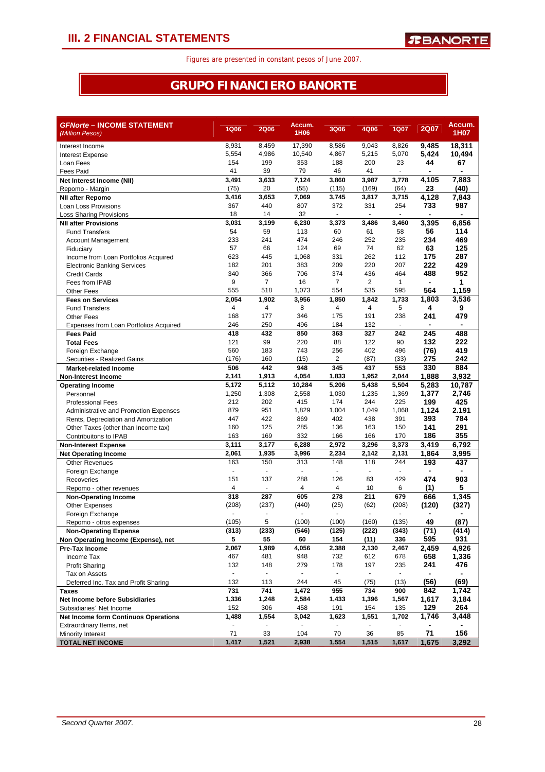# III. 2 FINANCIAL STATEMENTS

Figures are presented in constant pesos of June 2007.

## GRUPO FINANCIERO BANORTE

| *GFNorte – INCOME STATEMENT (Million Pesos)* | 1Q06 | 2Q06 | Accum. 1H06 | 3Q06 | 4Q06 | 1Q07 | 2Q07 | Accum. 1H07 |
|---|---|---|---|---|---|---|---|---|
| Interest Income | 8,931 | 8,459 | 17,390 | 8,586 | 9,043 | 8,826 | **9,485** | **18,311** |
| Interest Expense | 5,554 | 4,986 | 10,540 | 4,867 | 5,215 | 5,070 | **5,424** | **10,494** |
| Loan Fees | 154 | 199 | 353 | 188 | 200 | 23 | **44** | **67** |
| Fees Paid | 41 | 39 | 79 | 46 | 41 | - | **-** | **-** |
| **Net Interest Income (NII)** | **3,491** | **3,633** | **7,124** | **3,860** | **3,987** | **3,778** | **4,105** | **7,883** |
| Repomo - Margin | (75) | 20 | (55) | (115) | (169) | (64) | **23** | **(40)** |
| **NII after Repomo** | **3,416** | **3,653** | **7,069** | **3,745** | **3,817** | **3,715** | **4,128** | **7,843** |
| Loan Loss Provisions | 367 | 440 | 807 | 372 | 331 | 254 | **733** | **987** |
| Loss Sharing Provisions | 18 | 14 | 32 | - | - | - | **-** | **-** |
| **NII after Provisions** | **3,031** | **3,199** | **6,230** | **3,373** | **3,486** | **3,460** | **3,395** | **6,856** |
| Fund Transfers | 54 | 59 | 113 | 60 | 61 | 58 | **56** | **114** |
| Account Management | 233 | 241 | 474 | 246 | 252 | 235 | **234** | **469** |
| Fiduciary | 57 | 66 | 124 | 69 | 74 | 62 | **63** | **125** |
| Income from Loan Portfolios Acquired | 623 | 445 | 1,068 | 331 | 262 | 112 | **175** | **287** |
| Electronic Banking Services | 182 | 201 | 383 | 209 | 220 | 207 | **222** | **429** |
| Credit Cards | 340 | 366 | 706 | 374 | 436 | 464 | **488** | **952** |
| Fees from IPAB | 9 | 7 | 16 | 7 | 2 | 1 | **-** | **1** |
| Other Fees | 555 | 518 | 1,073 | 554 | 535 | 595 | **564** | **1,159** |
| **Fees on Services** | **2,054** | **1,902** | **3,956** | **1,850** | **1,842** | **1,733** | **1,803** | **3,536** |
| Fund Transfers | 4 | 4 | 8 | 4 | 4 | 5 | **4** | **9** |
| Other Fees | 168 | 177 | 346 | 175 | 191 | 238 | **241** | **479** |
| Expenses from Loan Portfolios Acquired | 246 | 250 | 496 | 184 | 132 | - | **-** | **-** |
| **Fees Paid** | **418** | **432** | **850** | **363** | **327** | **242** | **245** | **488** |
| **Total Fees** | 121 | 99 | 220 | 88 | 122 | 90 | **132** | **222** |
| Foreign Exchange | 560 | 183 | 743 | 256 | 402 | 496 | **(76)** | **419** |
| Securities - Realized Gains | (176) | 160 | (15) | 2 | (87) | (33) | **275** | **242** |
| **Market-related Income** | **506** | **442** | **948** | **345** | **437** | **553** | **330** | **884** |
| **Non-Interest Income** | **2,141** | **1,913** | **4,054** | **1,833** | **1,952** | **2,044** | **1,888** | **3,932** |
| **Operating Income** | **5,172** | **5,112** | **10,284** | **5,206** | **5,438** | **5,504** | **5,283** | **10,787** |
| Personnel | 1,250 | 1,308 | 2,558 | 1,030 | 1,235 | 1,369 | **1,377** | **2,746** |
| Professional Fees | 212 | 202 | 415 | 174 | 244 | 225 | **199** | **425** |
| Administrative and Promotion Expenses | 879 | 951 | 1,829 | 1,004 | 1,049 | 1,068 | **1,124** | **2.191** |
| Rents, Depreciation and Amortization | 447 | 422 | 869 | 402 | 438 | 391 | **393** | **784** |
| Other Taxes (other than Income tax) | 160 | 125 | 285 | 136 | 163 | 150 | **141** | **291** |
| Contribuitons to IPAB | 163 | 169 | 332 | 166 | 166 | 170 | **186** | **355** |
| **Non-Interest Expense** | **3,111** | **3,177** | **6,288** | **2,972** | **3,296** | **3,373** | **3,419** | **6,792** |
| **Net Operating Income** | **2,061** | **1,935** | **3,996** | **2,234** | **2,142** | **2,131** | **1,864** | **3,995** |
| Other Revenues | 163 | 150 | 313 | 148 | 118 | 244 | **193** | **437** |
| Foreign Exchange | - | - | - | - | - | - | **-** | **-** |
| Recoveries | 151 | 137 | 288 | 126 | 83 | 429 | **474** | **903** |
| Repomo - other revenues | 4 | - | 4 | 4 | 10 | 6 | **(1)** | **5** |
| **Non-Operating Income** | **318** | **287** | **605** | **278** | **211** | **679** | **666** | **1,345** |
| Other Expenses | (208) | (237) | (440) | (25) | (62) | (208) | **(120)** | **(327)** |
| Foreign Exchange | - | - | - | - | - | - | **-** | **-** |
| Repomo - otros expenses | (105) | 5 | (100) | (100) | (160) | (135) | **49** | **(87)** |
| **Non-Operating Expense** | **(313)** | **(233)** | **(546)** | **(125)** | **(222)** | **(343)** | **(71)** | **(414)** |
| **Non Operating Income (Expense), net** | **5** | **55** | **60** | **154** | **(11)** | **336** | **595** | **931** |
| **Pre-Tax Income** | **2,067** | **1,989** | **4,056** | **2,388** | **2,130** | **2,467** | **2,459** | **4,926** |
| Income Tax | 467 | 481 | 948 | 732 | 612 | 678 | **658** | **1,336** |
| Profit Sharing | 132 | 148 | 279 | 178 | 197 | 235 | **241** | **476** |
| Tax on Assets | - | - | - | - | - | - | **-** | **-** |
| Deferred Inc. Tax and Profit Sharing | 132 | 113 | 244 | 45 | (75) | (13) | **(56)** | **(69)** |
| **Taxes** | **731** | **741** | **1,472** | **955** | **734** | **900** | **842** | **1,742** |
| **Net Income before Subsidiaries** | **1,336** | **1,248** | **2,584** | **1,433** | **1,396** | **1,567** | **1,617** | **3,184** |
| Subsidiaries´ Net Income | 152 | 306 | 458 | 191 | 154 | 135 | **129** | **264** |
| **Net Income form Continuos Operations** | **1,488** | **1,554** | **3,042** | **1,623** | **1,551** | **1,702** | **1,746** | **3,448** |
| Extraordinary Items, net | - | - | - | - | - | - | **-** | **-** |
| Minority Interest | 71 | 33 | 104 | 70 | 36 | 85 | **71** | **156** |
| **TOTAL NET INCOME** | **1,417** | **1,521** | **2,938** | **1,554** | **1,515** | **1,617** | **1,675** | **3,292** |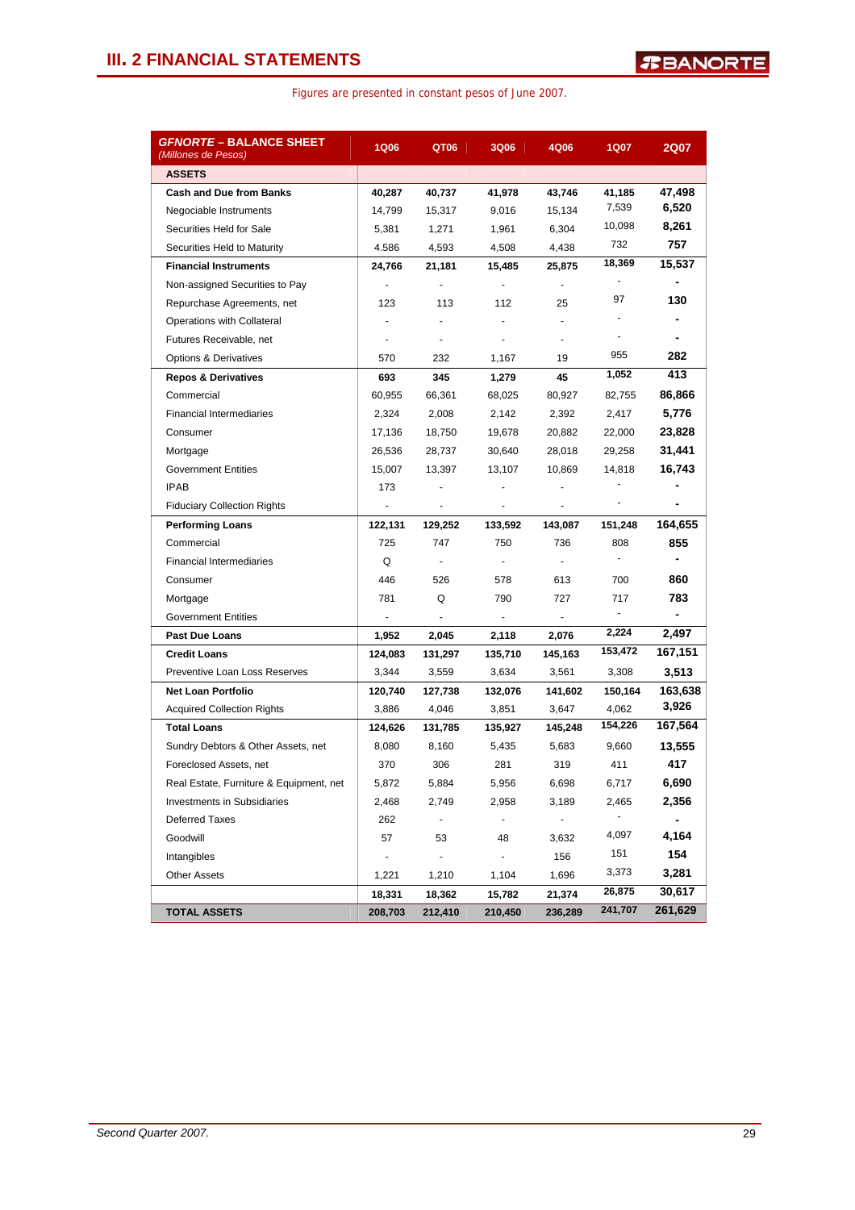## III. 2 FINANCIAL STATEMENTS

Figures are presented in constant pesos of June 2007.

| ***GFNORTE* – BALANCE SHEET** *(Millones de Pesos)* | 1Q06 | QT06 | 3Q06 | 4Q06 | 1Q07 | 2Q07 |
|---|---|---|---|---|---|---|
| **ASSETS** | | | | | | |
| **Cash and Due from Banks** | **40,287** | **40,737** | **41,978** | **43,746** | **41,185** | **47,498** |
| Negociable Instruments | 14,799 | 15,317 | 9,016 | 15,134 | 7,539 | **6,520** |
| Securities Held for Sale | 5,381 | 1,271 | 1,961 | 6,304 | 10,098 | **8,261** |
| Securities Held to Maturity | 4.586 | 4,593 | 4,508 | 4,438 | 732 | **757** |
| **Financial Instruments** | **24,766** | **21,181** | **15,485** | **25,875** | **18,369** | **15,537** |
| Non-assigned Securities to Pay | - | - | - | - | - | **-** |
| Repurchase Agreements, net | 123 | 113 | 112 | 25 | 97 | **130** |
| Operations with Collateral | - | - | - | - | - | **-** |
| Futures Receivable, net | - | - | - | - | - | **-** |
| Options & Derivatives | 570 | 232 | 1,167 | 19 | 955 | **282** |
| **Repos & Derivatives** | **693** | **345** | **1,279** | **45** | **1,052** | **413** |
| Commercial | 60,955 | 66,361 | 68,025 | 80,927 | 82,755 | **86,866** |
| Financial Intermediaries | 2,324 | 2,008 | 2,142 | 2,392 | 2,417 | **5,776** |
| Consumer | 17,136 | 18,750 | 19,678 | 20,882 | 22,000 | **23,828** |
| Mortgage | 26,536 | 28,737 | 30,640 | 28,018 | 29,258 | **31,441** |
| Government Entities | 15,007 | 13,397 | 13,107 | 10,869 | 14,818 | **16,743** |
| IPAB | 173 | - | - | - | - | **-** |
| Fiduciary Collection Rights | - | - | - | - | - | **-** |
| **Performing Loans** | **122,131** | **129,252** | **133,592** | **143,087** | **151,248** | **164,655** |
| Commercial | 725 | 747 | 750 | 736 | 808 | **855** |
| Financial Intermediaries | Q | - | - | - | - | **-** |
| Consumer | 446 | 526 | 578 | 613 | 700 | **860** |
| Mortgage | 781 | Q | 790 | 727 | 717 | **783** |
| Government Entities | - | - | - | - | - | **-** |
| **Past Due Loans** | **1,952** | **2,045** | **2,118** | **2,076** | **2,224** | **2,497** |
| **Credit Loans** | **124,083** | **131,297** | **135,710** | **145,163** | **153,472** | **167,151** |
| Preventive Loan Loss Reserves | 3,344 | 3,559 | 3,634 | 3,561 | 3,308 | **3,513** |
| **Net Loan Portfolio** | **120,740** | **127,738** | **132,076** | **141,602** | **150,164** | **163,638** |
| Acquired Collection Rights | 3,886 | 4,046 | 3,851 | 3,647 | 4,062 | **3,926** |
| **Total Loans** | **124,626** | **131,785** | **135,927** | **145,248** | **154,226** | **167,564** |
| Sundry Debtors & Other Assets, net | 8,080 | 8,160 | 5,435 | 5,683 | 9,660 | **13,555** |
| Foreclosed Assets, net | 370 | 306 | 281 | 319 | 411 | **417** |
| Real Estate, Furniture & Equipment, net | 5,872 | 5,884 | 5,956 | 6,698 | 6,717 | **6,690** |
| Investments in Subsidiaries | 2,468 | 2,749 | 2,958 | 3,189 | 2,465 | **2,356** |
| Deferred Taxes | 262 | - | - | - | - | **-** |
| Goodwill | 57 | 53 | 48 | 3,632 | 4,097 | **4,164** |
| Intangibles | - | - | - | 156 | 151 | **154** |
| Other Assets | 1,221 | 1,210 | 1,104 | 1,696 | 3,373 | **3,281** |
| | **18,331** | **18,362** | **15,782** | **21,374** | **26,875** | **30,617** |
| **TOTAL ASSETS** | **208,703** | **212,410** | **210,450** | **236,289** | **241,707** | **261,629** |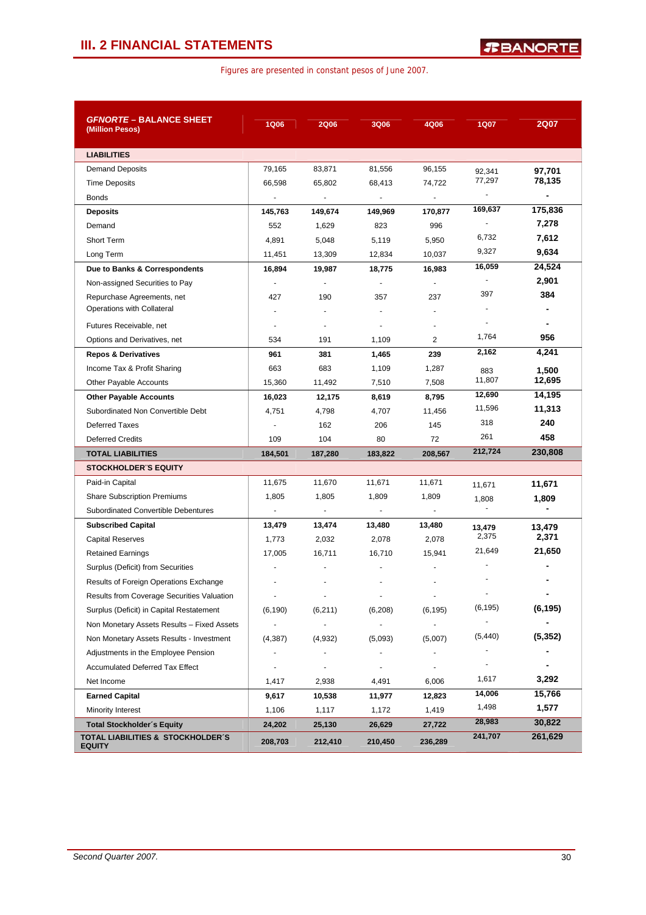## III. 2 FINANCIAL STATEMENTS

Figures are presented in constant pesos of June 2007.

| *GFNORTE* – BALANCE SHEET (Million Pesos) | 1Q06 | 2Q06 | 3Q06 | 4Q06 | 1Q07 | 2Q07 |
|---|---|---|---|---|---|---|
| **LIABILITIES** | | | | | | |
| Demand Deposits | 79,165 | 83,871 | 81,556 | 96,155 | 92,341 | **97,701** |
| Time Deposits | 66,598 | 65,802 | 68,413 | 74,722 | 77,297 | **78,135** |
| Bonds | - | - | - | - | - | **-** |
| **Deposits** | **145,763** | **149,674** | **149,969** | **170,877** | **169,637** | **175,836** |
| Demand | 552 | 1,629 | 823 | 996 | - | **7,278** |
| Short Term | 4,891 | 5,048 | 5,119 | 5,950 | 6,732 | **7,612** |
| Long Term | 11,451 | 13,309 | 12,834 | 10,037 | 9,327 | **9,634** |
| **Due to Banks & Correspondents** | **16,894** | **19,987** | **18,775** | **16,983** | **16,059** | **24,524** |
| Non-assigned Securities to Pay | - | - | - | - | - | **2,901** |
| Repurchase Agreements, net | 427 | 190 | 357 | 237 | 397 | **384** |
| Operations with Collateral | - | - | - | - | - | **-** |
| Futures Receivable, net | - | - | - | - | - | **-** |
| Options and Derivatives, net | 534 | 191 | 1,109 | 2 | 1,764 | **956** |
| **Repos & Derivatives** | **961** | **381** | **1,465** | **239** | **2,162** | **4,241** |
| Income Tax & Profit Sharing | 663 | 683 | 1,109 | 1,287 | 883 | **1,500** |
| Other Payable Accounts | 15,360 | 11,492 | 7,510 | 7,508 | 11,807 | **12,695** |
| **Other Payable Accounts** | **16,023** | **12,175** | **8,619** | **8,795** | **12,690** | **14,195** |
| Subordinated Non Convertible Debt | 4,751 | 4,798 | 4,707 | 11,456 | 11,596 | **11,313** |
| Deferred Taxes | - | 162 | 206 | 145 | 318 | **240** |
| Deferred Credits | 109 | 104 | 80 | 72 | 261 | **458** |
| **TOTAL LIABILITIES** | **184,501** | **187,280** | **183,822** | **208,567** | **212,724** | **230,808** |
| **STOCKHOLDER´S EQUITY** | | | | | | |
| Paid-in Capital | 11,675 | 11,670 | 11,671 | 11,671 | 11,671 | **11,671** |
| Share Subscription Premiums | 1,805 | 1,805 | 1,809 | 1,809 | 1,808 | **1,809** |
| Subordinated Convertible Debentures | - | - | - | - | - | **-** |
| **Subscribed Capital** | **13,479** | **13,474** | **13,480** | **13,480** | **13,479** | **13,479** |
| Capital Reserves | 1,773 | 2,032 | 2,078 | 2,078 | 2,375 | **2,371** |
| Retained Earnings | 17,005 | 16,711 | 16,710 | 15,941 | 21,649 | **21,650** |
| Surplus (Deficit) from Securities | - | - | - | - | - | **-** |
| Results of Foreign Operations Exchange | - | - | - | - | - | **-** |
| Results from Coverage Securities Valuation | - | - | - | - | - | **-** |
| Surplus (Deficit) in Capital Restatement | (6,190) | (6,211) | (6,208) | (6,195) | (6,195) | **(6,195)** |
| Non Monetary Assets Results – Fixed Assets | - | - | - | - | - | **-** |
| Non Monetary Assets Results - Investment | (4,387) | (4,932) | (5,093) | (5,007) | (5,440) | **(5,352)** |
| Adjustments in the Employee Pension | - | - | - | - | - | **-** |
| Accumulated Deferred Tax Effect | - | - | - | - | - | **-** |
| Net Income | 1,417 | 2,938 | 4,491 | 6,006 | 1,617 | **3,292** |
| **Earned Capital** | **9,617** | **10,538** | **11,977** | **12,823** | **14,006** | **15,766** |
| Minority Interest | 1,106 | 1,117 | 1,172 | 1,419 | 1,498 | **1,577** |
| **Total Stockholder´s Equity** | **24,202** | **25,130** | **26,629** | **27,722** | **28,983** | **30,822** |
| **TOTAL LIABILITIES & STOCKHOLDER´S EQUITY** | **208,703** | **212,410** | **210,450** | **236,289** | **241,707** | **261,629** |

*Second Quarter 2007.*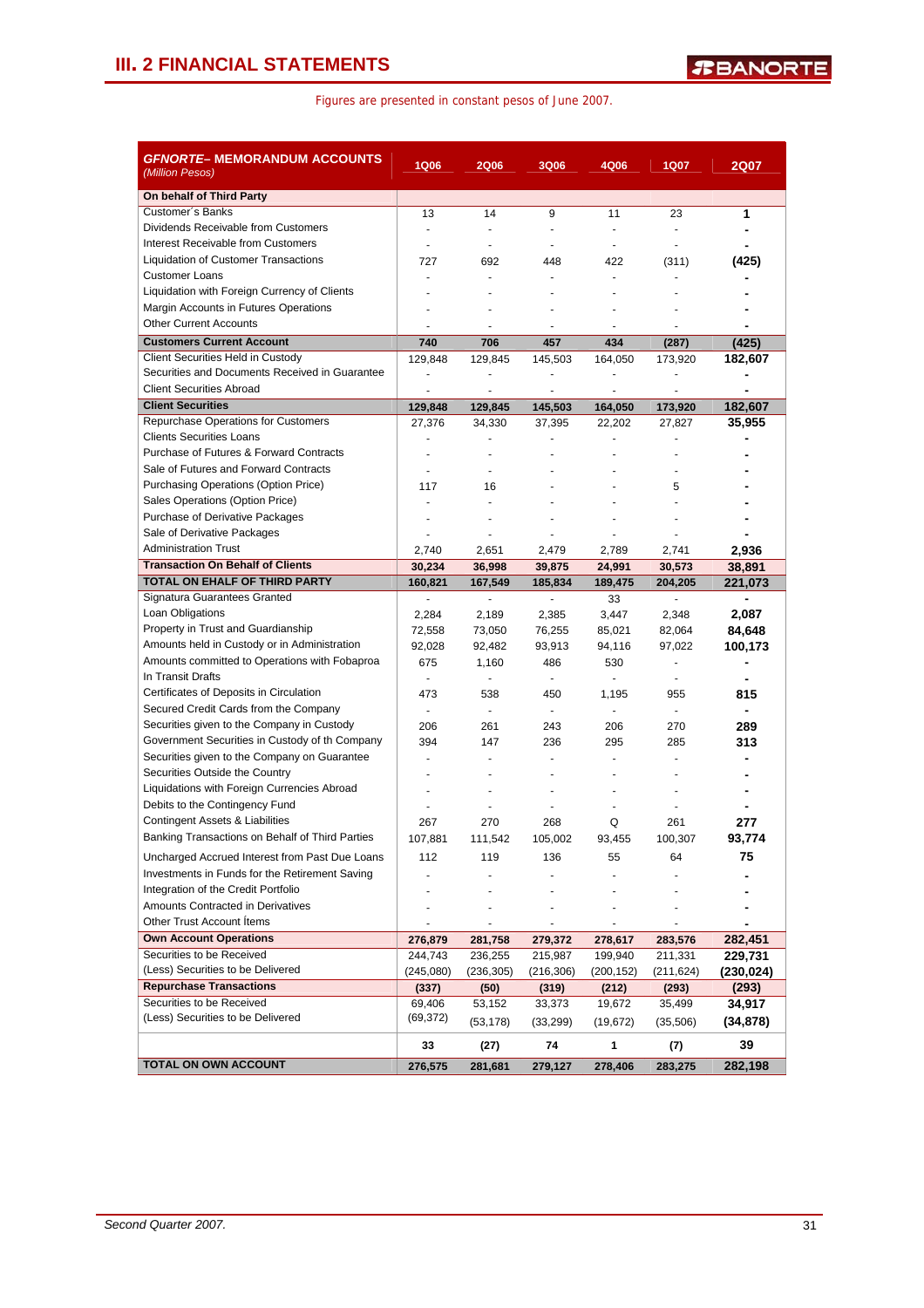# III. 2 FINANCIAL STATEMENTS

Figures are presented in constant pesos of June 2007.

| ***GFNORTE– MEMORANDUM ACCOUNTS*** *(Million Pesos)* | 1Q06 | 2Q06 | 3Q06 | 4Q06 | 1Q07 | 2Q07 |
|---|---|---|---|---|---|---|
| **On behalf of Third Party** | | | | | | |
| Customer´s Banks | 13 | 14 | 9 | 11 | 23 | **1** |
| Dividends Receivable from Customers | - | - | - | - | - | **-** |
| Interest Receivable from Customers | - | - | - | - | - | **-** |
| Liquidation of Customer Transactions | 727 | 692 | 448 | 422 | (311) | **(425)** |
| Customer Loans | - | - | - | - | - | **-** |
| Liquidation with Foreign Currency of Clients | - | - | - | - | - | **-** |
| Margin Accounts in Futures Operations | - | - | - | - | - | **-** |
| Other Current Accounts | - | - | - | - | - | **-** |
| **Customers Current Account** | **740** | **706** | **457** | **434** | **(287)** | **(425)** |
| Client Securities Held in Custody | 129,848 | 129,845 | 145,503 | 164,050 | 173,920 | **182,607** |
| Securities and Documents Received in Guarantee | - | - | - | - | - | **-** |
| Client Securities Abroad | - | - | - | - | - | **-** |
| **Client Securities** | **129,848** | **129,845** | **145,503** | **164,050** | **173,920** | **182,607** |
| Repurchase Operations for Customers | 27,376 | 34,330 | 37,395 | 22,202 | 27,827 | **35,955** |
| Clients Securities Loans | - | - | - | - | - | **-** |
| Purchase of Futures & Forward Contracts | - | - | - | - | - | **-** |
| Sale of Futures and Forward Contracts | - | - | - | - | - | **-** |
| Purchasing Operations (Option Price) | 117 | 16 | - | - | 5 | **-** |
| Sales Operations (Option Price) | - | - | - | - | - | **-** |
| Purchase of Derivative Packages | - | - | - | - | - | **-** |
| Sale of Derivative Packages | - | - | - | - | - | **-** |
| Administration Trust | 2,740 | 2,651 | 2,479 | 2,789 | 2,741 | **2,936** |
| **Transaction On Behalf of Clients** | **30,234** | **36,998** | **39,875** | **24,991** | **30,573** | **38,891** |
| **TOTAL ON EHALF OF THIRD PARTY** | **160,821** | **167,549** | **185,834** | **189,475** | **204,205** | **221,073** |
| Signatura Guarantees Granted | - | - | - | 33 | - | **-** |
| Loan Obligations | 2,284 | 2,189 | 2,385 | 3,447 | 2,348 | **2,087** |
| Property in Trust and Guardianship | 72,558 | 73,050 | 76,255 | 85,021 | 82,064 | **84,648** |
| Amounts held in Custody or in Administration | 92,028 | 92,482 | 93,913 | 94,116 | 97,022 | **100,173** |
| Amounts committed to Operations with Fobaproa | 675 | 1,160 | 486 | 530 | - | **-** |
| In Transit Drafts | - | - | - | - | - | **-** |
| Certificates of Deposits in Circulation | 473 | 538 | 450 | 1,195 | 955 | **815** |
| Secured Credit Cards from the Company | - | - | - | - | - | **-** |
| Securities given to the Company in Custody | 206 | 261 | 243 | 206 | 270 | **289** |
| Government Securities in Custody of th Company | 394 | 147 | 236 | 295 | 285 | **313** |
| Securities given to the Company on Guarantee | - | - | - | - | - | **-** |
| Securities Outside the Country | - | - | - | - | - | **-** |
| Liquidations with Foreign Currencies Abroad | - | - | - | - | - | **-** |
| Debits to the Contingency Fund | - | - | - | - | - | **-** |
| Contingent Assets & Liabilities | 267 | 270 | 268 | Q | 261 | **277** |
| Banking Transactions on Behalf of Third Parties | 107,881 | 111,542 | 105,002 | 93,455 | 100,307 | **93,774** |
| Uncharged Accrued Interest from Past Due Loans | 112 | 119 | 136 | 55 | 64 | **75** |
| Investments in Funds for the Retirement Saving | - | - | - | - | - | **-** |
| Integration of the Credit Portfolio | - | - | - | - | - | **-** |
| Amounts Contracted in Derivatives | - | - | - | - | - | **-** |
| Other Trust Account Ítems | - | - | - | - | - | **-** |
| **Own Account Operations** | **276,879** | **281,758** | **279,372** | **278,617** | **283,576** | **282,451** |
| Securities to be Received | 244,743 | 236,255 | 215,987 | 199,940 | 211,331 | **229,731** |
| (Less) Securities to be Delivered | (245,080) | (236,305) | (216,306) | (200,152) | (211,624) | **(230,024)** |
| **Repurchase Transactions** | **(337)** | **(50)** | **(319)** | **(212)** | **(293)** | **(293)** |
| Securities to be Received | 69,406 | 53,152 | 33,373 | 19,672 | 35,499 | **34,917** |
| (Less) Securities to be Delivered | (69,372) | (53,178) | (33,299) | (19,672) | (35,506) | **(34,878)** |
| | **33** | **(27)** | **74** | **1** | **(7)** | **39** |
| **TOTAL ON OWN ACCOUNT** | **276,575** | **281,681** | **279,127** | **278,406** | **283,275** | **282,198** |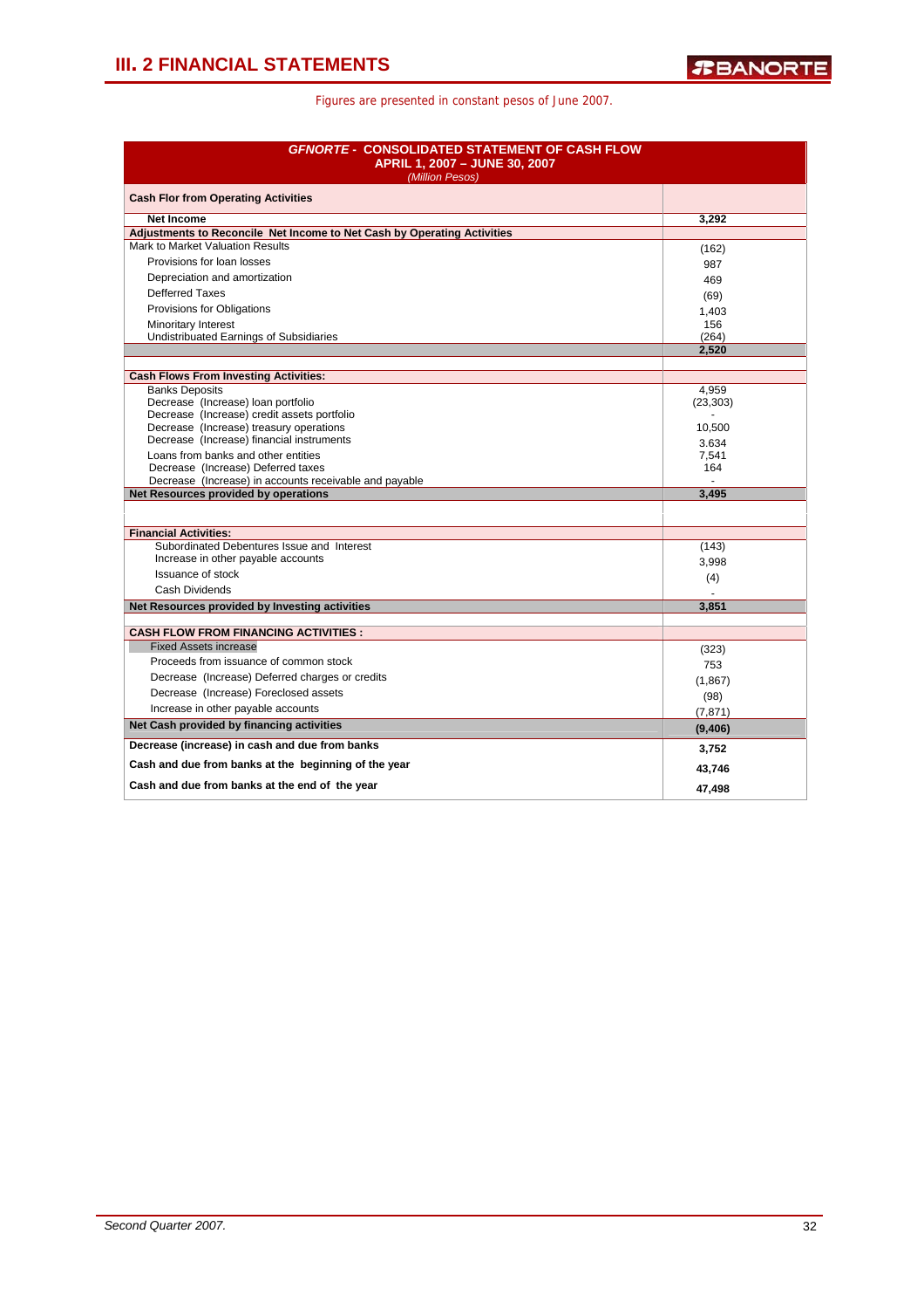## III. 2 FINANCIAL STATEMENTS

Figures are presented in constant pesos of June 2007.

| ***GFNORTE* - CONSOLIDATED STATEMENT OF CASH FLOW APRIL 1, 2007 – JUNE 30, 2007** *(Million Pesos)* | |
|---|---|
| **Cash Flor from Operating Activities** | |
| **Net Income** | **3,292** |
| **Adjustments to Reconcile Net Income to Net Cash by Operating Activities** | |
| Mark to Market Valuation Results | (162) |
| Provisions for loan losses | 987 |
| Depreciation and amortization | 469 |
| Defferred Taxes | (69) |
| Provisions for Obligations | 1,403 |
| Minoritary Interest | 156 |
| Undistributed Earnings of Subsidiaries | (264) |
| | **2,520** |
| **Cash Flows From Investing Activities:** | |
| Banks Deposits | 4,959 |
| Decrease (Increase) loan portfolio | (23,303) |
| Decrease (Increase) credit assets portfolio | - |
| Decrease (Increase) treasury operations | 10,500 |
| Decrease (Increase) financial instruments | 3.634 |
| Loans from banks and other entities | 7,541 |
| Decrease (Increase) Deferred taxes | 164 |
| Decrease (Increase) in accounts receivable and payable | - |
| **Net Resources provided by operations** | **3,495** |
| **Financial Activities:** | |
| Subordinated Debentures Issue and Interest | (143) |
| Increase in other payable accounts | 3,998 |
| Issuance of stock | (4) |
| Cash Dividends | - |
| **Net Resources provided by Investing activities** | **3,851** |
| **CASH FLOW FROM FINANCING ACTIVITIES :** | |
| Fixed Assets increase | (323) |
| Proceeds from issuance of common stock | 753 |
| Decrease (Increase) Deferred charges or credits | (1,867) |
| Decrease (Increase) Foreclosed assets | (98) |
| Increase in other payable accounts | (7,871) |
| **Net Cash provided by financing activities** | **(9,406)** |
| **Decrease (increase) in cash and due from banks** | **3,752** |
| **Cash and due from banks at the beginning of the year** | **43,746** |
| **Cash and due from banks at the end of the year** | **47,498** |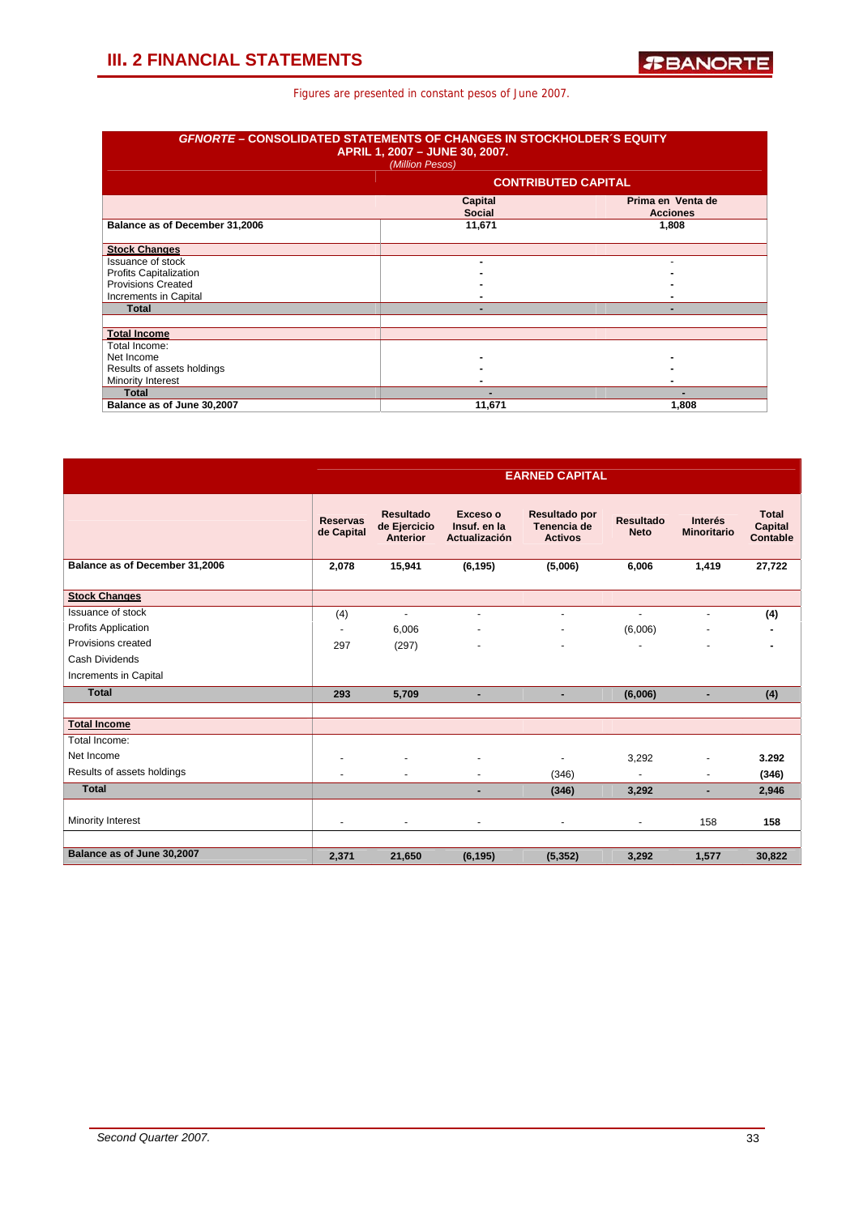## III. 2 FINANCIAL STATEMENTS

Figures are presented in constant pesos of June 2007.

**GFNORTE – CONSOLIDATED STATEMENTS OF CHANGES IN STOCKHOLDER´S EQUITY**
**APRIL 1, 2007 – JUNE 30, 2007.**
*(Million Pesos)*

| | CONTRIBUTED CAPITAL | |
|---|---|---|
| | Capital Social | Prima en Venta de Acciones |
| **Balance as of December 31,2006** | 11,671 | 1,808 |
| **Stock Changes** | | |
| Issuance of stock | - | - |
| Profits Capitalization | - | - |
| Provisions Created | - | - |
| Increments in Capital | - | - |
| **Total** | - | - |
| **Total Income** | | |
| Total Income: | | |
| Net Income | - | - |
| Results of assets holdings | - | - |
| Minority Interest | - | - |
| **Total** | - | - |
| **Balance as of June 30,2007** | 11,671 | 1,808 |

| | EARNED CAPITAL | | | | | | |
|---|---|---|---|---|---|---|---|
| | Reservas de Capital | Resultado de Ejercicio Anterior | Exceso o Insuf. en la Actualización | Resultado por Tenencia de Activos | Resultado Neto | Interés Minoritario | Total Capital Contable |
| **Balance as of December 31,2006** | 2,078 | 15,941 | (6,195) | (5,006) | 6,006 | 1,419 | 27,722 |
| **Stock Changes** | | | | | | | |
| Issuance of stock | (4) | - | - | - | - | - | (4) |
| Profits Application | - | 6,006 | - | - | (6,006) | - | - |
| Provisions created | 297 | (297) | - | - | - | - | - |
| Cash Dividends | | | | | | | |
| Increments in Capital | | | | | | | |
| **Total** | 293 | 5,709 | - | - | (6,006) | - | (4) |
| **Total Income** | | | | | | | |
| Total Income: | | | | | | | |
| Net Income | - | - | - | - | 3,292 | - | 3.292 |
| Results of assets holdings | - | - | - | (346) | - | - | (346) |
| **Total** | | | - | (346) | 3,292 | - | 2,946 |
| Minority Interest | - | - | - | - | - | 158 | 158 |
| **Balance as of June 30,2007** | 2,371 | 21,650 | (6,195) | (5,352) | 3,292 | 1,577 | 30,822 |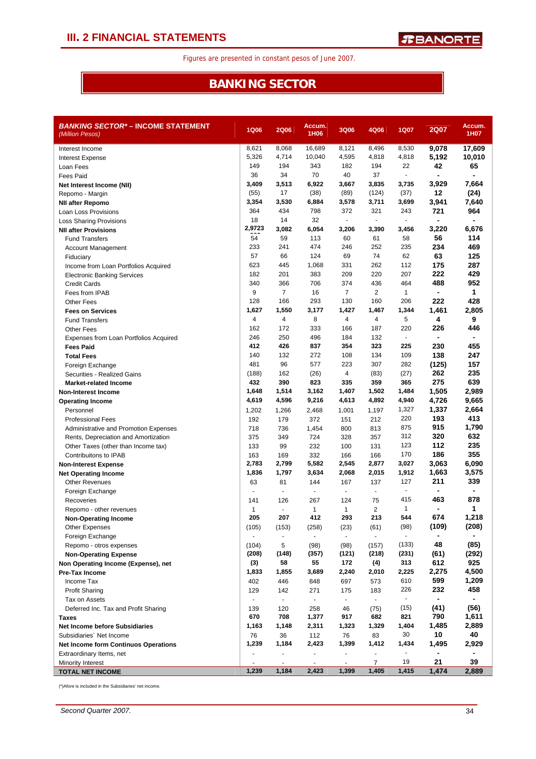# III. 2 FINANCIAL STATEMENTS

Figures are presented in constant pesos of June 2007.

## BANKING SECTOR

| ***BANKING SECTOR* – INCOME STATEMENT*** *(Million Pesos)* | 1Q06 | 2Q06 | Accum. 1H06 | 3Q06 | 4Q06 | 1Q07 | 2Q07 | Accum. 1H07 |
|---|---|---|---|---|---|---|---|---|
| Interest Income | 8,621 | 8,068 | 16,689 | 8,121 | 8,496 | 8,530 | **9,078** | **17,609** |
| Interest Expense | 5,326 | 4,714 | 10,040 | 4,595 | 4,818 | 4,818 | **5,192** | **10,010** |
| Loan Fees | 149 | 194 | 343 | 182 | 194 | 22 | **42** | **65** |
| Fees Paid | 36 | 34 | 70 | 40 | 37 | - | **-** | **-** |
| **Net Interest Income (NII)** | **3,409** | **3,513** | **6,922** | **3,667** | **3,835** | **3,735** | **3,929** | **7,664** |
| Repomo - Margin | (55) | 17 | (38) | (89) | (124) | (37) | **12** | **(24)** |
| **NII after Repomo** | **3,354** | **3,530** | **6,884** | **3,578** | **3,711** | **3,699** | **3,941** | **7,640** |
| Loan Loss Provisions | 364 | 434 | 798 | 372 | 321 | 243 | **721** | **964** |
| Loss Sharing Provisions | 18 | 14 | 32 | - | - | - | **-** | **-** |
| **NII after Provisions** | **2,9723** | **3,082** | **6,054** | **3,206** | **3,390** | **3,456** | **3,220** | **6,676** |
| Fund Transfers | 54 | 59 | 113 | 60 | 61 | 58 | **56** | **114** |
| Account Management | 233 | 241 | 474 | 246 | 252 | 235 | **234** | **469** |
| Fiduciary | 57 | 66 | 124 | 69 | 74 | 62 | **63** | **125** |
| Income from Loan Portfolios Acquired | 623 | 445 | 1,068 | 331 | 262 | 112 | **175** | **287** |
| Electronic Banking Services | 182 | 201 | 383 | 209 | 220 | 207 | **222** | **429** |
| Credit Cards | 340 | 366 | 706 | 374 | 436 | 464 | **488** | **952** |
| Fees from IPAB | 9 | 7 | 16 | 7 | 2 | 1 | **-** | **1** |
| Other Fees | 128 | 166 | 293 | 130 | 160 | 206 | **222** | **428** |
| **Fees on Services** | **1,627** | **1,550** | **3,177** | **1,427** | **1,467** | **1,344** | **1,461** | **2,805** |
| Fund Transfers | 4 | 4 | 8 | 4 | 4 | 5 | **4** | **9** |
| Other Fees | 162 | 172 | 333 | 166 | 187 | 220 | **226** | **446** |
| Expenses from Loan Portfolios Acquired | 246 | 250 | 496 | 184 | 132 | - | **-** | **-** |
| **Fees Paid** | **412** | **426** | **837** | **354** | **323** | **225** | **230** | **455** |
| **Total Fees** | 140 | 132 | 272 | 108 | 134 | 109 | **138** | **247** |
| Foreign Exchange | 481 | 96 | 577 | 223 | 307 | 282 | **(125)** | **157** |
| Securities - Realized Gains | (188) | 162 | (26) | 4 | (83) | (27) | **262** | **235** |
| **Market-related Income** | **432** | **390** | **823** | **335** | **359** | **365** | **275** | **639** |
| **Non-Interest Income** | **1,648** | **1,514** | **3,162** | **1,407** | **1,502** | **1,484** | **1,505** | **2,989** |
| **Operating Income** | **4,619** | **4,596** | **9,216** | **4,613** | **4,892** | **4,940** | **4,726** | **9,665** |
| Personnel | 1,202 | 1,266 | 2,468 | 1,001 | 1,197 | 1,327 | **1,337** | **2,664** |
| Professional Fees | 192 | 179 | 372 | 151 | 212 | 220 | **193** | **413** |
| Administrative and Promotion Expenses | 718 | 736 | 1,454 | 800 | 813 | 875 | **915** | **1,790** |
| Rents, Depreciation and Amortization | 375 | 349 | 724 | 328 | 357 | 312 | **320** | **632** |
| Other Taxes (other than Income tax) | 133 | 99 | 232 | 100 | 131 | 123 | **112** | **235** |
| Contribuitons to IPAB | 163 | 169 | 332 | 166 | 166 | 170 | **186** | **355** |
| **Non-Interest Expense** | **2,783** | **2,799** | **5,582** | **2,545** | **2,877** | **3,027** | **3,063** | **6,090** |
| **Net Operating Income** | **1,836** | **1,797** | **3,634** | **2,068** | **2,015** | **1,912** | **1,663** | **3,575** |
| Other Revenues | 63 | 81 | 144 | 167 | 137 | 127 | **211** | **339** |
| Foreign Exchange | - | - | - | - | - | - | **-** | **-** |
| Recoveries | 141 | 126 | 267 | 124 | 75 | 415 | **463** | **878** |
| Repomo - other revenues | 1 | - | 1 | 1 | 2 | 1 | **-** | **1** |
| **Non-Operating Income** | **205** | **207** | **412** | **293** | **213** | **544** | **674** | **1,218** |
| Other Expenses | (105) | (153) | (258) | (23) | (61) | (98) | **(109)** | **(208)** |
| Foreign Exchange | - | - | - | - | - | - | **-** | **-** |
| Repomo - otros expenses | (104) | 5 | (98) | (98) | (157) | (133) | **48** | **(85)** |
| **Non-Operating Expense** | **(208)** | **(148)** | **(357)** | **(121)** | **(218)** | **(231)** | **(61)** | **(292)** |
| **Non Operating Income (Expense), net** | **(3)** | **58** | **55** | **172** | **(4)** | **313** | **612** | **925** |
| **Pre-Tax Income** | **1,833** | **1,855** | **3,689** | **2,240** | **2,010** | **2,225** | **2,275** | **4,500** |
| Income Tax | 402 | 446 | 848 | 697 | 573 | 610 | **599** | **1,209** |
| Profit Sharing | 129 | 142 | 271 | 175 | 183 | 226 | **232** | **458** |
| Tax on Assets | - | - | - | - | - | - | **-** | **-** |
| Deferred Inc. Tax and Profit Sharing | 139 | 120 | 258 | 46 | (75) | (15) | **(41)** | **(56)** |
| **Taxes** | **670** | **708** | **1,377** | **917** | **682** | **821** | **790** | **1,611** |
| **Net Income before Subsidiaries** | **1,163** | **1,148** | **2,311** | **1,323** | **1,329** | **1,404** | **1,485** | **2,889** |
| Subsidiaries´ Net Income | 76 | 36 | 112 | 76 | 83 | 30 | **10** | **40** |
| **Net Income form Continuos Operations** | **1,239** | **1,184** | **2,423** | **1,399** | **1,412** | **1,434** | **1,495** | **2,929** |
| Extraordinary Items, net | - | - | - | - | - | - | **-** | **-** |
| Minority Interest | - | - | - | - | 7 | 19 | **21** | **39** |
| **TOTAL NET INCOME** | **1,239** | **1,184** | **2,423** | **1,399** | **1,405** | **1,415** | **1,474** | **2,889** |

(*)Afore is included in the Subsidiaries' net income.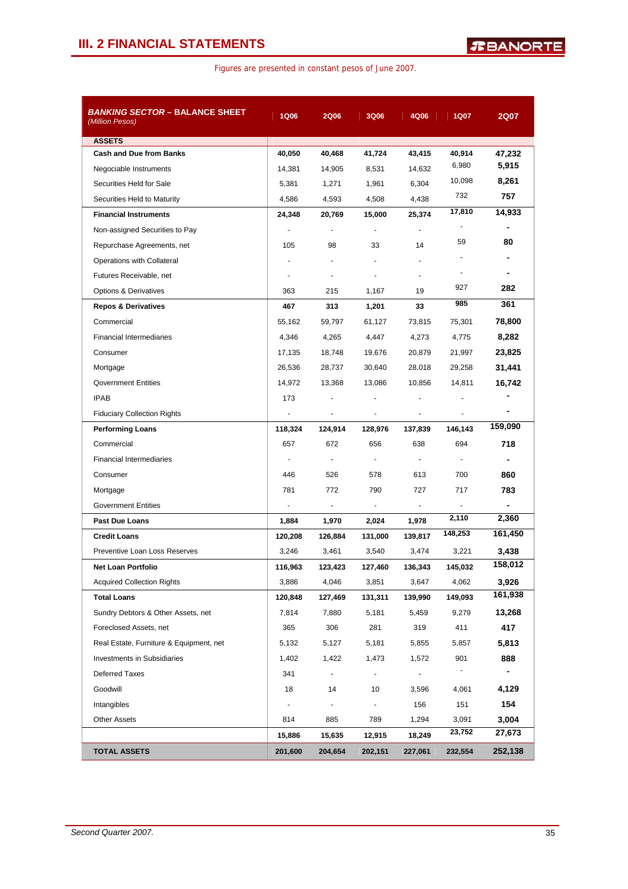## III. 2 FINANCIAL STATEMENTS

Figures are presented in constant pesos of June 2007.

| **BANKING SECTOR – BALANCE SHEET** *(Million Pesos)* | 1Q06 | 2Q06 | 3Q06 | 4Q06 | 1Q07 | 2Q07 |
|---|---|---|---|---|---|---|
| **ASSETS** | | | | | | |
| **Cash and Due from Banks** | **40,050** | **40,468** | **41,724** | **43,415** | **40,914** | **47,232** |
| Negociable Instruments | 14,381 | 14,905 | 8,531 | 14,632 | 6,980 | **5,915** |
| Securities Held for Sale | 5,381 | 1,271 | 1,961 | 6,304 | 10,098 | **8,261** |
| Securities Held to Maturity | 4,586 | 4,593 | 4,508 | 4,438 | 732 | **757** |
| **Financial Instruments** | **24,348** | **20,769** | **15,000** | **25,374** | **17,810** | **14,933** |
| Non-assigned Securities to Pay | - | - | - | - | - | **-** |
| Repurchase Agreements, net | 105 | 98 | 33 | 14 | 59 | **80** |
| Operations with Collateral | - | - | - | - | - | **-** |
| Futures Receivable, net | - | - | - | - | - | **-** |
| Options & Derivatives | 363 | 215 | 1,167 | 19 | 927 | **282** |
| **Repos & Derivatives** | **467** | **313** | **1,201** | **33** | **985** | **361** |
| Commercial | 55,162 | 59,797 | 61,127 | 73,815 | 75,301 | **78,800** |
| Financial Intermediaries | 4,346 | 4,265 | 4,447 | 4,273 | 4,775 | **8,282** |
| Consumer | 17,135 | 18,748 | 19,676 | 20,879 | 21,997 | **23,825** |
| Mortgage | 26,536 | 28,737 | 30,640 | 28,018 | 29,258 | **31,441** |
| Qovernment Entities | 14,972 | 13,368 | 13,086 | 10,856 | 14,811 | **16,742** |
| IPAB | 173 | - | - | - | - | **-** |
| Fiduciary Collection Rights | - | - | - | - | - | **-** |
| **Performing Loans** | **118,324** | **124,914** | **128,976** | **137,839** | **146,143** | **159,090** |
| Commercial | 657 | 672 | 656 | 638 | 694 | **718** |
| Financial Intermediaries | - | - | - | - | - | **-** |
| Consumer | 446 | 526 | 578 | 613 | 700 | **860** |
| Mortgage | 781 | 772 | 790 | 727 | 717 | **783** |
| Government Entities | - | - | - | - | - | **-** |
| **Past Due Loans** | **1,884** | **1,970** | **2,024** | **1,978** | **2,110** | **2,360** |
| **Credit Loans** | **120,208** | **126,884** | **131,000** | **139,817** | **148,253** | **161,450** |
| Preventive Loan Loss Reserves | 3,246 | 3,461 | 3,540 | 3,474 | 3,221 | **3,438** |
| **Net Loan Portfolio** | **116,963** | **123,423** | **127,460** | **136,343** | **145,032** | **158,012** |
| Acquired Collection Rights | 3,886 | 4,046 | 3,851 | 3,647 | 4,062 | **3,926** |
| **Total Loans** | **120,848** | **127,469** | **131,311** | **139,990** | **149,093** | **161,938** |
| Sundry Debtors & Other Assets, net | 7,814 | 7,880 | 5,181 | 5,459 | 9,279 | **13,268** |
| Foreclosed Assets, net | 365 | 306 | 281 | 319 | 411 | **417** |
| Real Estate, Furniture & Equipment, net | 5,132 | 5,127 | 5,181 | 5,855 | 5,857 | **5,813** |
| Investments in Subsidiaries | 1,402 | 1,422 | 1,473 | 1,572 | 901 | **888** |
| Deferred Taxes | 341 | - | - | - | - | **-** |
| Goodwill | 18 | 14 | 10 | 3,596 | 4,061 | **4,129** |
| Intangibles | - | - | - | 156 | 151 | **154** |
| Other Assets | 814 | 885 | 789 | 1,294 | 3,091 | **3,004** |
| | **15,886** | **15,635** | **12,915** | **18,249** | **23,752** | **27,673** |
| **TOTAL ASSETS** | **201,600** | **204,654** | **202,151** | **227,061** | **232,554** | **252,138** |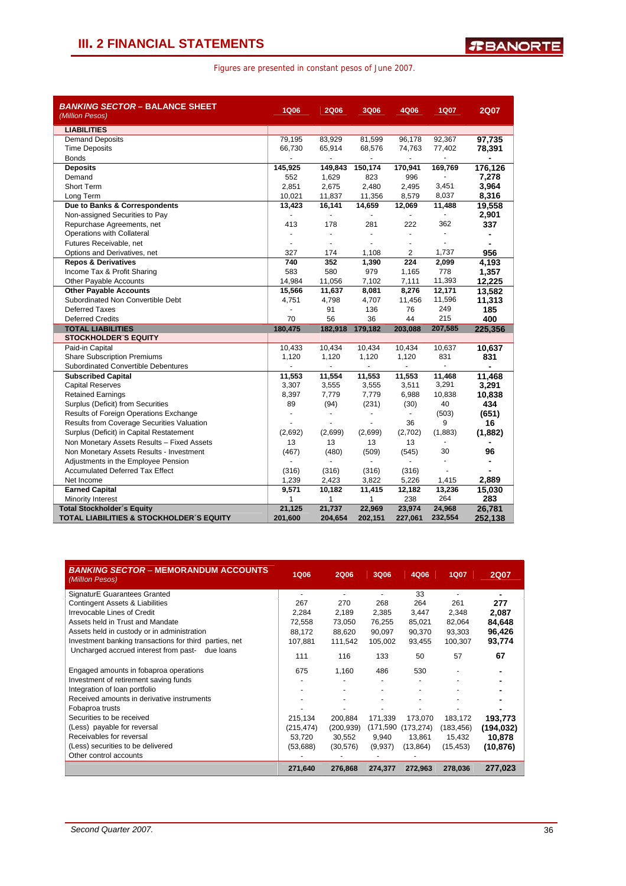## III. 2 FINANCIAL STATEMENTS

Figures are presented in constant pesos of June 2007.

| *BANKING SECTOR – BALANCE SHEET* *(Million Pesos)* | 1Q06 | 2Q06 | 3Q06 | 4Q06 | 1Q07 | 2Q07 |
|---|---|---|---|---|---|---|
| **LIABILITIES** | | | | | | |
| Demand Deposits | 79,195 | 83,929 | 81,599 | 96,178 | 92,367 | **97,735** |
| Time Deposits | 66,730 | 65,914 | 68,576 | 74,763 | 77,402 | **78,391** |
| Bonds | - | - | - | - | - | **-** |
| **Deposits** | **145,925** | **149,843** | **150,174** | **170,941** | **169,769** | **176,126** |
| Demand | 552 | 1,629 | 823 | 996 | - | **7,278** |
| Short Term | 2,851 | 2,675 | 2,480 | 2,495 | 3,451 | **3,964** |
| Long Term | 10,021 | 11,837 | 11,356 | 8,579 | 8,037 | **8,316** |
| **Due to Banks & Correspondents** | **13,423** | **16,141** | **14,659** | **12,069** | **11,488** | **19,558** |
| Non-assigned Securities to Pay | - | - | - | - | - | **2,901** |
| Repurchase Agreements, net | 413 | 178 | 281 | 222 | 362 | **337** |
| Operations with Collateral | - | - | - | - | - | **-** |
| Futures Receivable, net | - | - | - | - | - | **-** |
| Options and Derivatives, net | 327 | 174 | 1,108 | 2 | 1,737 | **956** |
| **Repos & Derivatives** | **740** | **352** | **1,390** | **224** | **2,099** | **4,193** |
| Income Tax & Profit Sharing | 583 | 580 | 979 | 1,165 | 778 | **1,357** |
| Other Payable Accounts | 14,984 | 11,056 | 7,102 | 7,111 | 11,393 | **12,225** |
| **Other Payable Accounts** | **15,566** | **11,637** | **8,081** | **8,276** | **12,171** | **13,582** |
| Subordinated Non Convertible Debt | 4,751 | 4,798 | 4,707 | 11,456 | 11,596 | **11,313** |
| Deferred Taxes | - | 91 | 136 | 76 | 249 | **185** |
| Deferred Credits | 70 | 56 | 36 | 44 | 215 | **400** |
| **TOTAL LIABILITIES** | **180,475** | **182,918** | **179,182** | **203,088** | **207,585** | **225,356** |
| **STOCKHOLDER´S EQUITY** | | | | | | |
| Paid-in Capital | 10,433 | 10,434 | 10,434 | 10,434 | 10,637 | **10,637** |
| Share Subscription Premiums | 1,120 | 1,120 | 1,120 | 1,120 | 831 | **831** |
| Subordinated Convertible Debentures | - | - | - | - | - | **-** |
| **Subscribed Capital** | **11,553** | **11,554** | **11,553** | **11,553** | **11,468** | **11,468** |
| Capital Reserves | 3,307 | 3,555 | 3,555 | 3,511 | 3,291 | **3,291** |
| Retained Earnings | 8,397 | 7,779 | 7,779 | 6,988 | 10,838 | **10,838** |
| Surplus (Deficit) from Securities | 89 | (94) | (231) | (30) | 40 | **434** |
| Results of Foreign Operations Exchange | - | - | - | - | (503) | **(651)** |
| Results from Coverage Securities Valuation | - | - | - | 36 | 9 | **16** |
| Surplus (Deficit) in Capital Restatement | (2,692) | (2,699) | (2,699) | (2,702) | (1,883) | **(1,882)** |
| Non Monetary Assets Results – Fixed Assets | 13 | 13 | 13 | 13 | - | **-** |
| Non Monetary Assets Results - Investment | (467) | (480) | (509) | (545) | 30 | **96** |
| Adjustments in the Employee Pension | - | - | - | - | - | **-** |
| Accumulated Deferred Tax Effect | (316) | (316) | (316) | (316) | - | **-** |
| Net Income | 1,239 | 2,423 | 3,822 | 5,226 | 1,415 | **2,889** |
| **Earned Capital** | **9,571** | **10,182** | **11,415** | **12,182** | **13,236** | **15,030** |
| Minority Interest | 1 | 1 | 1 | 238 | 264 | **283** |
| **Total Stockholder´s Equity** | **21,125** | **21,737** | **22,969** | **23,974** | **24,968** | **26,781** |
| **TOTAL LIABILITIES & STOCKHOLDER´S EQUITY** | **201,600** | **204,654** | **202,151** | **227,061** | **232,554** | **252,138** |

| *BANKING SECTOR – MEMORANDUM ACCOUNTS* *(Million Pesos)* | 1Q06 | 2Q06 | 3Q06 | 4Q06 | 1Q07 | 2Q07 |
|---|---|---|---|---|---|---|
| SignaturE Guarantees Granted | - | - | - | 33 | - | **-** |
| Contingent Assets & Liabilities | 267 | 270 | 268 | 264 | 261 | **277** |
| Irrevocable Lines of Credit | 2,284 | 2,189 | 2,385 | 3,447 | 2,348 | **2,087** |
| Assets held in Trust and Mandate | 72,558 | 73,050 | 76,255 | 85,021 | 82,064 | **84,648** |
| Assets held in custody or in administration | 88,172 | 88,620 | 90,097 | 90,370 | 93,303 | **96,426** |
| Investment banking transactions for third parties, net | 107,881 | 111,542 | 105,002 | 93,455 | 100,307 | **93,774** |
| Uncharged accrued interest from past- due loans | 111 | 116 | 133 | 50 | 57 | **67** |
| Engaged amounts in fobaproa operations | 675 | 1,160 | 486 | 530 | - | **-** |
| Investment of retirement saving funds | - | - | - | - | - | **-** |
| Integration of loan portfolio | - | - | - | - | - | **-** |
| Received amounts in derivative instruments | - | - | - | - | - | **-** |
| Fobaproa trusts | - | - | - | - | - | **-** |
| Securities to be received | 215,134 | 200,884 | 171,339 | 173,070 | 183,172 | **193,773** |
| (Less) payable for reversal | (215,474) | (200,939) | (171,590 | (173,274) | (183,456) | **(194,032)** |
| Receivables for reversal | 53,720 | 30,552 | 9,940 | 13,861 | 15,432 | **10,878** |
| (Less) securities to be delivered | (53,688) | (30,576) | (9,937) | (13,864) | (15,453) | **(10,876)** |
| Other control accounts | - | - | - | - | | |
| | **271,640** | **276,868** | **274,377** | **272,963** | **278,036** | **277,023** |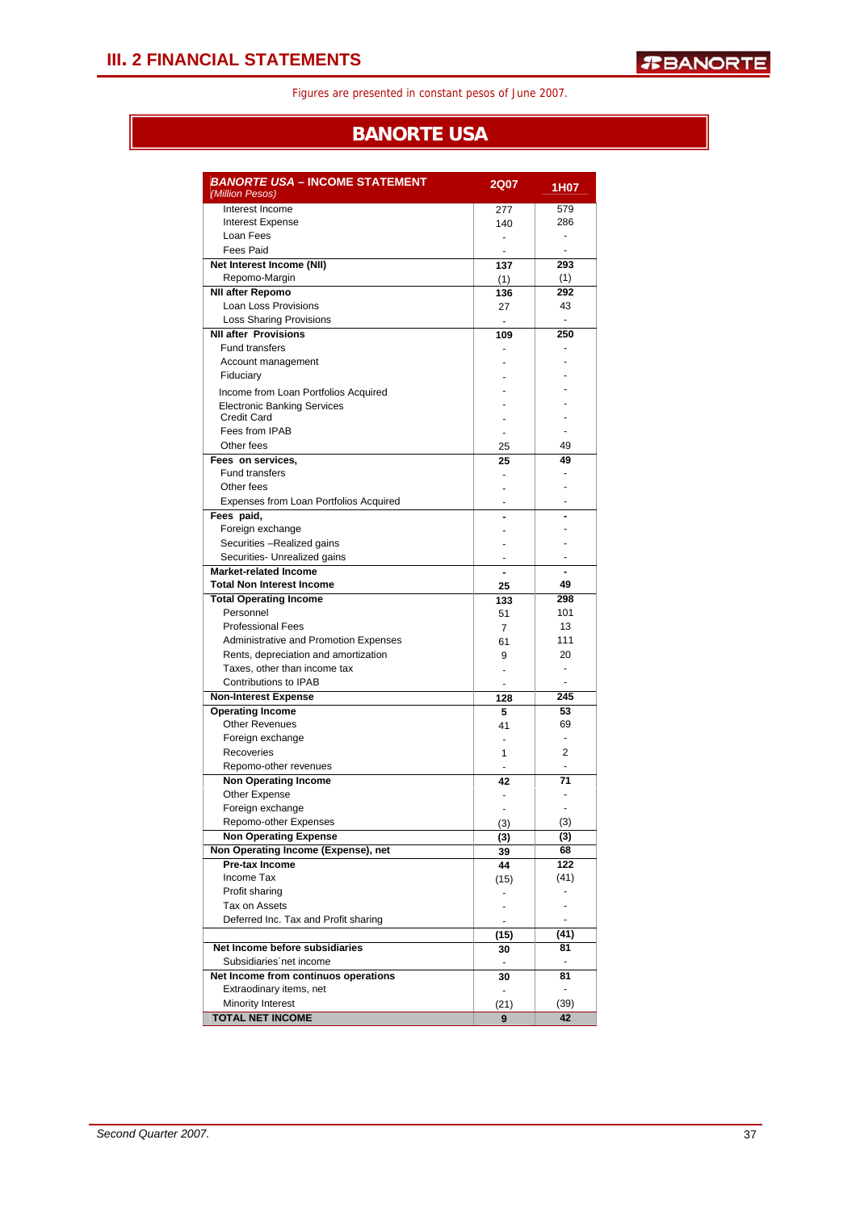# III. 2 FINANCIAL STATEMENTS

Figures are presented in constant pesos of June 2007.

## BANORTE USA

| ***BANORTE USA – INCOME STATEMENT*** *(Million Pesos)* | **2Q07** | **1H07** |
|---|---|---|
| Interest Income | 277 | 579 |
| Interest Expense | 140 | 286 |
| Loan Fees | - | - |
| Fees Paid | - | - |
| **Net Interest Income (NII)** | **137** | **293** |
| Repomo-Margin | (1) | (1) |
| **NII after Repomo** | **136** | **292** |
| Loan Loss Provisions | 27 | 43 |
| Loss Sharing Provisions | - | - |
| **NII after Provisions** | **109** | **250** |
| Fund transfers | - | - |
| Account management | - | - |
| Fiduciary | - | - |
| Income from Loan Portfolios Acquired | - | - |
| Electronic Banking Services | - | - |
| Credit Card | - | - |
| Fees from IPAB | - | - |
| Other fees | 25 | 49 |
| **Fees on services,** | **25** | **49** |
| Fund transfers | - | - |
| Other fees | - | - |
| Expenses from Loan Portfolios Acquired | - | - |
| **Fees paid,** | **-** | **-** |
| Foreign exchange | - | - |
| Securities –Realized gains | - | - |
| Securities- Unrealized gains | - | - |
| **Market-related Income** | **-** | **-** |
| **Total Non Interest Income** | **25** | **49** |
| **Total Operating Income** | **133** | **298** |
| Personnel | 51 | 101 |
| Professional Fees | 7 | 13 |
| Administrative and Promotion Expenses | 61 | 111 |
| Rents, depreciation and amortization | 9 | 20 |
| Taxes, other than income tax | - | - |
| Contributions to IPAB | - | - |
| **Non-Interest Expense** | **128** | **245** |
| **Operating Income** | **5** | **53** |
| Other Revenues | 41 | 69 |
| Foreign exchange | - | - |
| Recoveries | 1 | 2 |
| Repomo-other revenues | - | - |
| **Non Operating Income** | **42** | **71** |
| Other Expense | - | - |
| Foreign exchange | - | - |
| Repomo-other Expenses | (3) | (3) |
| **Non Operating Expense** | **(3)** | **(3)** |
| **Non Operating Income (Expense), net** | **39** | **68** |
| **Pre-tax Income** | **44** | **122** |
| Income Tax | (15) | (41) |
| Profit sharing | - | - |
| Tax on Assets | - | - |
| Deferred Inc. Tax and Profit sharing | - | - |
| | **(15)** | **(41)** |
| **Net Income before subsidiaries** | **30** | **81** |
| Subsidiaries´net income | - | - |
| **Net Income from continuos operations** | **30** | **81** |
| Extraordinary items, net | - | - |
| Minority Interest | (21) | (39) |
| **TOTAL NET INCOME** | **9** | **42** |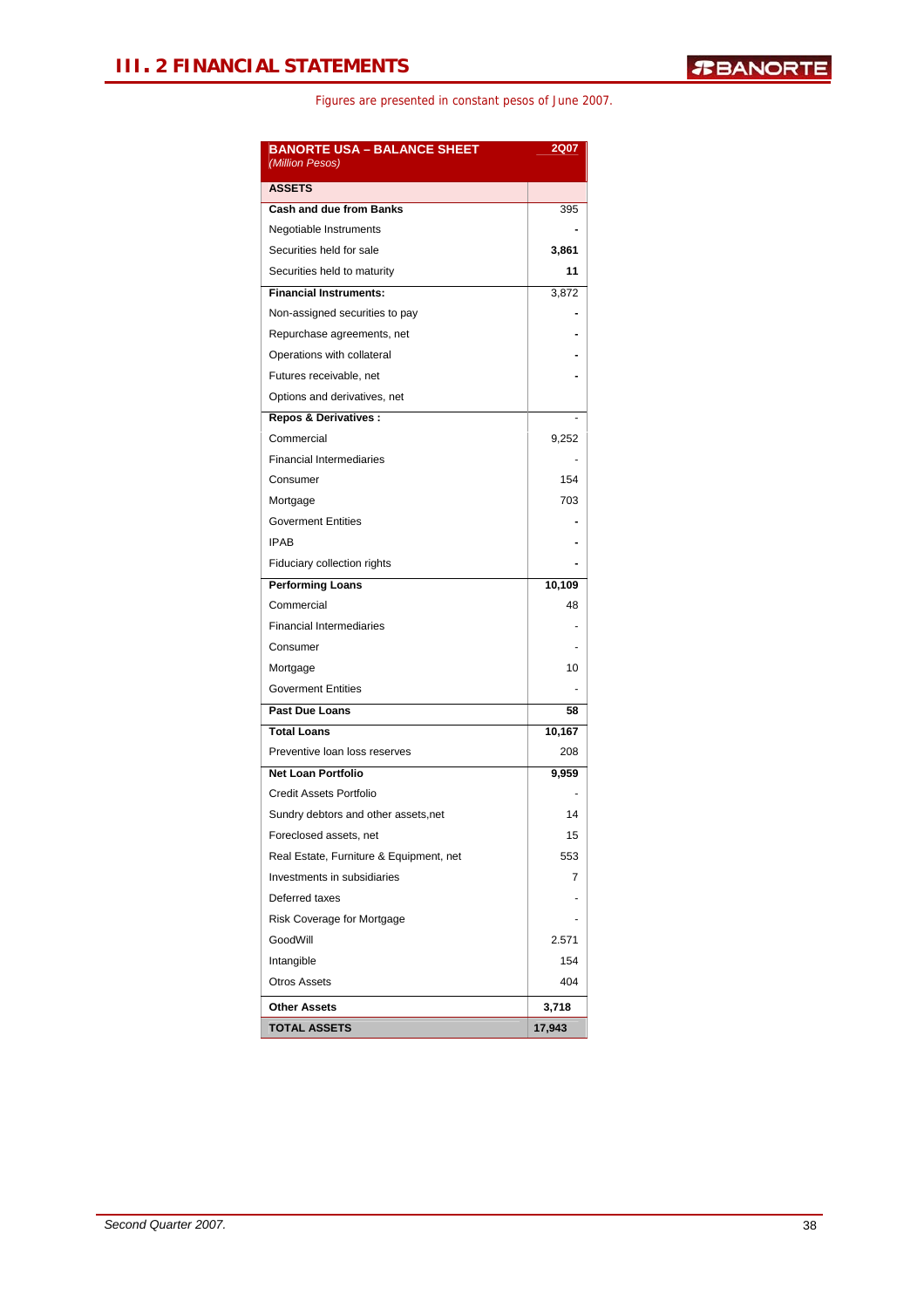# III. 2 FINANCIAL STATEMENTS

Figures are presented in constant pesos of June 2007.

| BANORTE USA – BALANCE SHEET *(Million Pesos)* | 2Q07 |
|---|---|
| **ASSETS** | |
| **Cash and due from Banks** | 395 |
| Negotiable Instruments | **-** |
| Securities held for sale | **3,861** |
| Securities held to maturity | **11** |
| **Financial Instruments:** | 3,872 |
| Non-assigned securities to pay | **-** |
| Repurchase agreements, net | **-** |
| Operations with collateral | **-** |
| Futures receivable, net | **-** |
| Options and derivatives, net | |
| **Repos & Derivatives :** | - |
| Commercial | 9,252 |
| Financial Intermediaries | - |
| Consumer | 154 |
| Mortgage | 703 |
| Goverment Entities | **-** |
| IPAB | **-** |
| Fiduciary collection rights | **-** |
| **Performing Loans** | **10,109** |
| Commercial | 48 |
| Financial Intermediaries | - |
| Consumer | - |
| Mortgage | 10 |
| Goverment Entities | - |
| **Past Due Loans** | **58** |
| **Total Loans** | **10,167** |
| Preventive loan loss reserves | 208 |
| **Net Loan Portfolio** | **9,959** |
| Credit Assets Portfolio | - |
| Sundry debtors and other assets,net | 14 |
| Foreclosed assets, net | 15 |
| Real Estate, Furniture & Equipment, net | 553 |
| Investments in subsidiaries | 7 |
| Deferred taxes | - |
| Risk Coverage for Mortgage | - |
| GoodWill | 2.571 |
| Intangible | 154 |
| Otros Assets | 404 |
| **Other Assets** | **3,718** |
| **TOTAL ASSETS** | **17,943** |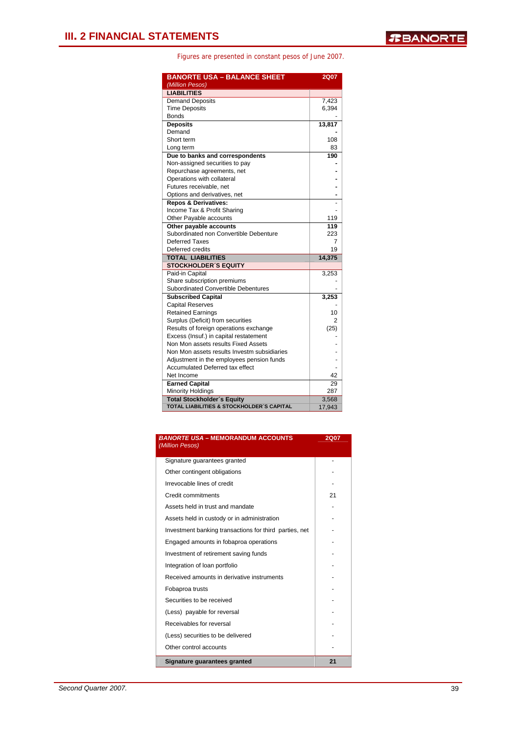# III. 2 FINANCIAL STATEMENTS

Figures are presented in constant pesos of June 2007.

| BANORTE USA – BALANCE SHEET *(Million Pesos)* | 2Q07 |
|---|---|
| **LIABILITIES** | |
| Demand Deposits | 7,423 |
| Time Deposits | 6,394 |
| Bonds | - |
| **Deposits** | **13,817** |
| Demand | - |
| Short term | 108 |
| Long term | 83 |
| **Due to banks and correspondents** | **190** |
| Non-assigned securities to pay | - |
| Repurchase agreements, net | - |
| Operations with collateral | - |
| Futures receivable, net | - |
| Options and derivatives, net | - |
| **Repos & Derivatives:** | - |
| Income Tax & Profit Sharing | - |
| Other Payable accounts | 119 |
| **Other payable accounts** | **119** |
| Subordinated non Convertible Debenture | 223 |
| Deferred Taxes | 7 |
| Deferred credits | 19 |
| **TOTAL LIABILITIES** | **14,375** |
| **STOCKHOLDER´S EQUITY** | |
| Paid-in Capital | 3,253 |
| Share subscription premiums | - |
| Subordinated Convertible Debentures | - |
| **Subscribed Capital** | **3,253** |
| Capital Reserves | - |
| Retained Earnings | 10 |
| Surplus (Deficit) from securities | 2 |
| Results of foreign operations exchange | (25) |
| Excess (Insuf.) in capital restatement | - |
| Non Mon assets results Fixed Assets | - |
| Non Mon assets results Investm subsidiaries | - |
| Adjustment in the employees pension funds | - |
| Accumulated Deferred tax effect | - |
| Net Income | 42 |
| **Earned Capital** | 29 |
| Minority Holdings | 287 |
| **Total Stockholder´s Equity** | 3,568 |
| **TOTAL LIABILITIES & STOCKHOLDER´S CAPITAL** | 17,943 |

| *BANORTE USA* – MEMORANDUM ACCOUNTS *(Million Pesos)* | 2Q07 |
|---|---|
| Signature guarantees granted | - |
| Other contingent obligations | - |
| Irrevocable lines of credit | - |
| Credit commitments | 21 |
| Assets held in trust and mandate | - |
| Assets held in custody or in administration | - |
| Investment banking transactions for third parties, net | - |
| Engaged amounts in fobaproa operations | - |
| Investment of retirement saving funds | - |
| Integration of loan portfolio | - |
| Received amounts in derivative instruments | - |
| Fobaproa trusts | - |
| Securities to be received | - |
| (Less) payable for reversal | - |
| Receivables for reversal | - |
| (Less) securities to be delivered | - |
| Other control accounts | - |
| **Signature guarantees granted** | **21** |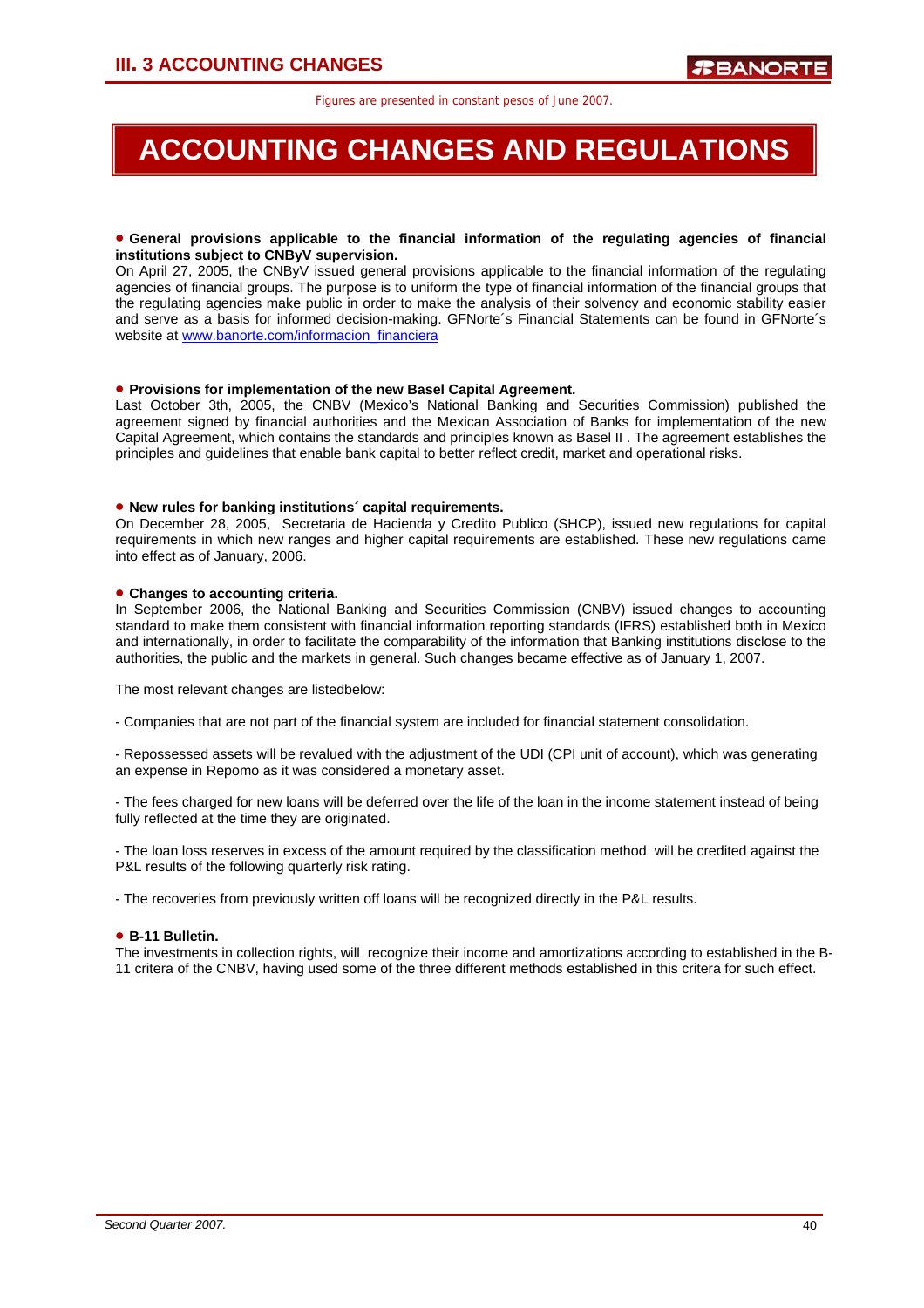Figures are presented in constant pesos of June 2007.

# ACCOUNTING CHANGES AND REGULATIONS

- **General provisions applicable to the financial information of the regulating agencies of financial institutions subject to CNByV supervision.**

On April 27, 2005, the CNByV issued general provisions applicable to the financial information of the regulating agencies of financial groups. The purpose is to uniform the type of financial information of the financial groups that the regulating agencies make public in order to make the analysis of their solvency and economic stability easier and serve as a basis for informed decision-making. GFNorte´s Financial Statements can be found in GFNorte´s website at www.banorte.com/informacion_financiera

- **Provisions for implementation of the new Basel Capital Agreement.**

Last October 3th, 2005, the CNBV (Mexico's National Banking and Securities Commission) published the agreement signed by financial authorities and the Mexican Association of Banks for implementation of the new Capital Agreement, which contains the standards and principles known as Basel II . The agreement establishes the principles and guidelines that enable bank capital to better reflect credit, market and operational risks.

- **New rules for banking institutions´ capital requirements.**

On December 28, 2005, Secretaria de Hacienda y Credito Publico (SHCP), issued new regulations for capital requirements in which new ranges and higher capital requirements are established. These new regulations came into effect as of January, 2006.

- **Changes to accounting criteria.**

In September 2006, the National Banking and Securities Commission (CNBV) issued changes to accounting standard to make them consistent with financial information reporting standards (IFRS) established both in Mexico and internationally, in order to facilitate the comparability of the information that Banking institutions disclose to the authorities, the public and the markets in general. Such changes became effective as of January 1, 2007.

The most relevant changes are listedbelow:

- Companies that are not part of the financial system are included for financial statement consolidation.

- Repossessed assets will be revalued with the adjustment of the UDI (CPI unit of account), which was generating an expense in Repomo as it was considered a monetary asset.

- The fees charged for new loans will be deferred over the life of the loan in the income statement instead of being fully reflected at the time they are originated.

- The loan loss reserves in excess of the amount required by the classification method will be credited against the P&L results of the following quarterly risk rating.

- The recoveries from previously written off loans will be recognized directly in the P&L results.

- **B-11 Bulletin.**

The investments in collection rights, will recognize their income and amortizations according to established in the B-11 critera of the CNBV, having used some of the three different methods established in this critera for such effect.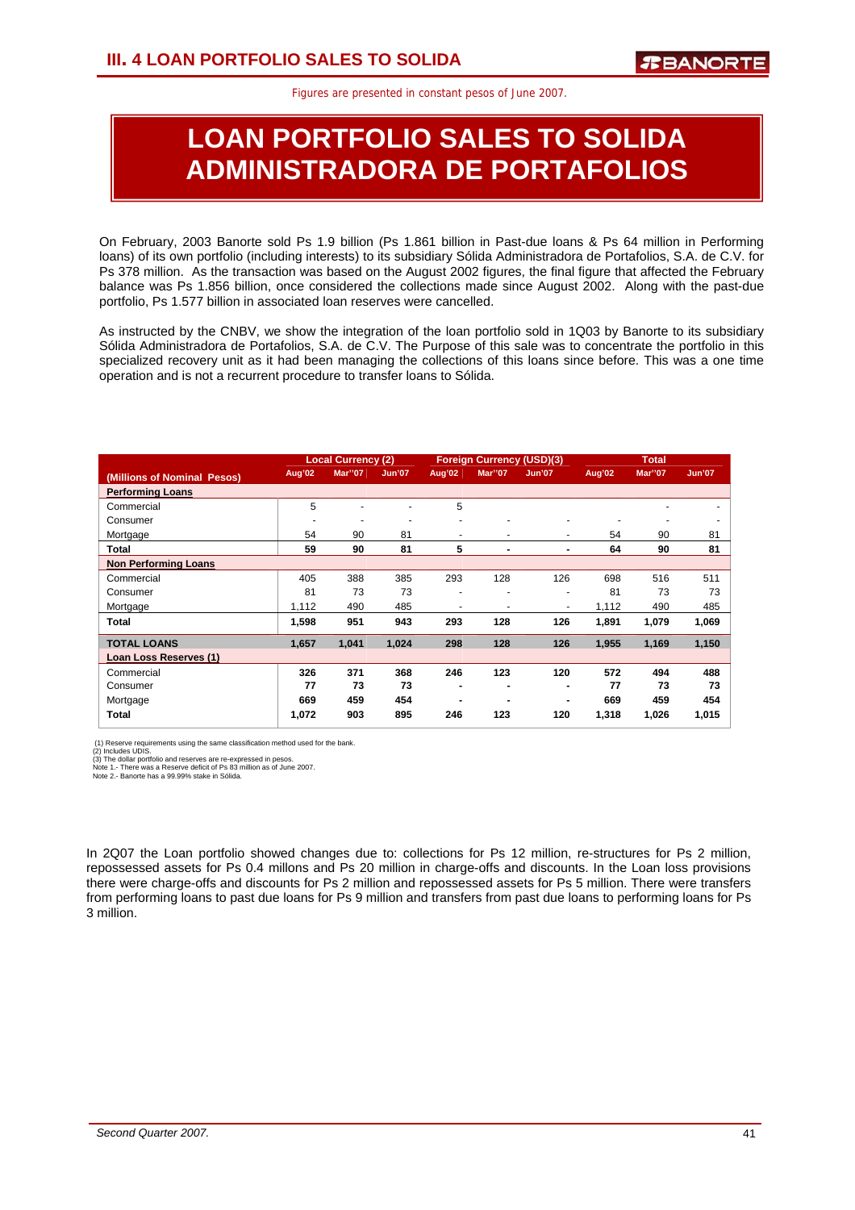# III. 4 LOAN PORTFOLIO SALES TO SOLIDA

Figures are presented in constant pesos of June 2007.

## LOAN PORTFOLIO SALES TO SOLIDA ADMINISTRADORA DE PORTAFOLIOS

On February, 2003 Banorte sold Ps 1.9 billion (Ps 1.861 billion in Past-due loans & Ps 64 million in Performing loans) of its own portfolio (including interests) to its subsidiary Sólida Administradora de Portafolios, S.A. de C.V. for Ps 378 million. As the transaction was based on the August 2002 figures, the final figure that affected the February balance was Ps 1.856 billion, once considered the collections made since August 2002. Along with the past-due portfolio, Ps 1.577 billion in associated loan reserves were cancelled.

As instructed by the CNBV, we show the integration of the loan portfolio sold in 1Q03 by Banorte to its subsidiary Sólida Administradora de Portafolios, S.A. de C.V. The Purpose of this sale was to concentrate the portfolio in this specialized recovery unit as it had been managing the collections of this loans since before. This was a one time operation and is not a recurrent procedure to transfer loans to Sólida.

| (Millions of Nominal Pesos) | Local Currency (2) | | | Foreign Currency (USD)(3) | | | Total | | |
|---|---|---|---|---|---|---|---|---|---|
| | Aug'02 | Mar''07 | Jun'07 | Aug'02 | Mar''07 | Jun'07 | Aug'02 | Mar''07 | Jun'07 |
| **Performing Loans** | | | | | | | | | |
| Commercial | 5 | - | - | 5 | | | | - | - |
| Consumer | - | - | - | - | - | - | - | - | - |
| Mortgage | 54 | 90 | 81 | - | - | - | 54 | 90 | 81 |
| **Total** | **59** | **90** | **81** | **5** | **-** | **-** | **64** | **90** | **81** |
| **Non Performing Loans** | | | | | | | | | |
| Commercial | 405 | 388 | 385 | 293 | 128 | 126 | 698 | 516 | 511 |
| Consumer | 81 | 73 | 73 | - | - | - | 81 | 73 | 73 |
| Mortgage | 1,112 | 490 | 485 | - | - | - | 1,112 | 490 | 485 |
| **Total** | **1,598** | **951** | **943** | **293** | **128** | **126** | **1,891** | **1,079** | **1,069** |
| **TOTAL LOANS** | **1,657** | **1,041** | **1,024** | **298** | **128** | **126** | **1,955** | **1,169** | **1,150** |
| **Loan Loss Reserves (1)** | | | | | | | | | |
| Commercial | **326** | **371** | **368** | **246** | **123** | **120** | **572** | **494** | **488** |
| Consumer | **77** | **73** | **73** | **-** | **-** | **-** | **77** | **73** | **73** |
| Mortgage | **669** | **459** | **454** | **-** | **-** | **-** | **669** | **459** | **454** |
| **Total** | **1,072** | **903** | **895** | **246** | **123** | **120** | **1,318** | **1,026** | **1,015** |

(1) Reserve requirements using the same classification method used for the bank.
(2) Includes UDIS.
(3) The dollar portfolio and reserves are re-expressed in pesos.
Note 1.- There was a Reserve deficit of Ps 83 million as of June 2007.
Note 2.- Banorte has a 99.99% stake in Sólida.

In 2Q07 the Loan portfolio showed changes due to: collections for Ps 12 million, re-structures for Ps 2 million, repossessed assets for Ps 0.4 millons and Ps 20 million in charge-offs and discounts. In the Loan loss provisions there were charge-offs and discounts for Ps 2 million and repossessed assets for Ps 5 million. There were transfers from performing loans to past due loans for Ps 9 million and transfers from past due loans to performing loans for Ps 3 million.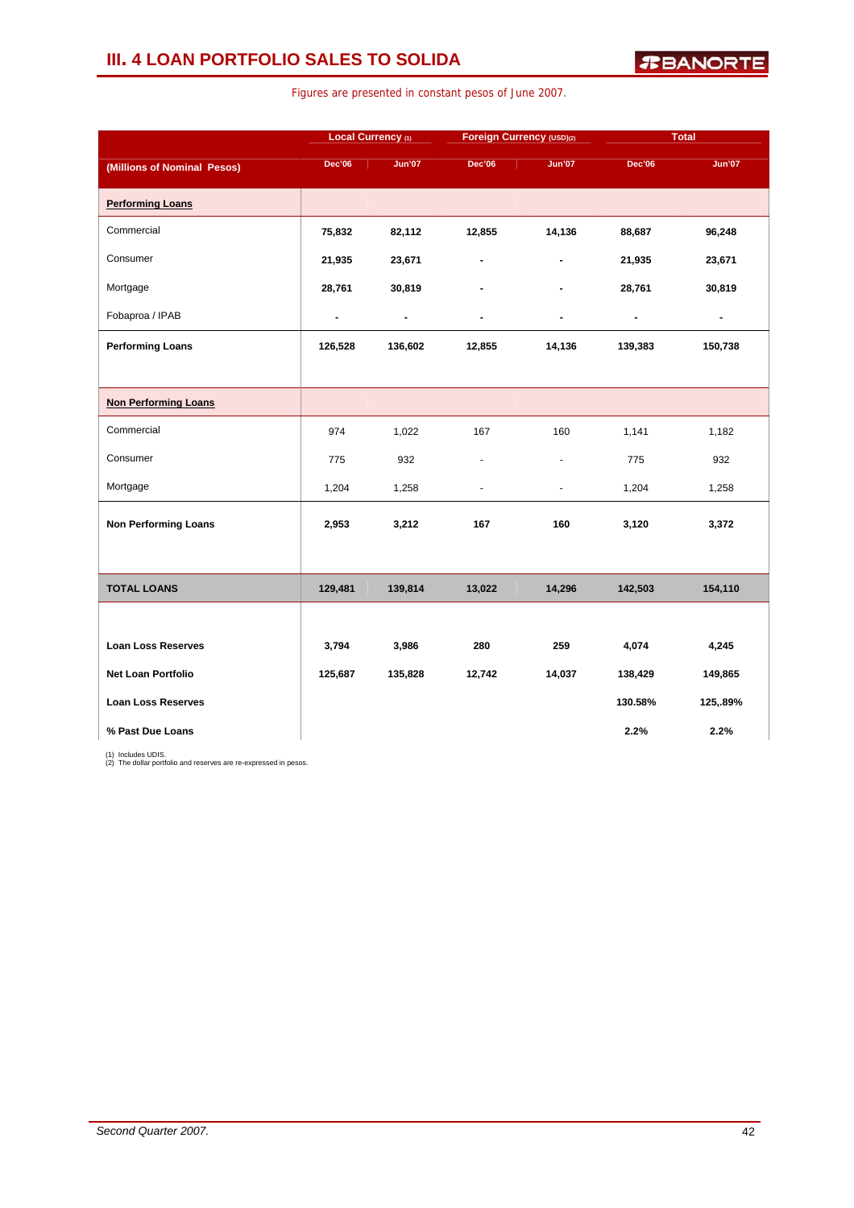# III. 4 LOAN PORTFOLIO SALES TO SOLIDA

Figures are presented in constant pesos of June 2007.

| (Millions of Nominal Pesos) | Local Currency (1) | | Foreign Currency (USD)(2) | | Total | |
|---|---|---|---|---|---|---|
| | Dec'06 | Jun'07 | Dec'06 | Jun'07 | Dec'06 | Jun'07 |
| **Performing Loans** | | | | | | |
| Commercial | 75,832 | 82,112 | 12,855 | 14,136 | 88,687 | 96,248 |
| Consumer | 21,935 | 23,671 | - | - | 21,935 | 23,671 |
| Mortgage | 28,761 | 30,819 | - | - | 28,761 | 30,819 |
| Fobaproa / IPAB | - | - | - | - | - | - |
| **Performing Loans** | 126,528 | 136,602 | 12,855 | 14,136 | 139,383 | 150,738 |
| **Non Performing Loans** | | | | | | |
| Commercial | 974 | 1,022 | 167 | 160 | 1,141 | 1,182 |
| Consumer | 775 | 932 | - | - | 775 | 932 |
| Mortgage | 1,204 | 1,258 | - | - | 1,204 | 1,258 |
| **Non Performing Loans** | 2,953 | 3,212 | 167 | 160 | 3,120 | 3,372 |
| **TOTAL LOANS** | 129,481 | 139,814 | 13,022 | 14,296 | 142,503 | 154,110 |
| **Loan Loss Reserves** | 3,794 | 3,986 | 280 | 259 | 4,074 | 4,245 |
| **Net Loan Portfolio** | 125,687 | 135,828 | 12,742 | 14,037 | 138,429 | 149,865 |
| **Loan Loss Reserves** | | | | | 130.58% | 125,.89% |
| **% Past Due Loans** | | | | | 2.2% | 2.2% |

(1) Includes UDIS.
(2) The dollar portfolio and reserves are re-expressed in pesos.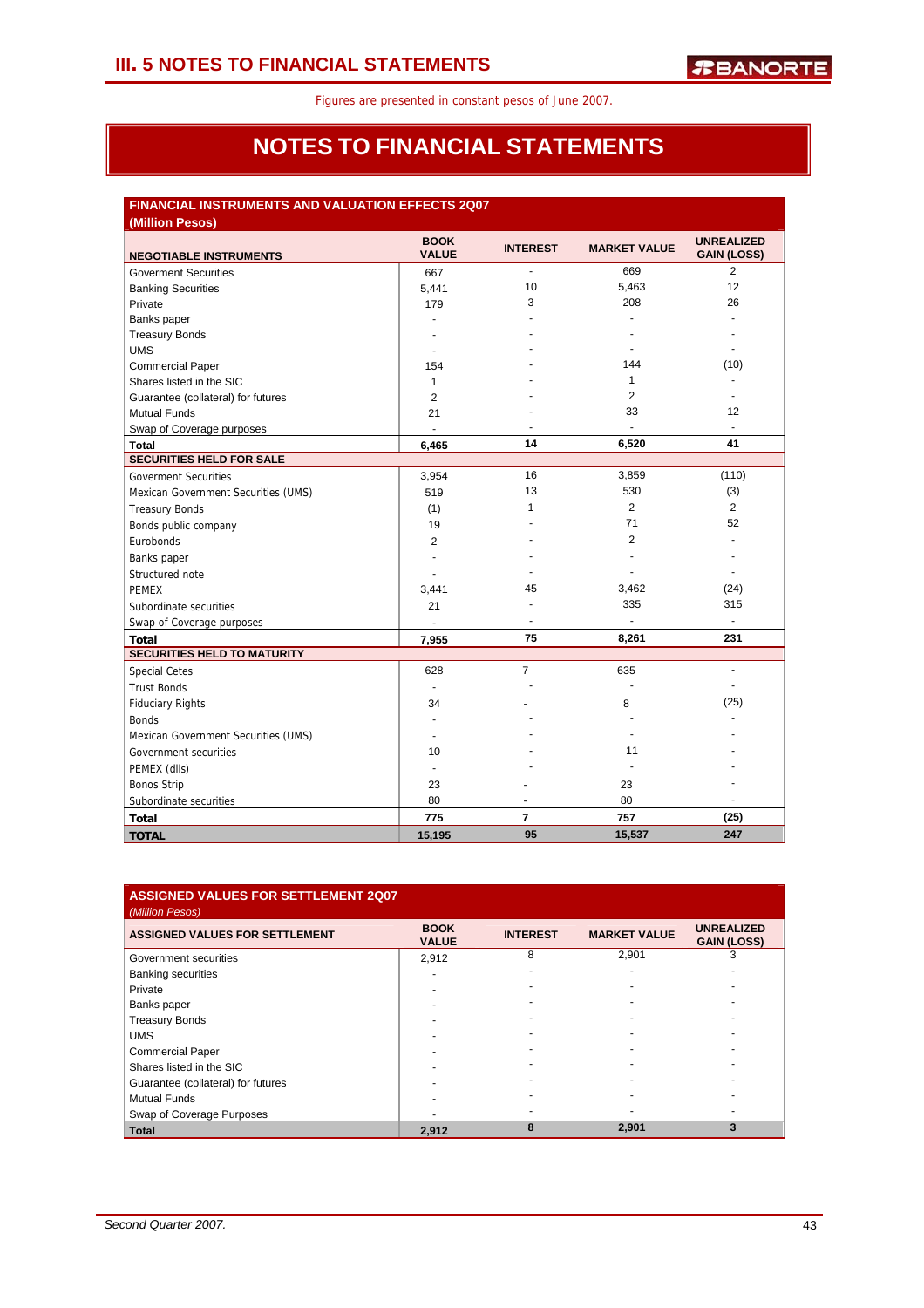Figures are presented in constant pesos of June 2007.

# NOTES TO FINANCIAL STATEMENTS

## FINANCIAL INSTRUMENTS AND VALUATION EFFECTS 2Q07

**(Million Pesos)**

| NEGOTIABLE INSTRUMENTS | BOOK VALUE | INTEREST | MARKET VALUE | UNREALIZED GAIN (LOSS) |
|---|---|---|---|---|
| Goverment Securities | 667 | - | 669 | 2 |
| Banking Securities | 5,441 | 10 | 5,463 | 12 |
| Private | 179 | 3 | 208 | 26 |
| Banks paper | - | - | - | - |
| Treasury Bonds | - | - | - | - |
| UMS | - | - | - | - |
| Commercial Paper | 154 | - | 144 | (10) |
| Shares listed in the SIC | 1 | - | 1 | - |
| Guarantee (collateral) for futures | 2 | - | 2 | - |
| Mutual Funds | 21 | - | 33 | 12 |
| Swap of Coverage purposes | - | - | - | - |
| **Total** | **6,465** | **14** | **6,520** | **41** |
| **SECURITIES HELD FOR SALE** | | | | |
| Goverment Securities | 3,954 | 16 | 3,859 | (110) |
| Mexican Government Securities (UMS) | 519 | 13 | 530 | (3) |
| Treasury Bonds | (1) | 1 | 2 | 2 |
| Bonds public company | 19 | - | 71 | 52 |
| Eurobonds | 2 | - | 2 | - |
| Banks paper | - | - | - | - |
| Structured note | - | - | - | - |
| PEMEX | 3,441 | 45 | 3,462 | (24) |
| Subordinate securities | 21 | - | 335 | 315 |
| Swap of Coverage purposes | - | - | - | - |
| **Total** | **7,955** | **75** | **8,261** | **231** |
| **SECURITIES HELD TO MATURITY** | | | | |
| Special Cetes | 628 | 7 | 635 | - |
| Trust Bonds | - | - | - | - |
| Fiduciary Rights | 34 | - | 8 | (25) |
| Bonds | - | - | - | - |
| Mexican Government Securities (UMS) | - | - | - | - |
| Government securities | 10 | - | 11 | - |
| PEMEX (dlls) | - | - | - | - |
| Bonos Strip | 23 | - | 23 | - |
| Subordinate securities | 80 | - | 80 | - |
| **Total** | **775** | **7** | **757** | **(25)** |
| **TOTAL** | **15,195** | **95** | **15,537** | **247** |

## ASSIGNED VALUES FOR SETTLEMENT 2Q07

*(Million Pesos)*

| ASSIGNED VALUES FOR SETTLEMENT | BOOK VALUE | INTEREST | MARKET VALUE | UNREALIZED GAIN (LOSS) |
|---|---|---|---|---|
| Government securities | 2,912 | 8 | 2,901 | 3 |
| Banking securities | - | - | - | - |
| Private | - | - | - | - |
| Banks paper | - | - | - | - |
| Treasury Bonds | - | - | - | - |
| UMS | - | - | - | - |
| Commercial Paper | - | - | - | - |
| Shares listed in the SIC | - | - | - | - |
| Guarantee (collateral) for futures | - | - | - | - |
| Mutual Funds | - | - | - | - |
| Swap of Coverage Purposes | - | - | - | - |
| **Total** | **2,912** | **8** | **2,901** | **3** |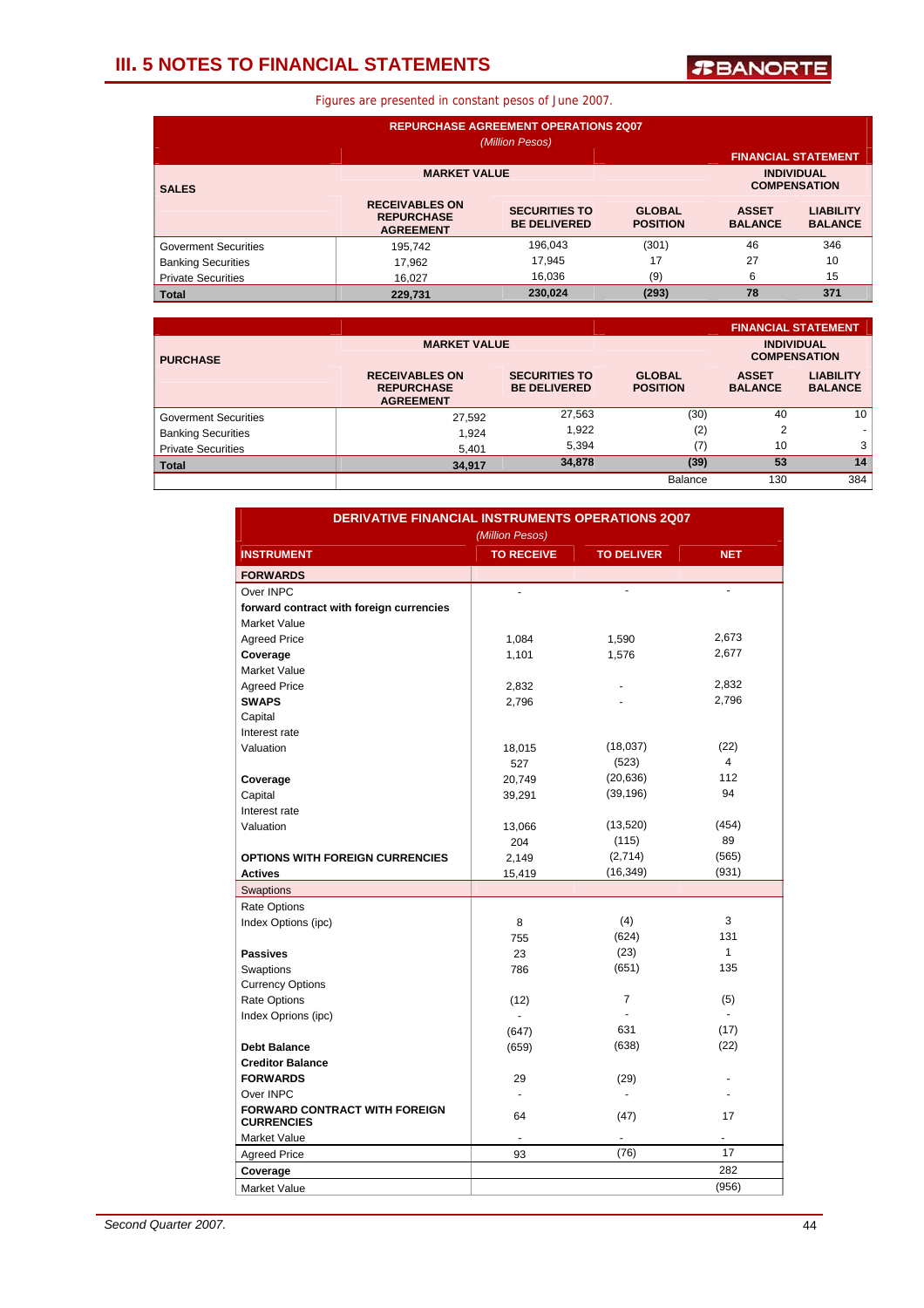## III. 5 NOTES TO FINANCIAL STATEMENTS

Figures are presented in constant pesos of June 2007.

**REPURCHASE AGREEMENT OPERATIONS 2Q07**

*(Million Pesos)*

| SALES | MARKET VALUE | | | FINANCIAL STATEMENT INDIVIDUAL COMPENSATION | |
|---|---|---|---|---|---|
| | RECEIVABLES ON REPURCHASE AGREEMENT | SECURITIES TO BE DELIVERED | GLOBAL POSITION | ASSET BALANCE | LIABILITY BALANCE |
| Goverment Securities | 195,742 | 196,043 | (301) | 46 | 346 |
| Banking Securities | 17,962 | 17,945 | 17 | 27 | 10 |
| Private Securities | 16,027 | 16,036 | (9) | 6 | 15 |
| **Total** | **229,731** | **230,024** | **(293)** | **78** | **371** |

| PURCHASE | MARKET VALUE | | | FINANCIAL STATEMENT INDIVIDUAL COMPENSATION | |
|---|---|---|---|---|---|
| | RECEIVABLES ON REPURCHASE AGREEMENT | SECURITIES TO BE DELIVERED | GLOBAL POSITION | ASSET BALANCE | LIABILITY BALANCE |
| Goverment Securities | 27,592 | 27,563 | (30) | 40 | 10 |
| Banking Securities | 1,924 | 1,922 | (2) | 2 | - |
| Private Securities | 5,401 | 5,394 | (7) | 10 | 3 |
| **Total** | **34,917** | **34,878** | **(39)** | **53** | **14** |
| | | | Balance | 130 | 384 |

**DERIVATIVE FINANCIAL INSTRUMENTS OPERATIONS 2Q07**

*(Million Pesos)*

| INSTRUMENT | TO RECEIVE | TO DELIVER | NET |
|---|---|---|---|
| **FORWARDS** | | | |
| Over INPC | - | - | - |
| **forward contract with foreign currencies** | | | |
| Market Value | | | |
| Agreed Price | 1,084 | 1,590 | 2,673 |
| **Coverage** | 1,101 | 1,576 | 2,677 |
| Market Value | | | |
| Agreed Price | 2,832 | - | 2,832 |
| **SWAPS** | 2,796 | - | 2,796 |
| Capital | | | |
| Interest rate | | | |
| Valuation | 18,015 | (18,037) | (22) |
| | 527 | (523) | 4 |
| **Coverage** | 20,749 | (20,636) | 112 |
| Capital | 39,291 | (39,196) | 94 |
| Interest rate | | | |
| Valuation | 13,066 | (13,520) | (454) |
| | 204 | (115) | 89 |
| **OPTIONS WITH FOREIGN CURRENCIES** | 2,149 | (2,714) | (565) |
| **Actives** | 15,419 | (16,349) | (931) |
| Swaptions | | | |
| Rate Options | | | |
| Index Options (ipc) | 8 | (4) | 3 |
| | 755 | (624) | 131 |
| **Passives** | 23 | (23) | 1 |
| Swaptions | 786 | (651) | 135 |
| Currency Options | | | |
| Rate Options | (12) | 7 | (5) |
| Index Oprions (ipc) | - | - | - |
| | (647) | 631 | (17) |
| **Debt Balance** | (659) | (638) | (22) |
| **Creditor Balance** | | | |
| **FORWARDS** | 29 | (29) | - |
| Over INPC | - | - | - |
| **FORWARD CONTRACT WITH FOREIGN CURRENCIES** | 64 | (47) | 17 |
| Market Value | - | - | - |
| Agreed Price | 93 | (76) | 17 |
| **Coverage** | | | 282 |
| Market Value | | | (956) |

*Second Quarter 2007.*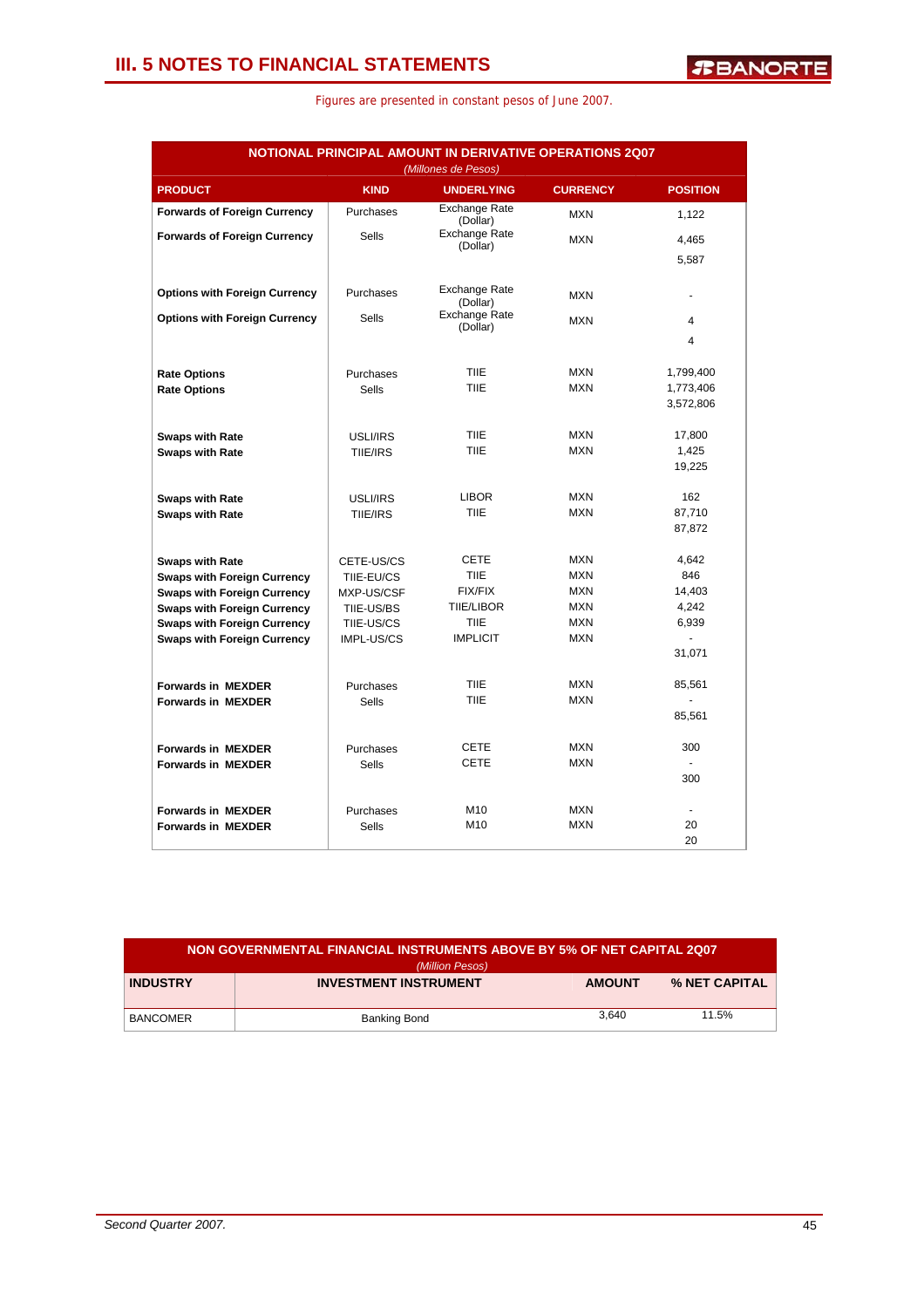## III. 5 NOTES TO FINANCIAL STATEMENTS

Figures are presented in constant pesos of June 2007.

| NOTIONAL PRINCIPAL AMOUNT IN DERIVATIVE OPERATIONS 2Q07 (Millones de Pesos) | | | | |
|---|---|---|---|---|
| **PRODUCT** | **KIND** | **UNDERLYING** | **CURRENCY** | **POSITION** |
| **Forwards of Foreign Currency** | Purchases | Exchange Rate (Dollar) | MXN | 1,122 |
| **Forwards of Foreign Currency** | Sells | Exchange Rate (Dollar) | MXN | 4,465 |
| | | | | 5,587 |
| **Options with Foreign Currency** | Purchases | Exchange Rate (Dollar) | MXN | - |
| **Options with Foreign Currency** | Sells | Exchange Rate (Dollar) | MXN | 4 |
| | | | | 4 |
| **Rate Options** | Purchases | TIIE | MXN | 1,799,400 |
| **Rate Options** | Sells | TIIE | MXN | 1,773,406 |
| | | | | 3,572,806 |
| **Swaps with Rate** | USLI/IRS | TIIE | MXN | 17,800 |
| **Swaps with Rate** | TIIE/IRS | TIIE | MXN | 1,425 |
| | | | | 19,225 |
| **Swaps with Rate** | USLI/IRS | LIBOR | MXN | 162 |
| **Swaps with Rate** | TIIE/IRS | TIIE | MXN | 87,710 |
| | | | | 87,872 |
| **Swaps with Rate** | CETE-US/CS | CETE | MXN | 4,642 |
| **Swaps with Foreign Currency** | TIIE-EU/CS | TIIE | MXN | 846 |
| **Swaps with Foreign Currency** | MXP-US/CSF | FIX/FIX | MXN | 14,403 |
| **Swaps with Foreign Currency** | TIIE-US/BS | TIIE/LIBOR | MXN | 4,242 |
| **Swaps with Foreign Currency** | TIIE-US/CS | TIIE | MXN | 6,939 |
| **Swaps with Foreign Currency** | IMPL-US/CS | IMPLICIT | MXN | - |
| | | | | 31,071 |
| **Forwards in MEXDER** | Purchases | TIIE | MXN | 85,561 |
| **Forwards in MEXDER** | Sells | TIIE | MXN | - |
| | | | | 85,561 |
| **Forwards in MEXDER** | Purchases | CETE | MXN | 300 |
| **Forwards in MEXDER** | Sells | CETE | MXN | - |
| | | | | 300 |
| **Forwards in MEXDER** | Purchases | M10 | MXN | - |
| **Forwards in MEXDER** | Sells | M10 | MXN | 20 |
| | | | | 20 |

| NON GOVERNMENTAL FINANCIAL INSTRUMENTS ABOVE BY 5% OF NET CAPITAL 2Q07 (Million Pesos) | | | |
|---|---|---|---|
| **INDUSTRY** | **INVESTMENT INSTRUMENT** | **AMOUNT** | **% NET CAPITAL** |
| BANCOMER | Banking Bond | 3,640 | 11.5% |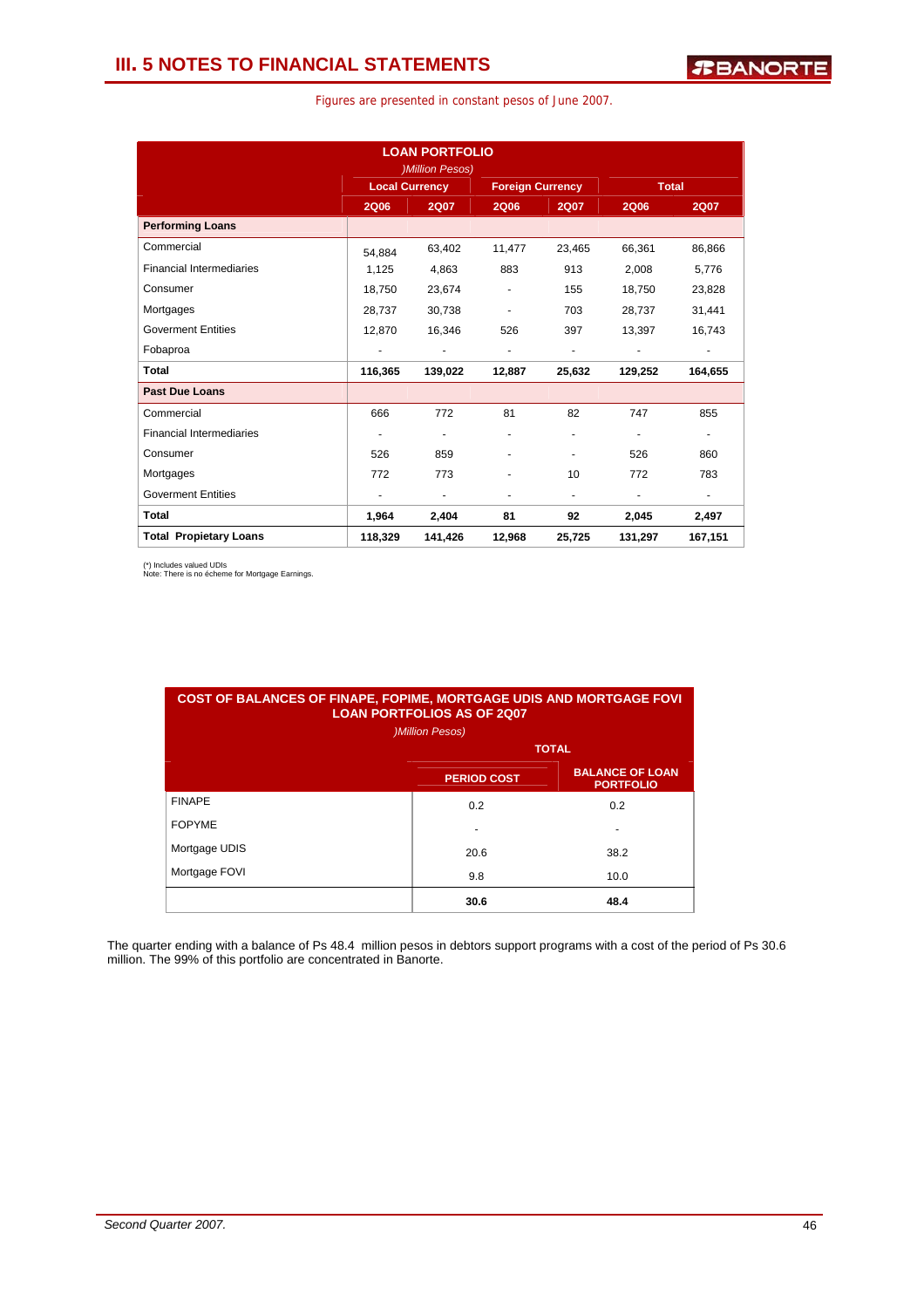# III. 5 NOTES TO FINANCIAL STATEMENTS

Figures are presented in constant pesos of June 2007.

| LOAN PORTFOLIO )Million Pesos) | Local Currency | | Foreign Currency | | Total | |
|---|---|---|---|---|---|---|
| | 2Q06 | 2Q07 | 2Q06 | 2Q07 | 2Q06 | 2Q07 |
| **Performing Loans** | | | | | | |
| Commercial | 54,884 | 63,402 | 11,477 | 23,465 | 66,361 | 86,866 |
| Financial Intermediaries | 1,125 | 4,863 | 883 | 913 | 2,008 | 5,776 |
| Consumer | 18,750 | 23,674 | - | 155 | 18,750 | 23,828 |
| Mortgages | 28,737 | 30,738 | - | 703 | 28,737 | 31,441 |
| Goverment Entities | 12,870 | 16,346 | 526 | 397 | 13,397 | 16,743 |
| Fobaproa | - | - | - | - | - | - |
| **Total** | **116,365** | **139,022** | **12,887** | **25,632** | **129,252** | **164,655** |
| **Past Due Loans** | | | | | | |
| Commercial | 666 | 772 | 81 | 82 | 747 | 855 |
| Financial Intermediaries | - | - | - | - | - | - |
| Consumer | 526 | 859 | - | - | 526 | 860 |
| Mortgages | 772 | 773 | - | 10 | 772 | 783 |
| Goverment Entities | - | - | - | - | - | - |
| **Total** | **1,964** | **2,404** | **81** | **92** | **2,045** | **2,497** |
| **Total Propietary Loans** | **118,329** | **141,426** | **12,968** | **25,725** | **131,297** | **167,151** |

(*) Includes valued UDIs
Note: There is no écheme for Mortgage Earnings.

| COST OF BALANCES OF FINAPE, FOPIME, MORTGAGE UDIS AND MORTGAGE FOVI LOAN PORTFOLIOS AS OF 2Q07 )Million Pesos) | TOTAL | |
|---|---|---|
| | PERIOD COST | BALANCE OF LOAN PORTFOLIO |
| FINAPE | 0.2 | 0.2 |
| FOPYME | - | - |
| Mortgage UDIS | 20.6 | 38.2 |
| Mortgage FOVI | 9.8 | 10.0 |
| | **30.6** | **48.4** |

The quarter ending with a balance of Ps 48.4 million pesos in debtors support programs with a cost of the period of Ps 30.6 million. The 99% of this portfolio are concentrated in Banorte.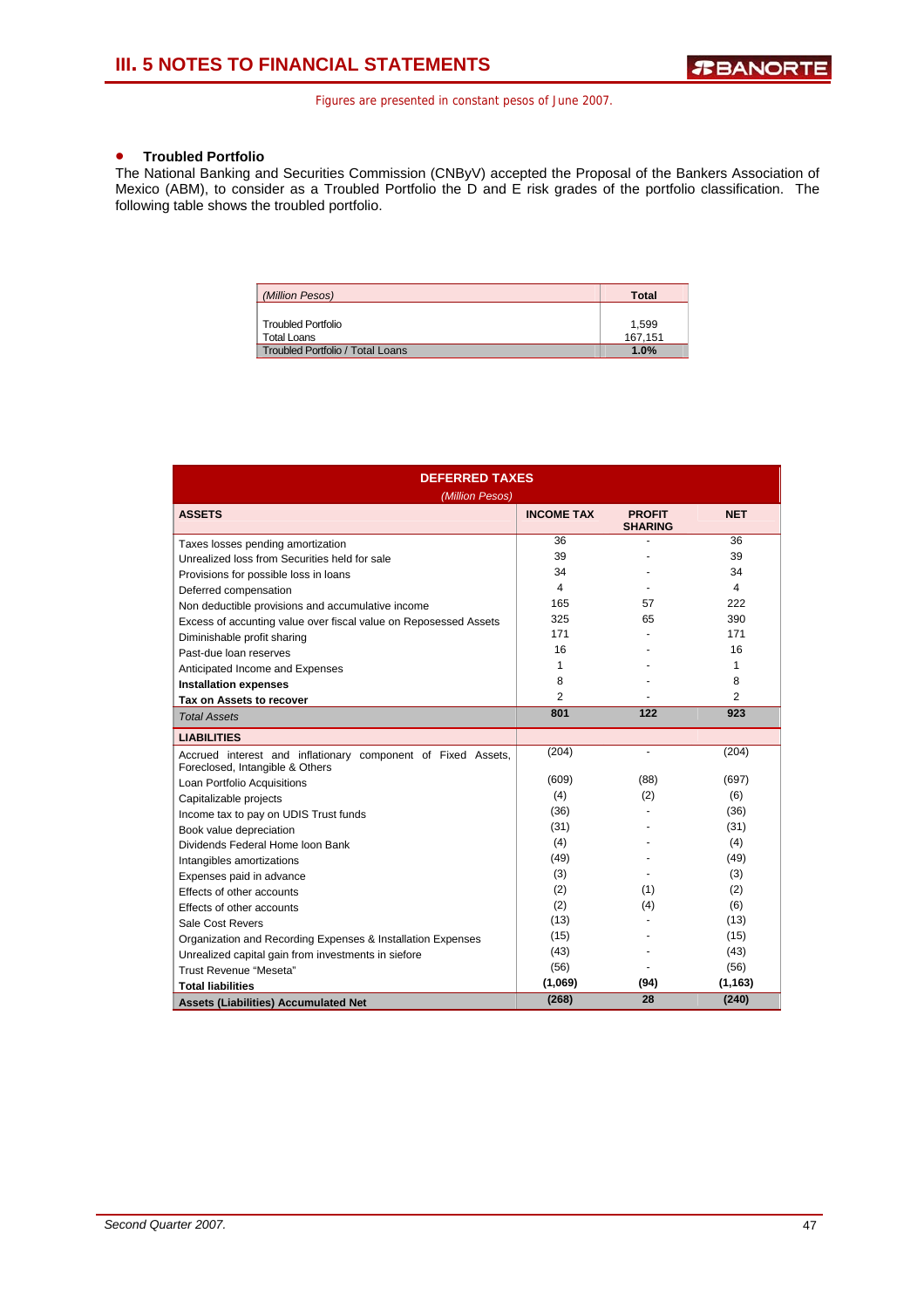- **Troubled Portfolio**

The National Banking and Securities Commission (CNByV) accepted the Proposal of the Bankers Association of Mexico (ABM), to consider as a Troubled Portfolio the D and E risk grades of the portfolio classification. The following table shows the troubled portfolio.

| *(Million Pesos)* | Total |
|---|---|
| Troubled Portfolio | 1,599 |
| Total Loans | 167,151 |
| Troubled Portfolio / Total Loans | **1.0%** |

| **DEFERRED TAXES** *(Million Pesos)* | | | |
|---|---|---|---|
| **ASSETS** | **INCOME TAX** | **PROFIT SHARING** | **NET** |
| Taxes losses pending amortization | 36 | - | 36 |
| Unrealized loss from Securities held for sale | 39 | - | 39 |
| Provisions for possible loss in loans | 34 | - | 34 |
| Deferred compensation | 4 | - | 4 |
| Non deductible provisions and accumulative income | 165 | 57 | 222 |
| Excess of accunting value over fiscal value on Reposessed Assets | 325 | 65 | 390 |
| Diminishable profit sharing | 171 | - | 171 |
| Past-due loan reserves | 16 | - | 16 |
| Anticipated Income and Expenses | 1 | - | 1 |
| **Installation expenses** | 8 | - | 8 |
| **Tax on Assets to recover** | 2 | - | 2 |
| *Total Assets* | **801** | **122** | **923** |
| **LIABILITIES** | | | |
| Accrued interest and inflationary component of Fixed Assets, Foreclosed, Intangible & Others | (204) | - | (204) |
| Loan Portfolio Acquisitions | (609) | (88) | (697) |
| Capitalizable projects | (4) | (2) | (6) |
| Income tax to pay on UDIS Trust funds | (36) | - | (36) |
| Book value depreciation | (31) | - | (31) |
| Dividends Federal Home loon Bank | (4) | - | (4) |
| Intangibles amortizations | (49) | - | (49) |
| Expenses paid in advance | (3) | - | (3) |
| Effects of other accounts | (2) | (1) | (2) |
| Effects of other accounts | (2) | (4) | (6) |
| Sale Cost Revers | (13) | - | (13) |
| Organization and Recording Expenses & Installation Expenses | (15) | - | (15) |
| Unrealized capital gain from investments in siefore | (43) | - | (43) |
| Trust Revenue "Meseta" | (56) | - | (56) |
| **Total liabilities** | **(1,069)** | **(94)** | **(1,163)** |
| **Assets (Liabilities) Accumulated Net** | **(268)** | **28** | **(240)** |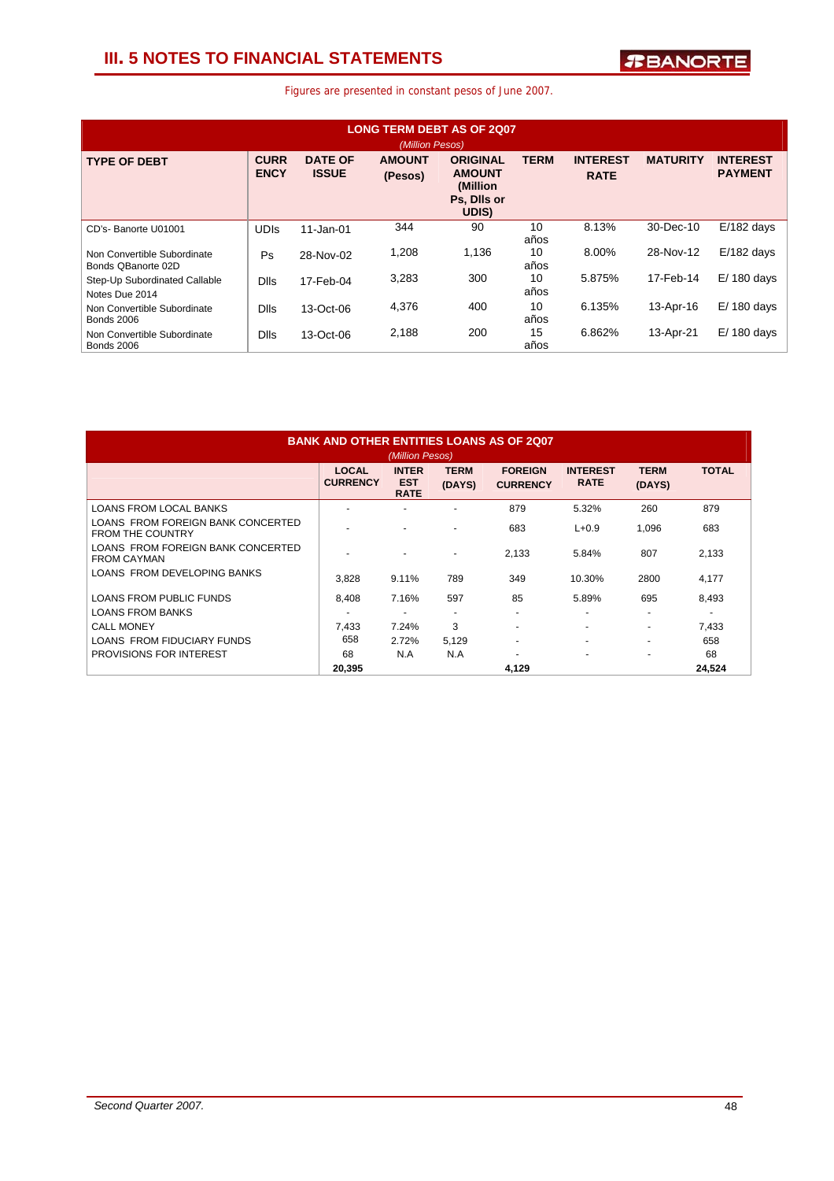## III. 5 NOTES TO FINANCIAL STATEMENTS

Figures are presented in constant pesos of June 2007.

**LONG TERM DEBT AS OF 2Q07**
*(Million Pesos)*

| TYPE OF DEBT | CURRENCY | DATE OF ISSUE | AMOUNT (Pesos) | ORIGINAL AMOUNT (Million Ps, Dlls or UDIS) | TERM | INTEREST RATE | MATURITY | INTEREST PAYMENT |
|---|---|---|---|---|---|---|---|---|
| CD's- Banorte U01001 | UDIs | 11-Jan-01 | 344 | 90 | 10 años | 8.13% | 30-Dec-10 | E/182 days |
| Non Convertible Subordinate Bonds QBanorte 02D | Ps | 28-Nov-02 | 1,208 | 1,136 | 10 años | 8.00% | 28-Nov-12 | E/182 days |
| Step-Up Subordinated Callable Notes Due 2014 | Dlls | 17-Feb-04 | 3,283 | 300 | 10 años | 5.875% | 17-Feb-14 | E/ 180 days |
| Non Convertible Subordinate Bonds 2006 | Dlls | 13-Oct-06 | 4,376 | 400 | 10 años | 6.135% | 13-Apr-16 | E/ 180 days |
| Non Convertible Subordinate Bonds 2006 | Dlls | 13-Oct-06 | 2,188 | 200 | 15 años | 6.862% | 13-Apr-21 | E/ 180 days |

**BANK AND OTHER ENTITIES LOANS AS OF 2Q07**
*(Million Pesos)*

| | LOCAL CURRENCY | INTEREST RATE | TERM (DAYS) | FOREIGN CURRENCY | INTEREST RATE | TERM (DAYS) | TOTAL |
|---|---|---|---|---|---|---|---|
| LOANS FROM LOCAL BANKS | - | - | - | 879 | 5.32% | 260 | 879 |
| LOANS FROM FOREIGN BANK CONCERTED FROM THE COUNTRY | - | - | - | 683 | L+0.9 | 1,096 | 683 |
| LOANS FROM FOREIGN BANK CONCERTED FROM CAYMAN | - | - | - | 2,133 | 5.84% | 807 | 2,133 |
| LOANS FROM DEVELOPING BANKS | 3,828 | 9.11% | 789 | 349 | 10.30% | 2800 | 4,177 |
| LOANS FROM PUBLIC FUNDS | 8,408 | 7.16% | 597 | 85 | 5.89% | 695 | 8,493 |
| LOANS FROM BANKS | - | - | - | - | - | - | - |
| CALL MONEY | 7,433 | 7.24% | 3 | - | - | - | 7,433 |
| LOANS FROM FIDUCIARY FUNDS | 658 | 2.72% | 5,129 | - | - | - | 658 |
| PROVISIONS FOR INTEREST | 68 | N.A | N.A | - | - | - | 68 |
| | **20,395** | | | **4,129** | | | **24,524** |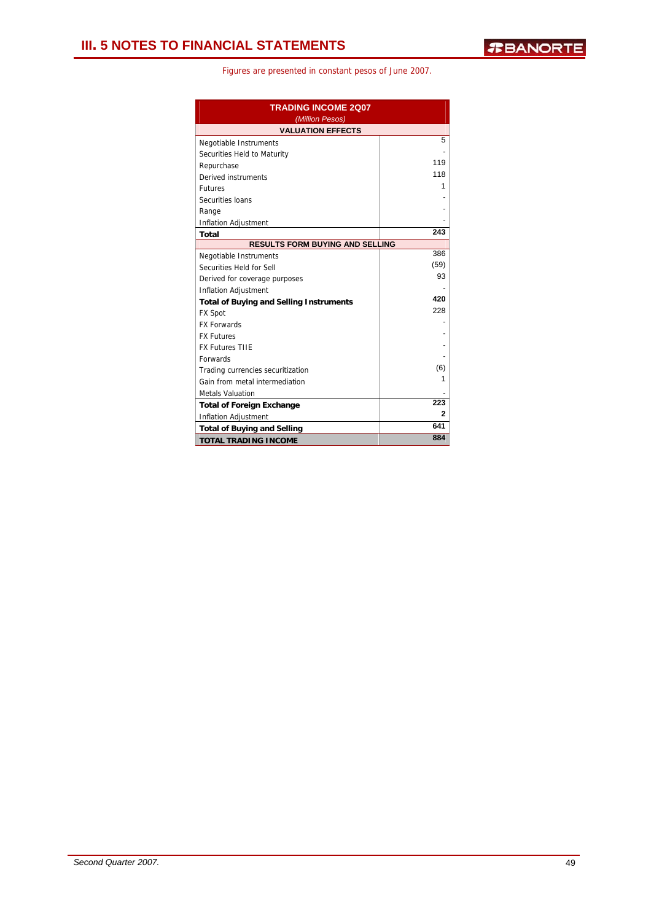Figures are presented in constant pesos of June 2007.

| TRADING INCOME 2Q07 *(Million Pesos)* | |
|---|---|
| **VALUATION EFFECTS** | |
| Negotiable Instruments | 5 |
| Securities Held to Maturity | - |
| Repurchase | 119 |
| Derived instruments | 118 |
| Futures | 1 |
| Securities loans | - |
| Range | - |
| Inflation Adjustment | - |
| **Total** | **243** |
| **RESULTS FORM BUYING AND SELLING** | |
| Negotiable Instruments | 386 |
| Securities Held for Sell | (59) |
| Derived for coverage purposes | 93 |
| Inflation Adjustment | - |
| **Total of Buying and Selling Instruments** | **420** |
| FX Spot | 228 |
| FX Forwards | - |
| FX Futures | - |
| FX Futures TIIE | - |
| Forwards | - |
| Trading currencies securitization | (6) |
| Gain from metal intermediation | 1 |
| Metals Valuation | - |
| **Total of Foreign Exchange** | **223** |
| Inflation Adjustment | 2 |
| **Total of Buying and Selling** | **641** |
| **TOTAL TRADING INCOME** | **884** |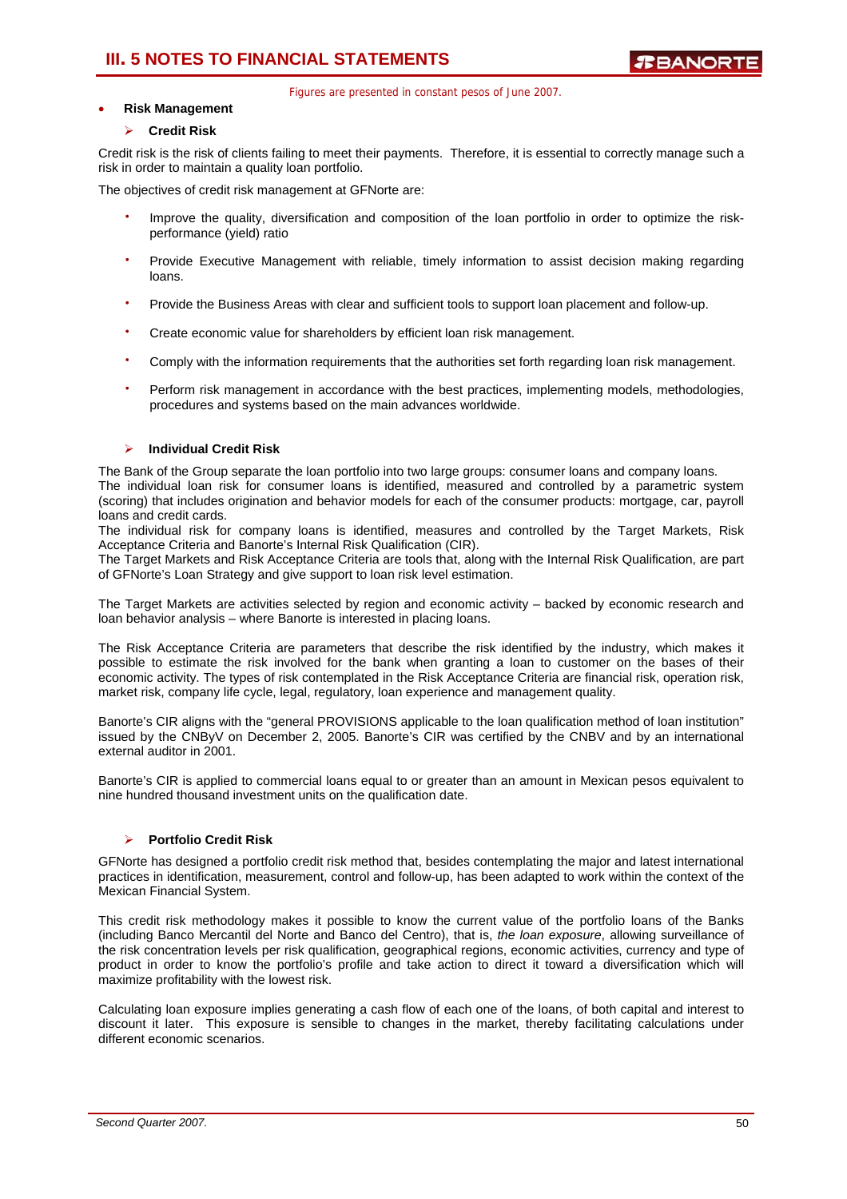Figures are presented in constant pesos of June 2007.

- **Risk Management**

### Credit Risk

Credit risk is the risk of clients failing to meet their payments. Therefore, it is essential to correctly manage such a risk in order to maintain a quality loan portfolio.

The objectives of credit risk management at GFNorte are:

- Improve the quality, diversification and composition of the loan portfolio in order to optimize the risk-performance (yield) ratio
- Provide Executive Management with reliable, timely information to assist decision making regarding loans.
- Provide the Business Areas with clear and sufficient tools to support loan placement and follow-up.
- Create economic value for shareholders by efficient loan risk management.
- Comply with the information requirements that the authorities set forth regarding loan risk management.
- Perform risk management in accordance with the best practices, implementing models, methodologies, procedures and systems based on the main advances worldwide.

### Individual Credit Risk

The Bank of the Group separate the loan portfolio into two large groups: consumer loans and company loans.
The individual loan risk for consumer loans is identified, measured and controlled by a parametric system (scoring) that includes origination and behavior models for each of the consumer products: mortgage, car, payroll loans and credit cards.
The individual risk for company loans is identified, measures and controlled by the Target Markets, Risk Acceptance Criteria and Banorte's Internal Risk Qualification (CIR).
The Target Markets and Risk Acceptance Criteria are tools that, along with the Internal Risk Qualification, are part of GFNorte's Loan Strategy and give support to loan risk level estimation.

The Target Markets are activities selected by region and economic activity – backed by economic research and loan behavior analysis – where Banorte is interested in placing loans.

The Risk Acceptance Criteria are parameters that describe the risk identified by the industry, which makes it possible to estimate the risk involved for the bank when granting a loan to customer on the bases of their economic activity. The types of risk contemplated in the Risk Acceptance Criteria are financial risk, operation risk, market risk, company life cycle, legal, regulatory, loan experience and management quality.

Banorte's CIR aligns with the "general PROVISIONS applicable to the loan qualification method of loan institution" issued by the CNByV on December 2, 2005. Banorte's CIR was certified by the CNBV and by an international external auditor in 2001.

Banorte's CIR is applied to commercial loans equal to or greater than an amount in Mexican pesos equivalent to nine hundred thousand investment units on the qualification date.

### Portfolio Credit Risk

GFNorte has designed a portfolio credit risk method that, besides contemplating the major and latest international practices in identification, measurement, control and follow-up, has been adapted to work within the context of the Mexican Financial System.

This credit risk methodology makes it possible to know the current value of the portfolio loans of the Banks (including Banco Mercantil del Norte and Banco del Centro), that is, *the loan exposure*, allowing surveillance of the risk concentration levels per risk qualification, geographical regions, economic activities, currency and type of product in order to know the portfolio's profile and take action to direct it toward a diversification which will maximize profitability with the lowest risk.

Calculating loan exposure implies generating a cash flow of each one of the loans, of both capital and interest to discount it later. This exposure is sensible to changes in the market, thereby facilitating calculations under different economic scenarios.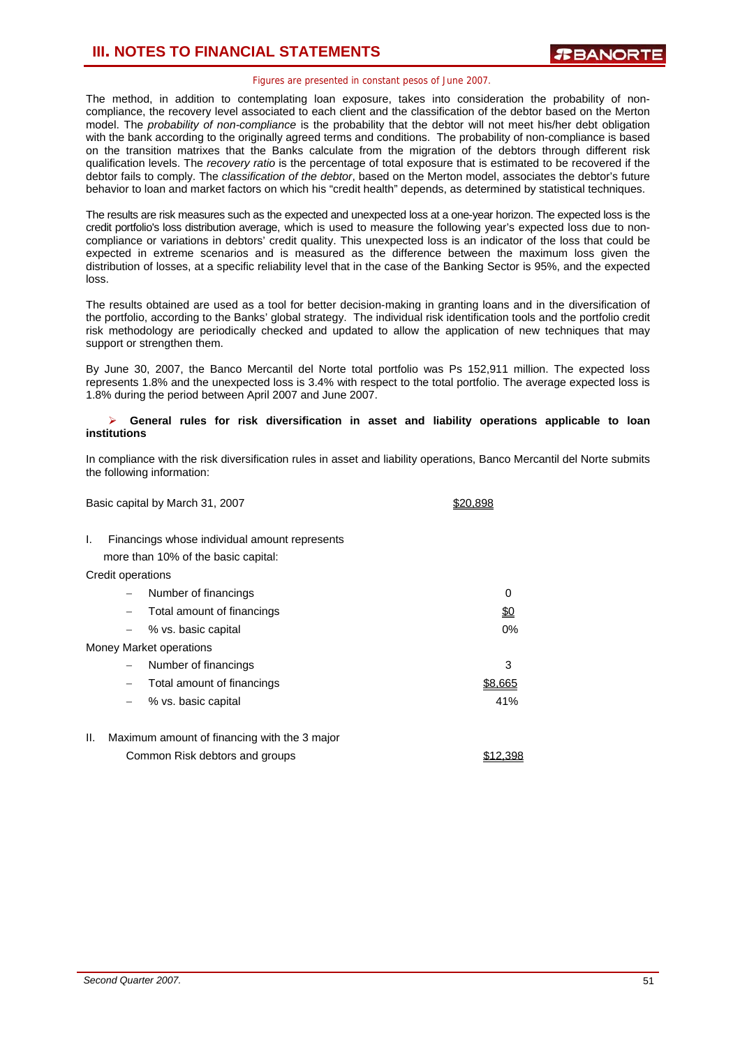Figures are presented in constant pesos of June 2007.

The method, in addition to contemplating loan exposure, takes into consideration the probability of non-compliance, the recovery level associated to each client and the classification of the debtor based on the Merton model. The *probability of non-compliance* is the probability that the debtor will not meet his/her debt obligation with the bank according to the originally agreed terms and conditions. The probability of non-compliance is based on the transition matrixes that the Banks calculate from the migration of the debtors through different risk qualification levels. The *recovery ratio* is the percentage of total exposure that is estimated to be recovered if the debtor fails to comply. The *classification of the debtor*, based on the Merton model, associates the debtor's future behavior to loan and market factors on which his "credit health" depends, as determined by statistical techniques.

The results are risk measures such as the expected and unexpected loss at a one-year horizon. The expected loss is the credit portfolio's loss distribution average, which is used to measure the following year's expected loss due to non-compliance or variations in debtors' credit quality. This unexpected loss is an indicator of the loss that could be expected in extreme scenarios and is measured as the difference between the maximum loss given the distribution of losses, at a specific reliability level that in the case of the Banking Sector is 95%, and the expected loss.

The results obtained are used as a tool for better decision-making in granting loans and in the diversification of the portfolio, according to the Banks' global strategy. The individual risk identification tools and the portfolio credit risk methodology are periodically checked and updated to allow the application of new techniques that may support or strengthen them.

By June 30, 2007, the Banco Mercantil del Norte total portfolio was Ps 152,911 million. The expected loss represents 1.8% and the unexpected loss is 3.4% with respect to the total portfolio. The average expected loss is 1.8% during the period between April 2007 and June 2007.

- **General rules for risk diversification in asset and liability operations applicable to loan institutions**

In compliance with the risk diversification rules in asset and liability operations, Banco Mercantil del Norte submits the following information:

| | |
|---|---|
| Basic capital by March 31, 2007 | $20,898 |
| I. Financings whose individual amount represents more than 10% of the basic capital: | |
| Credit operations | |
| – Number of financings | 0 |
| – Total amount of financings | $0 |
| – % vs. basic capital | 0% |
| Money Market operations | |
| – Number of financings | 3 |
| – Total amount of financings | $8,665 |
| – % vs. basic capital | 41% |
| II. Maximum amount of financing with the 3 major Common Risk debtors and groups | $12,398 |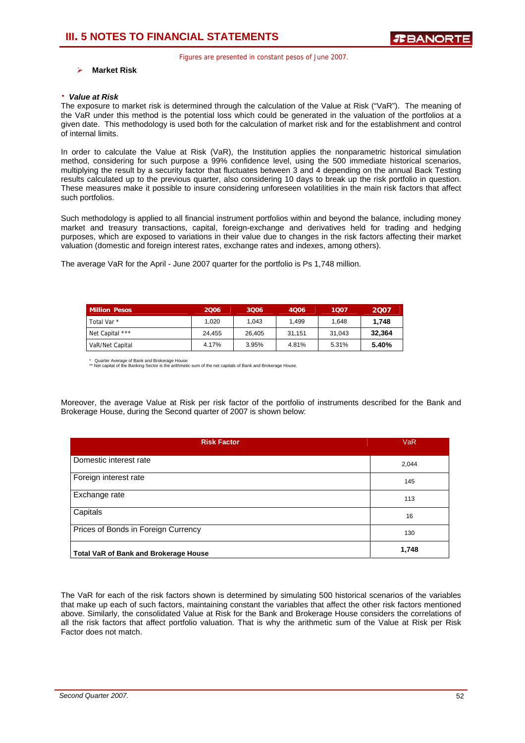Figures are presented in constant pesos of June 2007.

## Market Risk

### *Value at Risk*

The exposure to market risk is determined through the calculation of the Value at Risk ("VaR"). The meaning of the VaR under this method is the potential loss which could be generated in the valuation of the portfolios at a given date. This methodology is used both for the calculation of market risk and for the establishment and control of internal limits.

In order to calculate the Value at Risk (VaR), the Institution applies the nonparametric historical simulation method, considering for such purpose a 99% confidence level, using the 500 immediate historical scenarios, multiplying the result by a security factor that fluctuates between 3 and 4 depending on the annual Back Testing results calculated up to the previous quarter, also considering 10 days to break up the risk portfolio in question. These measures make it possible to insure considering unforeseen volatilities in the main risk factors that affect such portfolios.

Such methodology is applied to all financial instrument portfolios within and beyond the balance, including money market and treasury transactions, capital, foreign-exchange and derivatives held for trading and hedging purposes, which are exposed to variations in their value due to changes in the risk factors affecting their market valuation (domestic and foreign interest rates, exchange rates and indexes, among others).

The average VaR for the April - June 2007 quarter for the portfolio is Ps 1,748 million.

| Million Pesos | 2Q06 | 3Q06 | 4Q06 | 1Q07 | 2Q07 |
|---|---|---|---|---|---|
| Total Var * | 1,020 | 1,043 | 1,499 | 1,648 | **1,748** |
| Net Capital *** | 24,455 | 26,405 | 31,151 | 31,043 | **32,364** |
| VaR/Net Capital | 4.17% | 3.95% | 4.81% | 5.31% | **5.40%** |

\* Quarter Average of Bank and Brokerage House
** Net capital of the Banking Sector is the arithmetic sum of the net capitals of Bank and Brokerage House.

Moreover, the average Value at Risk per risk factor of the portfolio of instruments described for the Bank and Brokerage House, during the Second quarter of 2007 is shown below:

| Risk Factor | VaR |
|---|---|
| Domestic interest rate | 2,044 |
| Foreign interest rate | 145 |
| Exchange rate | 113 |
| Capitals | 16 |
| Prices of Bonds in Foreign Currency | 130 |
| **Total VaR of Bank and Brokerage House** | **1,748** |

The VaR for each of the risk factors shown is determined by simulating 500 historical scenarios of the variables that make up each of such factors, maintaining constant the variables that affect the other risk factors mentioned above. Similarly, the consolidated Value at Risk for the Bank and Brokerage House considers the correlations of all the risk factors that affect portfolio valuation. That is why the arithmetic sum of the Value at Risk per Risk Factor does not match.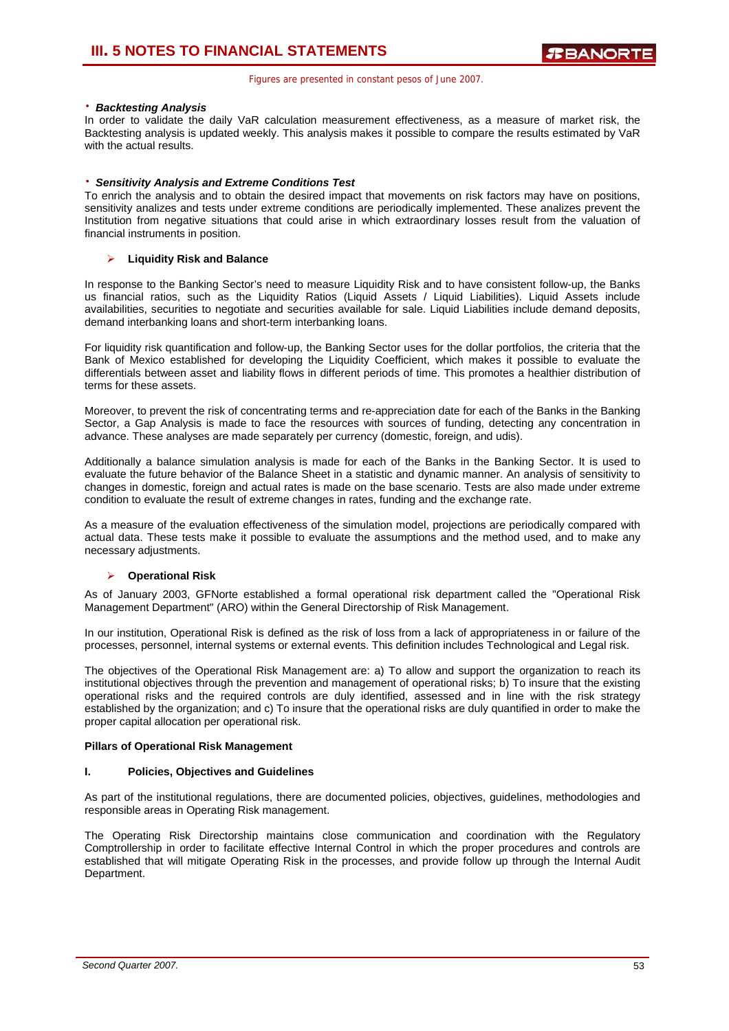Figures are presented in constant pesos of June 2007.

- ***Backtesting Analysis***

In order to validate the daily VaR calculation measurement effectiveness, as a measure of market risk, the Backtesting analysis is updated weekly. This analysis makes it possible to compare the results estimated by VaR with the actual results.

- ***Sensitivity Analysis and Extreme Conditions Test***

To enrich the analysis and to obtain the desired impact that movements on risk factors may have on positions, sensitivity analizes and tests under extreme conditions are periodically implemented. These analizes prevent the Institution from negative situations that could arise in which extraordinary losses result from the valuation of financial instruments in position.

- **Liquidity Risk and Balance**

In response to the Banking Sector's need to measure Liquidity Risk and to have consistent follow-up, the Banks us financial ratios, such as the Liquidity Ratios (Liquid Assets / Liquid Liabilities). Liquid Assets include availabilities, securities to negotiate and securities available for sale. Liquid Liabilities include demand deposits, demand interbanking loans and short-term interbanking loans.

For liquidity risk quantification and follow-up, the Banking Sector uses for the dollar portfolios, the criteria that the Bank of Mexico established for developing the Liquidity Coefficient, which makes it possible to evaluate the differentials between asset and liability flows in different periods of time. This promotes a healthier distribution of terms for these assets.

Moreover, to prevent the risk of concentrating terms and re-appreciation date for each of the Banks in the Banking Sector, a Gap Analysis is made to face the resources with sources of funding, detecting any concentration in advance. These analyses are made separately per currency (domestic, foreign, and udis).

Additionally a balance simulation analysis is made for each of the Banks in the Banking Sector. It is used to evaluate the future behavior of the Balance Sheet in a statistic and dynamic manner. An analysis of sensitivity to changes in domestic, foreign and actual rates is made on the base scenario. Tests are also made under extreme condition to evaluate the result of extreme changes in rates, funding and the exchange rate.

As a measure of the evaluation effectiveness of the simulation model, projections are periodically compared with actual data. These tests make it possible to evaluate the assumptions and the method used, and to make any necessary adjustments.

- **Operational Risk**

As of January 2003, GFNorte established a formal operational risk department called the "Operational Risk Management Department" (ARO) within the General Directorship of Risk Management.

In our institution, Operational Risk is defined as the risk of loss from a lack of appropriateness in or failure of the processes, personnel, internal systems or external events. This definition includes Technological and Legal risk.

The objectives of the Operational Risk Management are: a) To allow and support the organization to reach its institutional objectives through the prevention and management of operational risks; b) To insure that the existing operational risks and the required controls are duly identified, assessed and in line with the risk strategy established by the organization; and c) To insure that the operational risks are duly quantified in order to make the proper capital allocation per operational risk.

**Pillars of Operational Risk Management**

**I. Policies, Objectives and Guidelines**

As part of the institutional regulations, there are documented policies, objectives, guidelines, methodologies and responsible areas in Operating Risk management.

The Operating Risk Directorship maintains close communication and coordination with the Regulatory Comptrollership in order to facilitate effective Internal Control in which the proper procedures and controls are established that will mitigate Operating Risk in the processes, and provide follow up through the Internal Audit Department.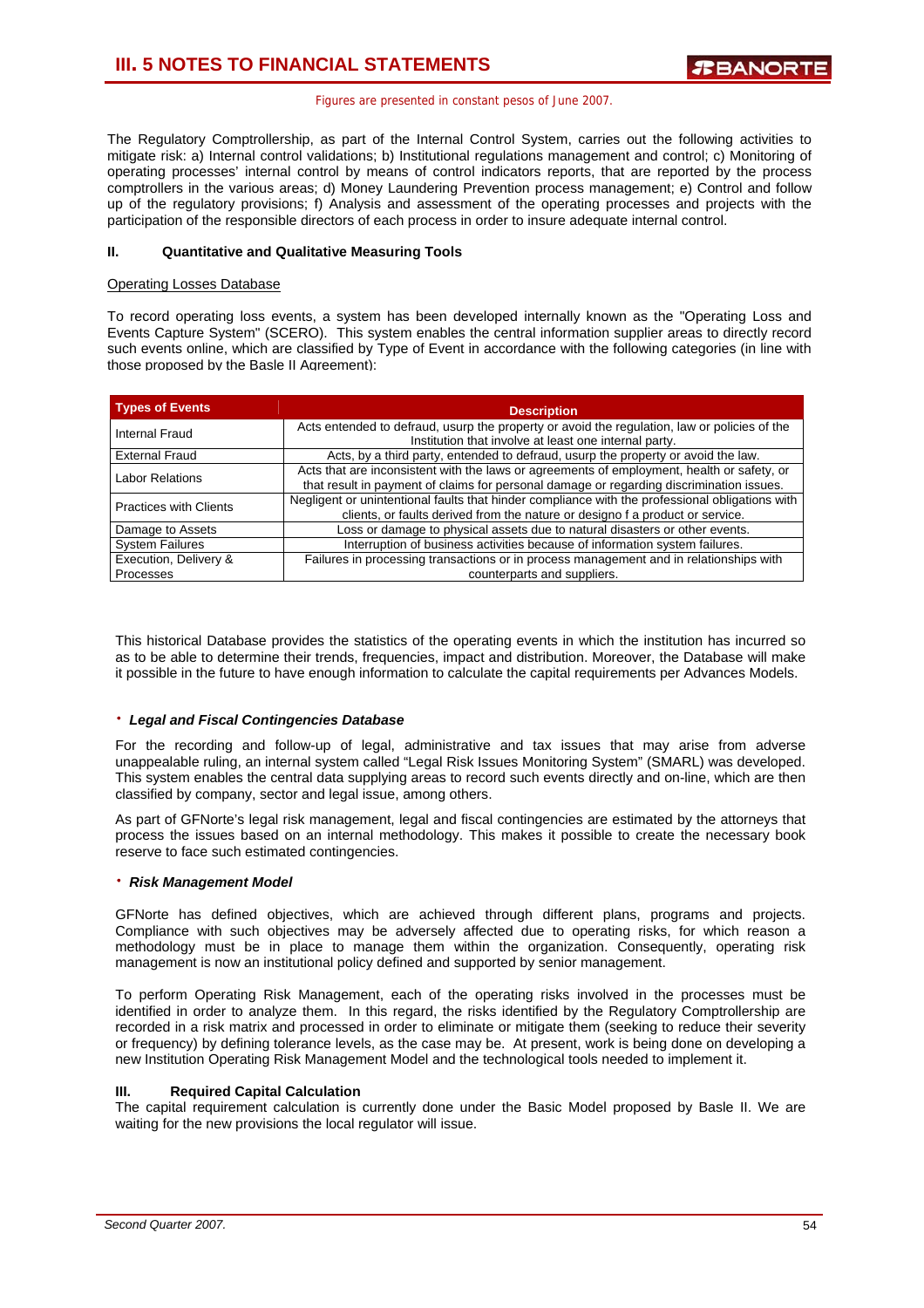Figures are presented in constant pesos of June 2007.

The Regulatory Comptrollership, as part of the Internal Control System, carries out the following activities to mitigate risk: a) Internal control validations; b) Institutional regulations management and control; c) Monitoring of operating processes' internal control by means of control indicators reports, that are reported by the process comptrollers in the various areas; d) Money Laundering Prevention process management; e) Control and follow up of the regulatory provisions; f) Analysis and assessment of the operating processes and projects with the participation of the responsible directors of each process in order to insure adequate internal control.

#### II. Quantitative and Qualitative Measuring Tools

Operating Losses Database

To record operating loss events, a system has been developed internally known as the "Operating Loss and Events Capture System" (SCERO). This system enables the central information supplier areas to directly record such events online, which are classified by Type of Event in accordance with the following categories (in line with those proposed by the Basle II Agreement):

| Types of Events | Description |
|---|---|
| Internal Fraud | Acts entended to defraud, usurp the property or avoid the regulation, law or policies of the Institution that involve at least one internal party. |
| External Fraud | Acts, by a third party, entended to defraud, usurp the property or avoid the law. |
| Labor Relations | Acts that are inconsistent with the laws or agreements of employment, health or safety, or that result in payment of claims for personal damage or regarding discrimination issues. |
| Practices with Clients | Negligent or unintentional faults that hinder compliance with the professional obligations with clients, or faults derived from the nature or designo f a product or service. |
| Damage to Assets | Loss or damage to physical assets due to natural disasters or other events. |
| System Failures | Interruption of business activities because of information system failures. |
| Execution, Delivery & Processes | Failures in processing transactions or in process management and in relationships with counterparts and suppliers. |

This historical Database provides the statistics of the operating events in which the institution has incurred so as to be able to determine their trends, frequencies, impact and distribution. Moreover, the Database will make it possible in the future to have enough information to calculate the capital requirements per Advances Models.

- ***Legal and Fiscal Contingencies Database***

For the recording and follow-up of legal, administrative and tax issues that may arise from adverse unappealable ruling, an internal system called "Legal Risk Issues Monitoring System" (SMARL) was developed. This system enables the central data supplying areas to record such events directly and on-line, which are then classified by company, sector and legal issue, among others.

As part of GFNorte's legal risk management, legal and fiscal contingencies are estimated by the attorneys that process the issues based on an internal methodology. This makes it possible to create the necessary book reserve to face such estimated contingencies.

- ***Risk Management Model***

GFNorte has defined objectives, which are achieved through different plans, programs and projects. Compliance with such objectives may be adversely affected due to operating risks, for which reason a methodology must be in place to manage them within the organization. Consequently, operating risk management is now an institutional policy defined and supported by senior management.

To perform Operating Risk Management, each of the operating risks involved in the processes must be identified in order to analyze them. In this regard, the risks identified by the Regulatory Comptrollership are recorded in a risk matrix and processed in order to eliminate or mitigate them (seeking to reduce their severity or frequency) by defining tolerance levels, as the case may be. At present, work is being done on developing a new Institution Operating Risk Management Model and the technological tools needed to implement it.

#### III. Required Capital Calculation

The capital requirement calculation is currently done under the Basic Model proposed by Basle II. We are waiting for the new provisions the local regulator will issue.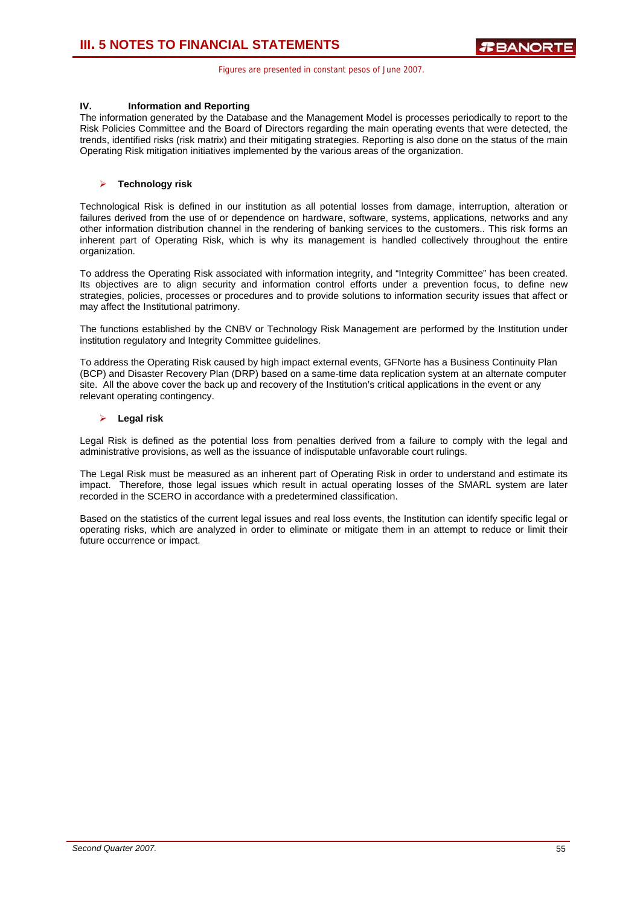Figures are presented in constant pesos of June 2007.

**IV. Information and Reporting**

The information generated by the Database and the Management Model is processes periodically to report to the Risk Policies Committee and the Board of Directors regarding the main operating events that were detected, the trends, identified risks (risk matrix) and their mitigating strategies. Reporting is also done on the status of the main Operating Risk mitigation initiatives implemented by the various areas of the organization.

- **Technology risk**

Technological Risk is defined in our institution as all potential losses from damage, interruption, alteration or failures derived from the use of or dependence on hardware, software, systems, applications, networks and any other information distribution channel in the rendering of banking services to the customers.. This risk forms an inherent part of Operating Risk, which is why its management is handled collectively throughout the entire organization.

To address the Operating Risk associated with information integrity, and "Integrity Committee" has been created. Its objectives are to align security and information control efforts under a prevention focus, to define new strategies, policies, processes or procedures and to provide solutions to information security issues that affect or may affect the Institutional patrimony.

The functions established by the CNBV or Technology Risk Management are performed by the Institution under institution regulatory and Integrity Committee guidelines.

To address the Operating Risk caused by high impact external events, GFNorte has a Business Continuity Plan (BCP) and Disaster Recovery Plan (DRP) based on a same-time data replication system at an alternate computer site. All the above cover the back up and recovery of the Institution's critical applications in the event or any relevant operating contingency.

- **Legal risk**

Legal Risk is defined as the potential loss from penalties derived from a failure to comply with the legal and administrative provisions, as well as the issuance of indisputable unfavorable court rulings.

The Legal Risk must be measured as an inherent part of Operating Risk in order to understand and estimate its impact. Therefore, those legal issues which result in actual operating losses of the SMARL system are later recorded in the SCERO in accordance with a predetermined classification.

Based on the statistics of the current legal issues and real loss events, the Institution can identify specific legal or operating risks, which are analyzed in order to eliminate or mitigate them in an attempt to reduce or limit their future occurrence or impact.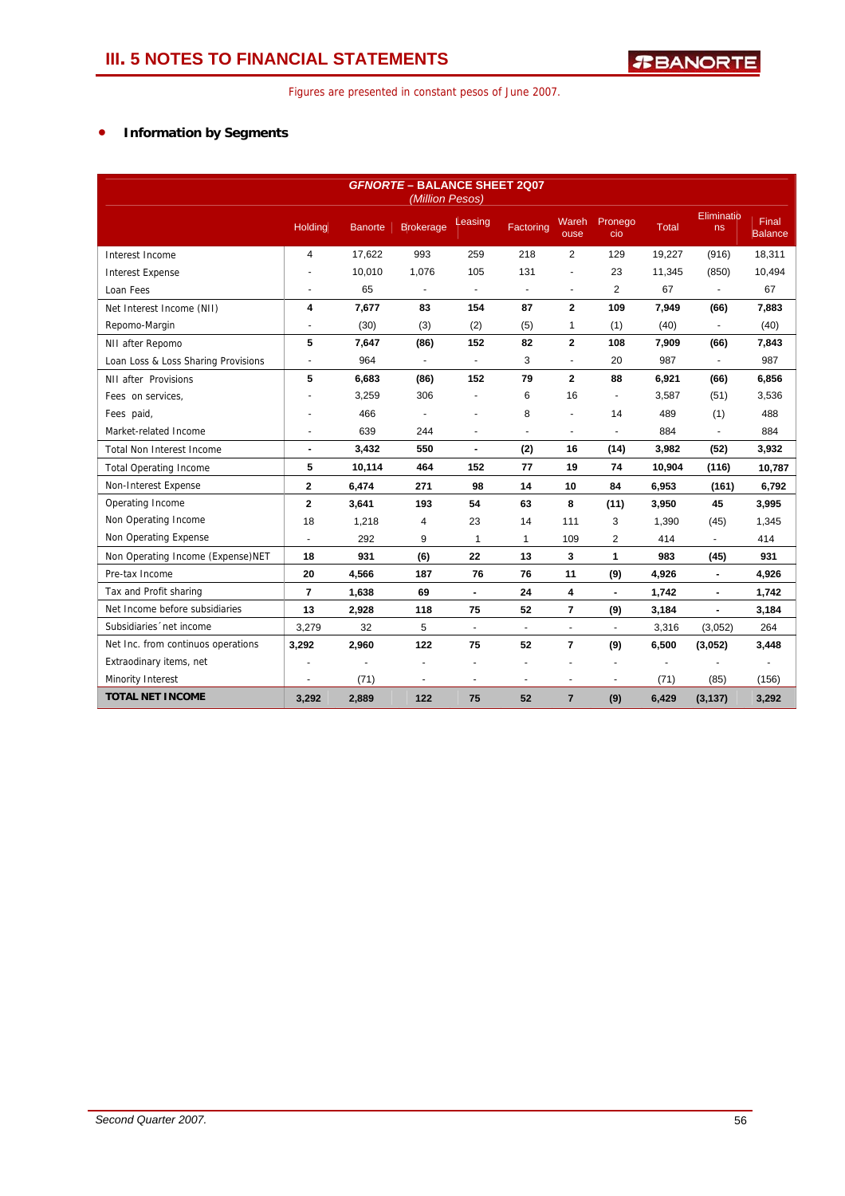## III. 5 NOTES TO FINANCIAL STATEMENTS

Figures are presented in constant pesos of June 2007.

- **Information by Segments**

| GFNORTE – BALANCE SHEET 2Q07 (Million Pesos) | | | | | | | | | | |
|---|---|---|---|---|---|---|---|---|---|---|
| | Holding | Banorte | Brokerage | Leasing | Factoring | Warehouse | Pronegocio | Total | Eliminations | Final Balance |
| Interest Income | 4 | 17,622 | 993 | 259 | 218 | 2 | 129 | 19,227 | (916) | 18,311 |
| Interest Expense | - | 10,010 | 1,076 | 105 | 131 | - | 23 | 11,345 | (850) | 10,494 |
| Loan Fees | - | 65 | - | - | - | - | 2 | 67 | - | 67 |
| Net Interest Income (NII) | **4** | **7,677** | **83** | **154** | **87** | **2** | **109** | **7,949** | **(66)** | **7,883** |
| Repomo-Margin | - | (30) | (3) | (2) | (5) | 1 | (1) | (40) | - | (40) |
| NII after Repomo | **5** | **7,647** | **(86)** | **152** | **82** | **2** | **108** | **7,909** | **(66)** | **7,843** |
| Loan Loss & Loss Sharing Provisions | - | 964 | - | - | 3 | - | 20 | 987 | - | 987 |
| NII after Provisions | **5** | **6,683** | **(86)** | **152** | **79** | **2** | **88** | **6,921** | **(66)** | **6,856** |
| Fees on services, | - | 3,259 | 306 | - | 6 | 16 | - | 3,587 | (51) | 3,536 |
| Fees paid, | - | 466 | - | - | 8 | - | 14 | 489 | (1) | 488 |
| Market-related Income | - | 639 | 244 | - | - | - | - | 884 | - | 884 |
| Total Non Interest Income | **-** | **3,432** | **550** | **-** | **(2)** | **16** | **(14)** | **3,982** | **(52)** | **3,932** |
| Total Operating Income | **5** | **10,114** | **464** | **152** | **77** | **19** | **74** | **10,904** | **(116)** | **10,787** |
| Non-Interest Expense | **2** | **6,474** | **271** | **98** | **14** | **10** | **84** | **6,953** | **(161)** | **6,792** |
| Operating Income | **2** | **3,641** | **193** | **54** | **63** | **8** | **(11)** | **3,950** | **45** | **3,995** |
| Non Operating Income | 18 | 1,218 | 4 | 23 | 14 | 111 | 3 | 1,390 | (45) | 1,345 |
| Non Operating Expense | - | 292 | 9 | 1 | 1 | 109 | 2 | 414 | - | 414 |
| Non Operating Income (Expense)NET | **18** | **931** | **(6)** | **22** | **13** | **3** | **1** | **983** | **(45)** | **931** |
| Pre-tax Income | **20** | **4,566** | **187** | **76** | **76** | **11** | **(9)** | **4,926** | **-** | **4,926** |
| Tax and Profit sharing | **7** | **1,638** | **69** | **-** | **24** | **4** | **-** | **1,742** | **-** | **1,742** |
| Net Income before subsidiaries | **13** | **2,928** | **118** | **75** | **52** | **7** | **(9)** | **3,184** | **-** | **3,184** |
| Subsidiaries´net income | 3,279 | 32 | 5 | - | - | - | - | 3,316 | (3,052) | 264 |
| Net Inc. from continuos operations | **3,292** | **2,960** | **122** | **75** | **52** | **7** | **(9)** | **6,500** | **(3,052)** | **3,448** |
| Extraodinary items, net | - | - | - | - | - | - | - | - | - | - |
| Minority Interest | - | (71) | - | - | - | - | - | (71) | (85) | (156) |
| **TOTAL NET INCOME** | **3,292** | **2,889** | **122** | **75** | **52** | **7** | **(9)** | **6,429** | **(3,137)** | **3,292** |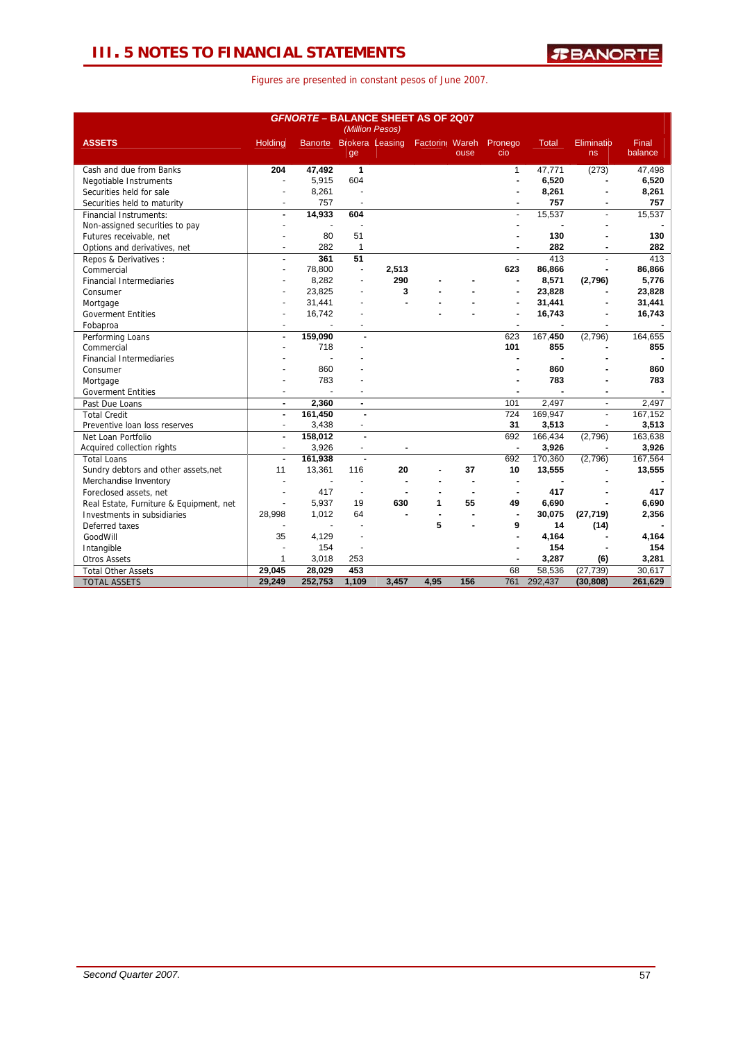# III. 5 NOTES TO FINANCIAL STATEMENTS

Figures are presented in constant pesos of June 2007.

| GFNORTE – BALANCE SHEET AS OF 2Q07 (Million Pesos) | | | | | | | | | | |
|---|---|---|---|---|---|---|---|---|---|---|
| **ASSETS** | Holding | Banorte | Brokerage | Leasing | Factoring | Warehouse | Pronegocio | Total | Eliminations | Final balance |
| Cash and due from Banks | **204** | **47,492** | **1** | | | | 1 | 47,771 | (273) | 47,498 |
| Negotiable Instruments | - | 5,915 | 604 | | | | - | **6,520** | - | **6,520** |
| Securities held for sale | - | 8,261 | - | | | | - | **8,261** | - | **8,261** |
| Securities held to maturity | - | 757 | - | | | | - | **757** | - | **757** |
| Financial Instruments: | - | **14,933** | **604** | | | | - | 15,537 | - | 15,537 |
| Non-assigned securities to pay | - | - | - | | | | - | - | - | - |
| Futures receivable, net | - | 80 | 51 | | | | - | **130** | - | **130** |
| Options and derivatives, net | - | 282 | 1 | | | | - | **282** | - | **282** |
| Repos & Derivatives : | - | **361** | **51** | | | | - | 413 | - | 413 |
| Commercial | - | 78,800 | - | **2,513** | | | **623** | **86,866** | - | **86,866** |
| Financial Intermediaries | - | 8,282 | - | **290** | - | - | - | **8,571** | **(2,796)** | **5,776** |
| Consumer | - | 23,825 | - | **3** | - | - | - | **23,828** | - | **23,828** |
| Mortgage | - | 31,441 | - | - | - | - | - | **31,441** | - | **31,441** |
| Goverment Entities | - | 16,742 | - | | - | - | - | **16,743** | - | **16,743** |
| Fobaproa | - | - | - | | | | - | - | - | - |
| Performing Loans | - | **159,090** | - | | | | 623 | 167,450 | (2,796) | 164,655 |
| Commercial | - | 718 | - | | | | **101** | **855** | - | **855** |
| Financial Intermediaries | - | - | - | | | | - | - | - | - |
| Consumer | - | 860 | - | | | | - | **860** | - | **860** |
| Mortgage | - | 783 | - | | | | - | **783** | - | **783** |
| Goverment Entities | - | - | - | | | | - | - | - | - |
| Past Due Loans | - | **2,360** | - | | | | 101 | 2,497 | - | 2,497 |
| Total Credit | - | **161,450** | - | | | | 724 | 169,947 | - | 167,152 |
| Preventive loan loss reserves | - | 3,438 | - | | | | **31** | **3,513** | - | **3,513** |
| Net Loan Portfolio | - | **158,012** | - | | | | 692 | 166,434 | (2,796) | 163,638 |
| Acquired collection rights | - | 3,926 | - | - | | | - | **3,926** | - | **3,926** |
| Total Loans | - | **161,938** | - | | | | 692 | 170,360 | (2,796) | 167,564 |
| Sundry debtors and other assets,net | 11 | 13,361 | 116 | **20** | - | **37** | **10** | **13,555** | - | **13,555** |
| Merchandise Inventory | - | - | - | - | - | - | - | - | - | - |
| Foreclosed assets, net | - | 417 | - | - | - | - | - | **417** | - | **417** |
| Real Estate, Furniture & Equipment, net | - | 5,937 | 19 | **630** | **1** | **55** | **49** | **6,690** | - | **6,690** |
| Investments in subsidiaries | 28,998 | 1,012 | 64 | - | - | - | - | **30,075** | **(27,719)** | **2,356** |
| Deferred taxes | - | - | - | | **5** | - | **9** | **14** | **(14)** | - |
| GoodWill | 35 | 4,129 | - | | | | - | **4,164** | - | **4,164** |
| Intangible | - | 154 | - | | | | - | **154** | - | **154** |
| Otros Assets | 1 | 3,018 | 253 | | | | - | **3,287** | **(6)** | **3,281** |
| Total Other Assets | **29,045** | **28,029** | **453** | | | | 68 | 58,536 | (27,739) | 30,617 |
| TOTAL ASSETS | **29,249** | **252,753** | **1,109** | **3,457** | **4,95** | **156** | 761 | 292,437 | **(30,808)** | **261,629** |

*Second Quarter 2007.*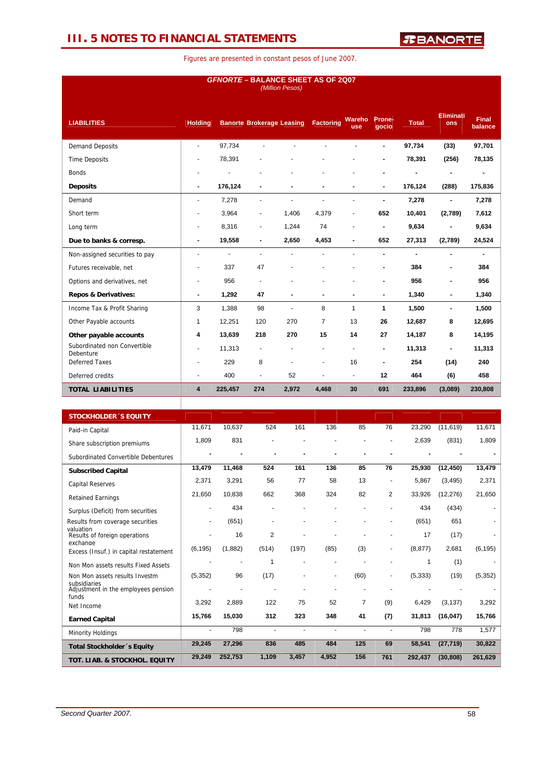# III. 5 NOTES TO FINANCIAL STATEMENTS

Figures are presented in constant pesos of June 2007.

**GFNORTE – BALANCE SHEET AS OF 2Q07**
*(Million Pesos)*

| LIABILITIES | Holding | Banorte | Brokerage | Leasing | Factoring | Warehouse | Pronegocio | Total | Eliminations | Final balance |
|---|---|---|---|---|---|---|---|---|---|---|
| Demand Deposits | - | 97,734 | - | - | - | - | - | 97,734 | (33) | 97,701 |
| Time Deposits | - | 78,391 | - | - | - | - | - | 78,391 | (256) | 78,135 |
| Bonds | - | - | - | - | - | - | - | - | - | - |
| **Deposits** | - | 176,124 | - | - | - | - | - | 176,124 | (288) | 175,836 |
| Demand | - | 7,278 | - | - | - | - | - | 7,278 | - | 7,278 |
| Short term | - | 3,964 | - | 1,406 | 4,379 | - | 652 | 10,401 | (2,789) | 7,612 |
| Long term | - | 8,316 | - | 1,244 | 74 | - | - | 9,634 | - | 9,634 |
| **Due to banks & corresp.** | - | 19,558 | - | 2,650 | 4,453 | - | 652 | 27,313 | (2,789) | 24,524 |
| Non-assigned securities to pay | - | - | - | - | - | - | - | - | - | - |
| Futures receivable, net | - | 337 | 47 | - | - | - | - | 384 | - | 384 |
| Options and derivatives, net | - | 956 | - | - | - | - | - | 956 | - | 956 |
| **Repos & Derivatives:** | - | 1,292 | 47 | - | - | - | - | 1,340 | - | 1,340 |
| Income Tax & Profit Sharing | 3 | 1,388 | 98 | - | 8 | 1 | 1 | 1,500 | - | 1,500 |
| Other Payable accounts | 1 | 12,251 | 120 | 270 | 7 | 13 | 26 | 12,687 | 8 | 12,695 |
| **Other payable accounts** | 4 | 13,639 | 218 | 270 | 15 | 14 | 27 | 14,187 | 8 | 14,195 |
| Subordinated non Convertible Debenture | - | 11,313 | - | - | - | - | - | 11,313 | - | 11,313 |
| Deferred Taxes | - | 229 | 8 | - | - | 16 | - | 254 | (14) | 240 |
| Deferred credits | - | 400 | - | 52 | - | - | 12 | 464 | (6) | 458 |
| **TOTAL LIABILITIES** | 4 | 225,457 | 274 | 2,972 | 4,468 | 30 | 691 | 233,896 | (3,089) | 230,808 |
| **STOCKHOLDER´S EQUITY** | | | | | | | | | | |
| Paid-in Capital | 11,671 | 10,637 | 524 | 161 | 136 | 85 | 76 | 23,290 | (11,619) | 11,671 |
| Share subscription premiums | 1,809 | 831 | - | - | - | - | - | 2,639 | (831) | 1,809 |
| Subordinated Convertible Debentures | - | - | - | - | - | - | - | - | - | - |
| **Subscribed Capital** | 13,479 | 11,468 | 524 | 161 | 136 | 85 | 76 | 25,930 | (12,450) | 13,479 |
| Capital Reserves | 2,371 | 3,291 | 56 | 77 | 58 | 13 | - | 5,867 | (3,495) | 2,371 |
| Retained Earnings | 21,650 | 10,838 | 662 | 368 | 324 | 82 | 2 | 33,926 | (12,276) | 21,650 |
| Surplus (Deficit) from securities | - | 434 | - | - | - | - | - | 434 | (434) | - |
| Results from coverage securities valuation | - | (651) | - | - | - | - | - | (651) | 651 | - |
| Results of foreign operations exchange | - | 16 | 2 | - | - | - | - | 17 | (17) | - |
| Excess (Insuf.) in capital restatement | (6,195) | (1,882) | (514) | (197) | (85) | (3) | - | (8,877) | 2,681 | (6,195) |
| Non Mon assets results Fixed Assets | - | - | 1 | - | - | - | - | 1 | (1) | - |
| Non Mon assets results Investm subsidiaries | (5,352) | 96 | (17) | - | - | (60) | - | (5,333) | (19) | (5,352) |
| Adjustment in the employees pension funds | - | - | - | - | - | - | - | - | - | - |
| Net Income | 3,292 | 2,889 | 122 | 75 | 52 | 7 | (9) | 6,429 | (3,137) | 3,292 |
| **Earned Capital** | 15,766 | 15,030 | 312 | 323 | 348 | 41 | (7) | 31,813 | (16,047) | 15,766 |
| Minority Holdings | - | 798 | - | - | - | - | - | 798 | 778 | 1,577 |
| **Total Stockholder´s Equity** | 29,245 | 27,296 | 836 | 485 | 484 | 125 | 69 | 58,541 | (27,719) | 30,822 |
| **TOT. LIAB. & STOCKHOL. EQUITY** | 29,249 | 252,753 | 1,109 | 3,457 | 4,952 | 156 | 761 | 292,437 | (30,808) | 261,629 |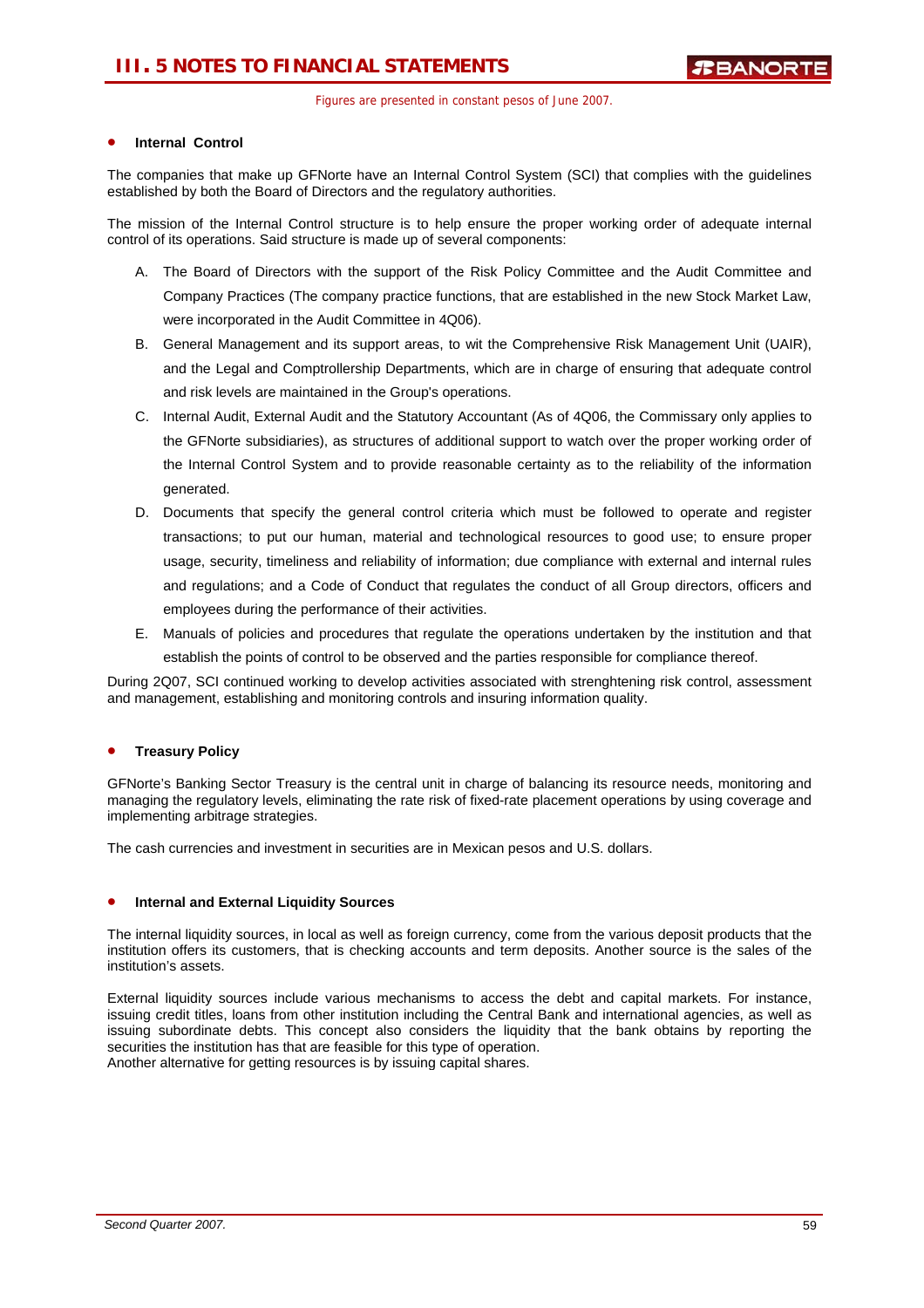- **Internal Control**

The companies that make up GFNorte have an Internal Control System (SCI) that complies with the guidelines established by both the Board of Directors and the regulatory authorities.

The mission of the Internal Control structure is to help ensure the proper working order of adequate internal control of its operations. Said structure is made up of several components:

A. The Board of Directors with the support of the Risk Policy Committee and the Audit Committee and Company Practices (The company practice functions, that are established in the new Stock Market Law, were incorporated in the Audit Committee in 4Q06).

B. General Management and its support areas, to wit the Comprehensive Risk Management Unit (UAIR), and the Legal and Comptrollership Departments, which are in charge of ensuring that adequate control and risk levels are maintained in the Group's operations.

C. Internal Audit, External Audit and the Statutory Accountant (As of 4Q06, the Commissary only applies to the GFNorte subsidiaries), as structures of additional support to watch over the proper working order of the Internal Control System and to provide reasonable certainty as to the reliability of the information generated.

D. Documents that specify the general control criteria which must be followed to operate and register transactions; to put our human, material and technological resources to good use; to ensure proper usage, security, timeliness and reliability of information; due compliance with external and internal rules and regulations; and a Code of Conduct that regulates the conduct of all Group directors, officers and employees during the performance of their activities.

E. Manuals of policies and procedures that regulate the operations undertaken by the institution and that establish the points of control to be observed and the parties responsible for compliance thereof.

During 2Q07, SCI continued working to develop activities associated with strenghtening risk control, assessment and management, establishing and monitoring controls and insuring information quality.

- **Treasury Policy**

GFNorte's Banking Sector Treasury is the central unit in charge of balancing its resource needs, monitoring and managing the regulatory levels, eliminating the rate risk of fixed-rate placement operations by using coverage and implementing arbitrage strategies.

The cash currencies and investment in securities are in Mexican pesos and U.S. dollars.

- **Internal and External Liquidity Sources**

The internal liquidity sources, in local as well as foreign currency, come from the various deposit products that the institution offers its customers, that is checking accounts and term deposits. Another source is the sales of the institution's assets.

External liquidity sources include various mechanisms to access the debt and capital markets. For instance, issuing credit titles, loans from other institution including the Central Bank and international agencies, as well as issuing subordinate debts. This concept also considers the liquidity that the bank obtains by reporting the securities the institution has that are feasible for this type of operation.
Another alternative for getting resources is by issuing capital shares.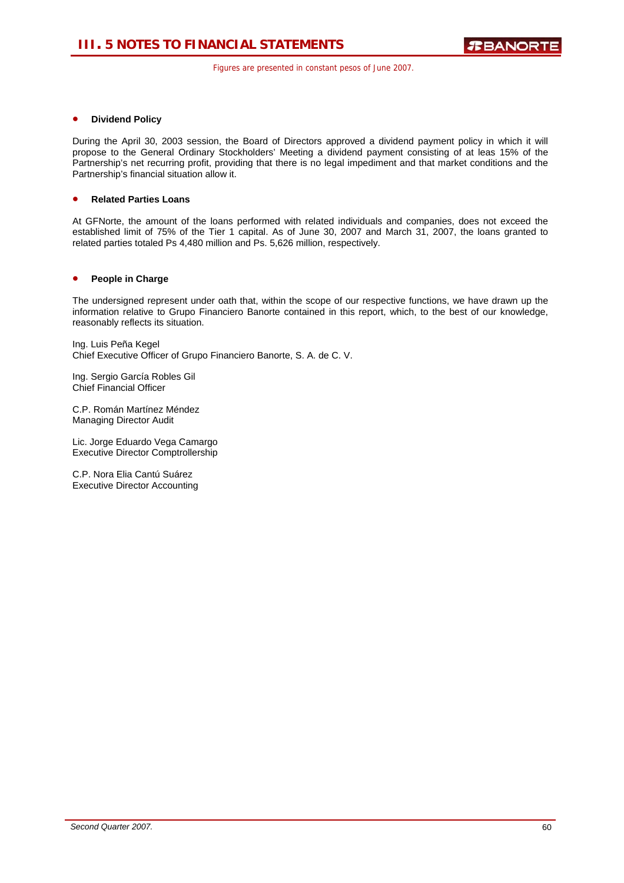- **Dividend Policy**

During the April 30, 2003 session, the Board of Directors approved a dividend payment policy in which it will propose to the General Ordinary Stockholders' Meeting a dividend payment consisting of at leas 15% of the Partnership's net recurring profit, providing that there is no legal impediment and that market conditions and the Partnership's financial situation allow it.

- **Related Parties Loans**

At GFNorte, the amount of the loans performed with related individuals and companies, does not exceed the established limit of 75% of the Tier 1 capital. As of June 30, 2007 and March 31, 2007, the loans granted to related parties totaled Ps 4,480 million and Ps. 5,626 million, respectively.

- **People in Charge**

The undersigned represent under oath that, within the scope of our respective functions, we have drawn up the information relative to Grupo Financiero Banorte contained in this report, which, to the best of our knowledge, reasonably reflects its situation.

Ing. Luis Peña Kegel
Chief Executive Officer of Grupo Financiero Banorte, S. A. de C. V.

Ing. Sergio García Robles Gil
Chief Financial Officer

C.P. Román Martínez Méndez
Managing Director Audit

Lic. Jorge Eduardo Vega Camargo
Executive Director Comptrollership

C.P. Nora Elia Cantú Suárez
Executive Director Accounting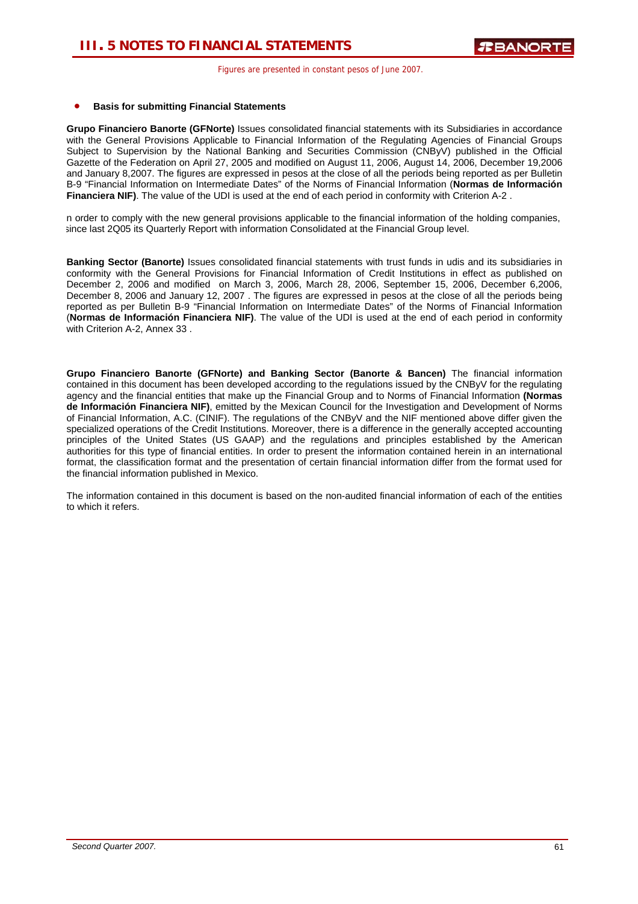# III. 5 NOTES TO FINANCIAL STATEMENTS

Figures are presented in constant pesos of June 2007.

- **Basis for submitting Financial Statements**

**Grupo Financiero Banorte (GFNorte)** Issues consolidated financial statements with its Subsidiaries in accordance with the General Provisions Applicable to Financial Information of the Regulating Agencies of Financial Groups Subject to Supervision by the National Banking and Securities Commission (CNByV) published in the Official Gazette of the Federation on April 27, 2005 and modified on August 11, 2006, August 14, 2006, December 19,2006 and January 8,2007. The figures are expressed in pesos at the close of all the periods being reported as per Bulletin B-9 "Financial Information on Intermediate Dates" of the Norms of Financial Information (**Normas de Información Financiera NIF)**. The value of the UDI is used at the end of each period in conformity with Criterion A-2 .

n order to comply with the new general provisions applicable to the financial information of the holding companies, since last 2Q05 its Quarterly Report with information Consolidated at the Financial Group level.

**Banking Sector (Banorte)** Issues consolidated financial statements with trust funds in udis and its subsidiaries in conformity with the General Provisions for Financial Information of Credit Institutions in effect as published on December 2, 2006 and modified on March 3, 2006, March 28, 2006, September 15, 2006, December 6,2006, December 8, 2006 and January 12, 2007 . The figures are expressed in pesos at the close of all the periods being reported as per Bulletin B-9 "Financial Information on Intermediate Dates" of the Norms of Financial Information (**Normas de Información Financiera NIF)**. The value of the UDI is used at the end of each period in conformity with Criterion A-2, Annex 33 .

**Grupo Financiero Banorte (GFNorte) and Banking Sector (Banorte & Bancen)** The financial information contained in this document has been developed according to the regulations issued by the CNByV for the regulating agency and the financial entities that make up the Financial Group and to Norms of Financial Information **(Normas de Información Financiera NIF)**, emitted by the Mexican Council for the Investigation and Development of Norms of Financial Information, A.C. (CINIF). The regulations of the CNByV and the NIF mentioned above differ given the specialized operations of the Credit Institutions. Moreover, there is a difference in the generally accepted accounting principles of the United States (US GAAP) and the regulations and principles established by the American authorities for this type of financial entities. In order to present the information contained herein in an international format, the classification format and the presentation of certain financial information differ from the format used for the financial information published in Mexico.

The information contained in this document is based on the non-audited financial information of each of the entities to which it refers.